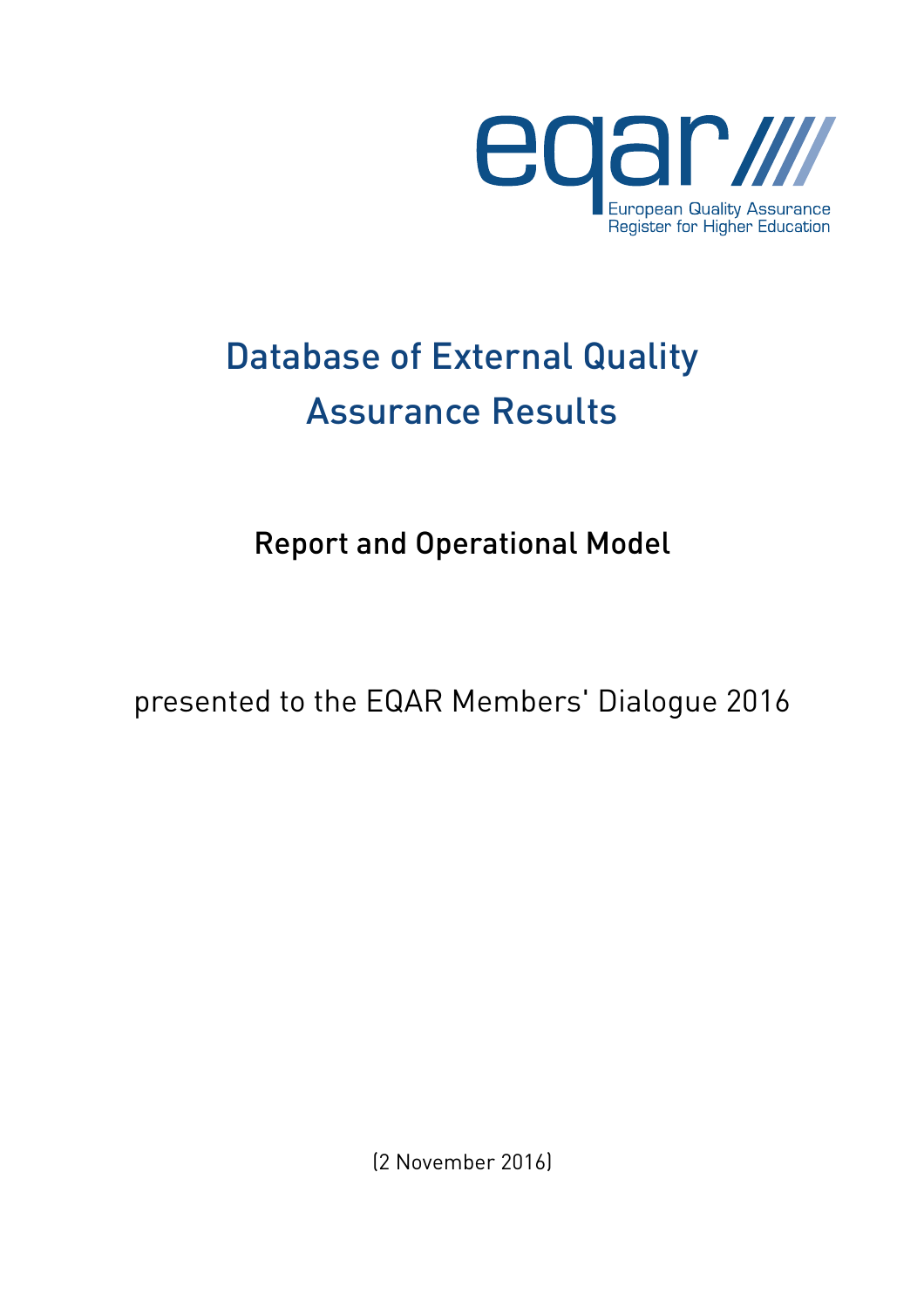eqar ////
European Quality Assurance Register for Higher Education

# Database of External Quality Assurance Results

## Report and Operational Model

presented to the EQAR Members' Dialogue 2016

(2 November 2016)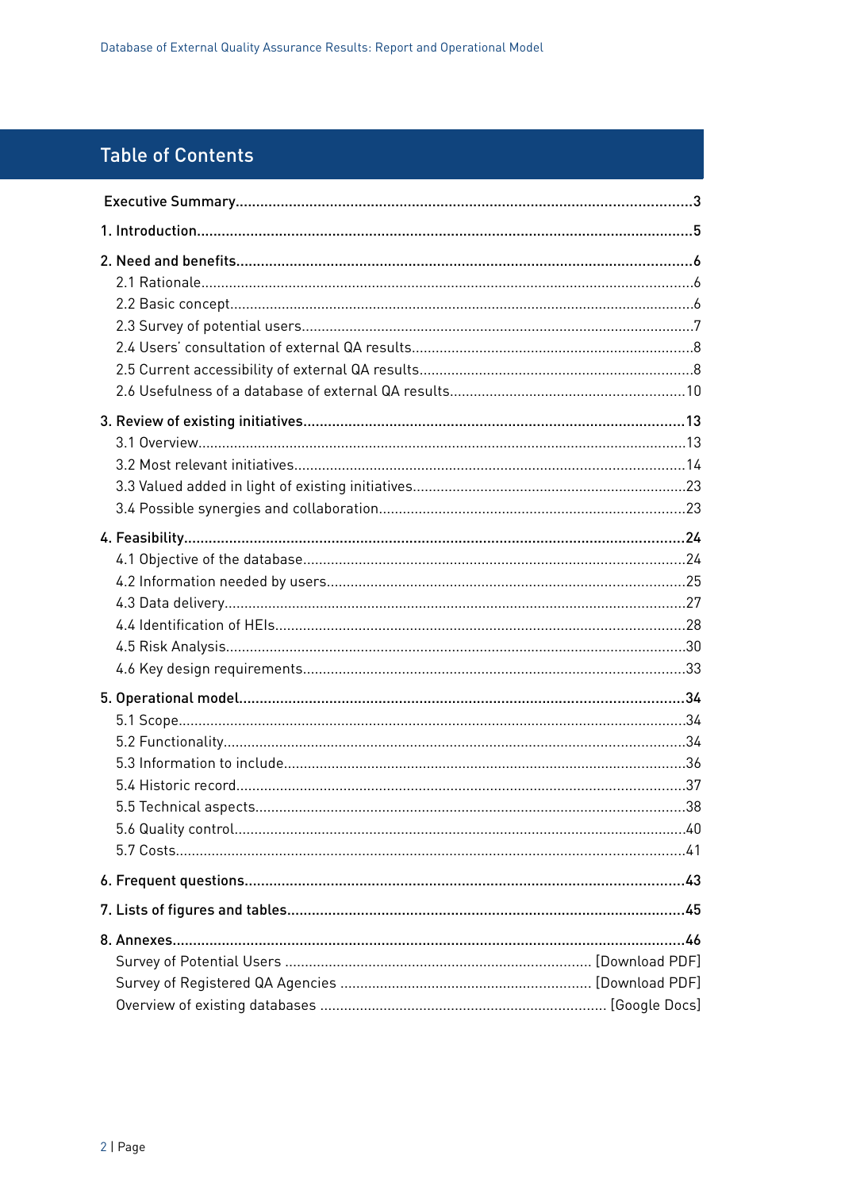## Table of Contents

**Executive Summary** .... **3**

**1. Introduction** .... **5**

**2. Need and benefits** .... **6**

- 2.1 Rationale .... 6
- 2.2 Basic concept .... 6
- 2.3 Survey of potential users .... 7
- 2.4 Users' consultation of external QA results .... 8
- 2.5 Current accessibility of external QA results .... 8
- 2.6 Usefulness of a database of external QA results .... 10

**3. Review of existing initiatives** .... **13**

- 3.1 Overview .... 13
- 3.2 Most relevant initiatives .... 14
- 3.3 Valued added in light of existing initiatives .... 23
- 3.4 Possible synergies and collaboration .... 23

**4. Feasibility** .... **24**

- 4.1 Objective of the database .... 24
- 4.2 Information needed by users .... 25
- 4.3 Data delivery .... 27
- 4.4 Identification of HEIs .... 28
- 4.5 Risk Analysis .... 30
- 4.6 Key design requirements .... 33

**5. Operational model** .... **34**

- 5.1 Scope .... 34
- 5.2 Functionality .... 34
- 5.3 Information to include .... 36
- 5.4 Historic record .... 37
- 5.5 Technical aspects .... 38
- 5.6 Quality control .... 40
- 5.7 Costs .... 41

**6. Frequent questions** .... **43**

**7. Lists of figures and tables** .... **45**

**8. Annexes** .... **46**

- Survey of Potential Users .... [Download PDF]
- Survey of Registered QA Agencies .... [Download PDF]
- Overview of existing databases .... [Google Docs]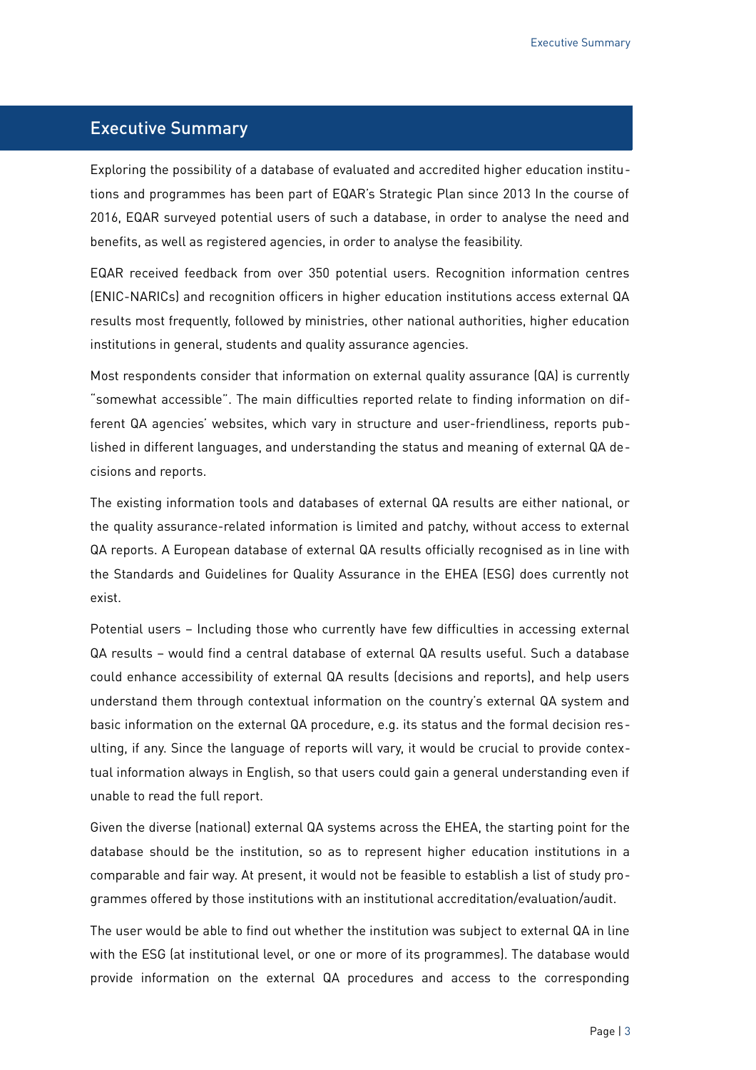# Executive Summary

Exploring the possibility of a database of evaluated and accredited higher education institutions and programmes has been part of EQAR's Strategic Plan since 2013 In the course of 2016, EQAR surveyed potential users of such a database, in order to analyse the need and benefits, as well as registered agencies, in order to analyse the feasibility.

EQAR received feedback from over 350 potential users. Recognition information centres (ENIC-NARICs) and recognition officers in higher education institutions access external QA results most frequently, followed by ministries, other national authorities, higher education institutions in general, students and quality assurance agencies.

Most respondents consider that information on external quality assurance (QA) is currently "somewhat accessible". The main difficulties reported relate to finding information on different QA agencies' websites, which vary in structure and user-friendliness, reports published in different languages, and understanding the status and meaning of external QA decisions and reports.

The existing information tools and databases of external QA results are either national, or the quality assurance-related information is limited and patchy, without access to external QA reports. A European database of external QA results officially recognised as in line with the Standards and Guidelines for Quality Assurance in the EHEA (ESG) does currently not exist.

Potential users – Including those who currently have few difficulties in accessing external QA results – would find a central database of external QA results useful. Such a database could enhance accessibility of external QA results (decisions and reports), and help users understand them through contextual information on the country's external QA system and basic information on the external QA procedure, e.g. its status and the formal decision resulting, if any. Since the language of reports will vary, it would be crucial to provide contextual information always in English, so that users could gain a general understanding even if unable to read the full report.

Given the diverse (national) external QA systems across the EHEA, the starting point for the database should be the institution, so as to represent higher education institutions in a comparable and fair way. At present, it would not be feasible to establish a list of study programmes offered by those institutions with an institutional accreditation/evaluation/audit.

The user would be able to find out whether the institution was subject to external QA in line with the ESG (at institutional level, or one or more of its programmes). The database would provide information on the external QA procedures and access to the corresponding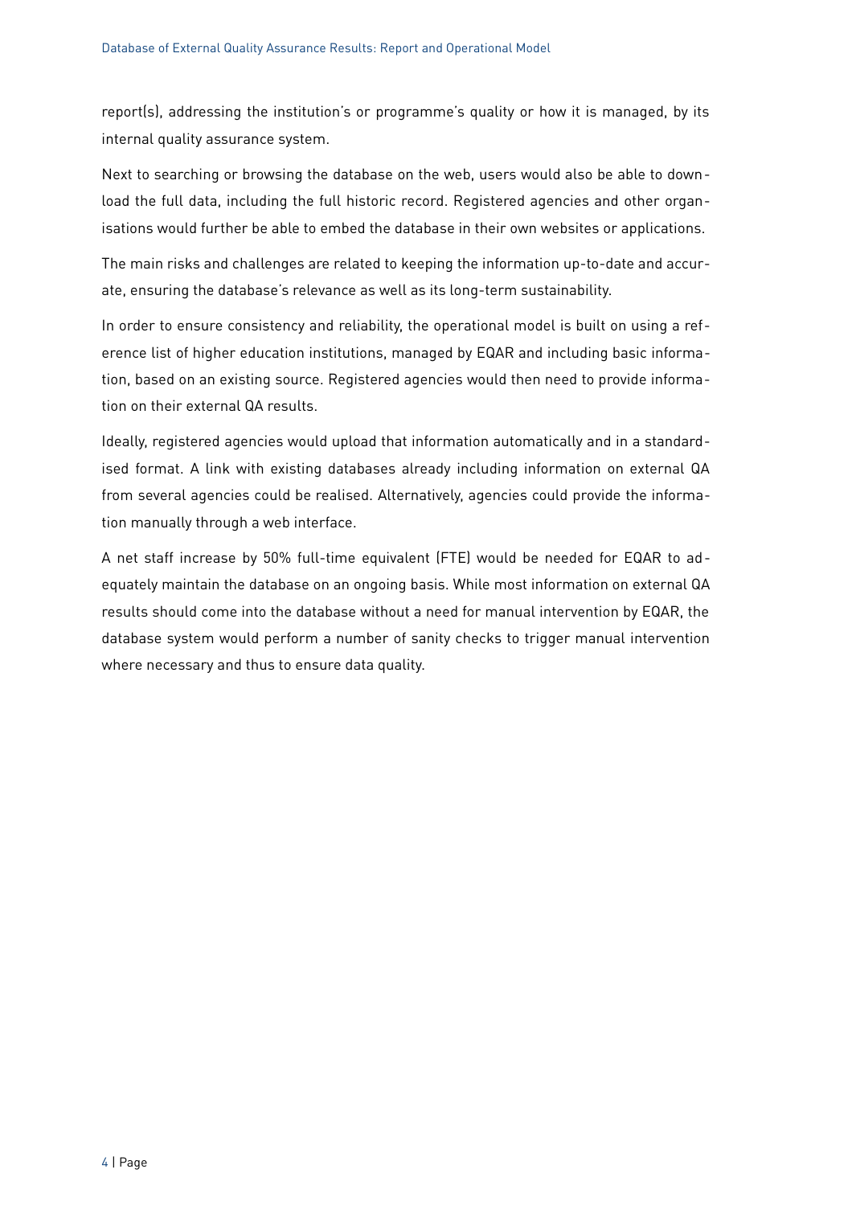report(s), addressing the institution's or programme's quality or how it is managed, by its internal quality assurance system.

Next to searching or browsing the database on the web, users would also be able to download the full data, including the full historic record. Registered agencies and other organisations would further be able to embed the database in their own websites or applications.

The main risks and challenges are related to keeping the information up-to-date and accurate, ensuring the database's relevance as well as its long-term sustainability.

In order to ensure consistency and reliability, the operational model is built on using a reference list of higher education institutions, managed by EQAR and including basic information, based on an existing source. Registered agencies would then need to provide information on their external QA results.

Ideally, registered agencies would upload that information automatically and in a standardised format. A link with existing databases already including information on external QA from several agencies could be realised. Alternatively, agencies could provide the information manually through a web interface.

A net staff increase by 50% full-time equivalent (FTE) would be needed for EQAR to adequately maintain the database on an ongoing basis. While most information on external QA results should come into the database without a need for manual intervention by EQAR, the database system would perform a number of sanity checks to trigger manual intervention where necessary and thus to ensure data quality.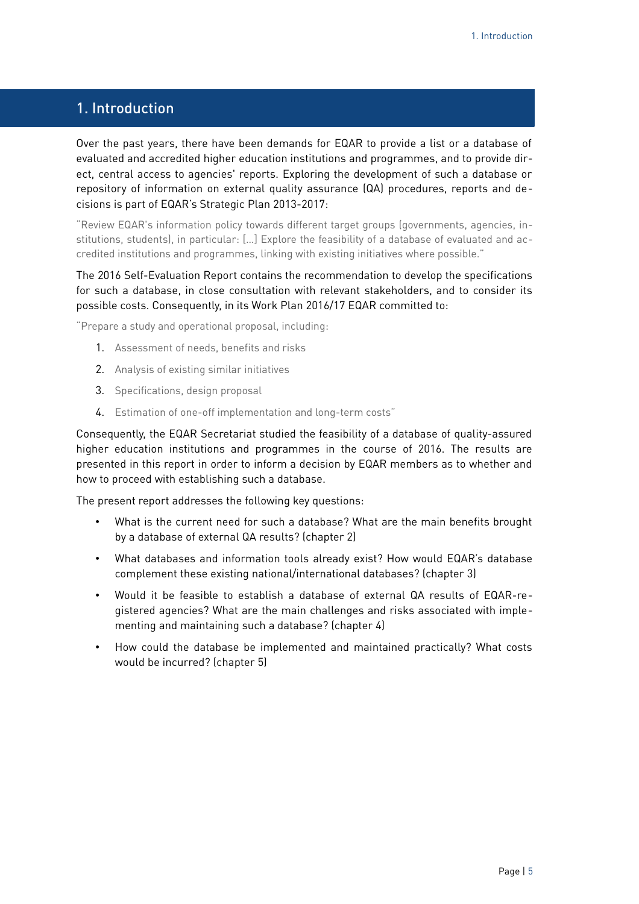# 1. Introduction

Over the past years, there have been demands for EQAR to provide a list or a database of evaluated and accredited higher education institutions and programmes, and to provide direct, central access to agencies' reports. Exploring the development of such a database or repository of information on external quality assurance (QA) procedures, reports and decisions is part of EQAR's Strategic Plan 2013-2017:

> "Review EQAR's information policy towards different target groups (governments, agencies, institutions, students), in particular: […] Explore the feasibility of a database of evaluated and accredited institutions and programmes, linking with existing initiatives where possible."

The 2016 Self-Evaluation Report contains the recommendation to develop the specifications for such a database, in close consultation with relevant stakeholders, and to consider its possible costs. Consequently, in its Work Plan 2016/17 EQAR committed to:

> "Prepare a study and operational proposal, including:
>
> 1. Assessment of needs, benefits and risks
> 2. Analysis of existing similar initiatives
> 3. Specifications, design proposal
> 4. Estimation of one-off implementation and long-term costs"

Consequently, the EQAR Secretariat studied the feasibility of a database of quality-assured higher education institutions and programmes in the course of 2016. The results are presented in this report in order to inform a decision by EQAR members as to whether and how to proceed with establishing such a database.

The present report addresses the following key questions:

- What is the current need for such a database? What are the main benefits brought by a database of external QA results? (chapter 2)
- What databases and information tools already exist? How would EQAR's database complement these existing national/international databases? (chapter 3)
- Would it be feasible to establish a database of external QA results of EQAR-registered agencies? What are the main challenges and risks associated with implementing and maintaining such a database? (chapter 4)
- How could the database be implemented and maintained practically? What costs would be incurred? (chapter 5)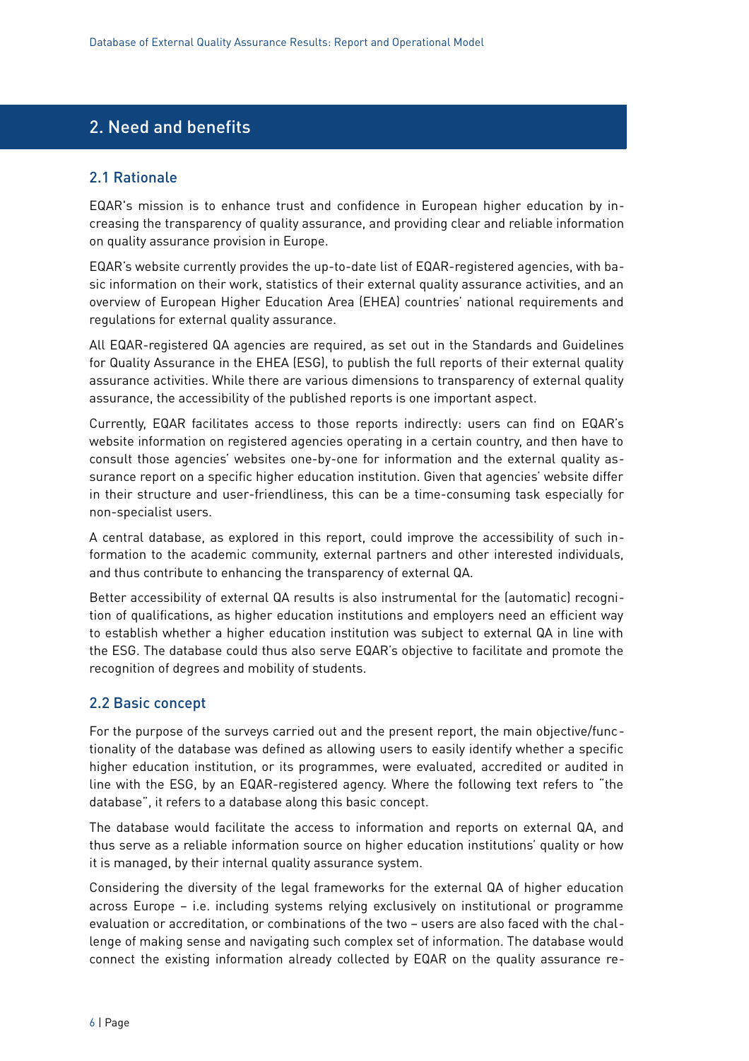## 2. Need and benefits

### 2.1 Rationale

EQAR's mission is to enhance trust and confidence in European higher education by increasing the transparency of quality assurance, and providing clear and reliable information on quality assurance provision in Europe.

EQAR's website currently provides the up-to-date list of EQAR-registered agencies, with basic information on their work, statistics of their external quality assurance activities, and an overview of European Higher Education Area (EHEA) countries' national requirements and regulations for external quality assurance.

All EQAR-registered QA agencies are required, as set out in the Standards and Guidelines for Quality Assurance in the EHEA (ESG), to publish the full reports of their external quality assurance activities. While there are various dimensions to transparency of external quality assurance, the accessibility of the published reports is one important aspect.

Currently, EQAR facilitates access to those reports indirectly: users can find on EQAR's website information on registered agencies operating in a certain country, and then have to consult those agencies' websites one-by-one for information and the external quality assurance report on a specific higher education institution. Given that agencies' website differ in their structure and user-friendliness, this can be a time-consuming task especially for non-specialist users.

A central database, as explored in this report, could improve the accessibility of such information to the academic community, external partners and other interested individuals, and thus contribute to enhancing the transparency of external QA.

Better accessibility of external QA results is also instrumental for the (automatic) recognition of qualifications, as higher education institutions and employers need an efficient way to establish whether a higher education institution was subject to external QA in line with the ESG. The database could thus also serve EQAR's objective to facilitate and promote the recognition of degrees and mobility of students.

### 2.2 Basic concept

For the purpose of the surveys carried out and the present report, the main objective/functionality of the database was defined as allowing users to easily identify whether a specific higher education institution, or its programmes, were evaluated, accredited or audited in line with the ESG, by an EQAR-registered agency. Where the following text refers to "the database", it refers to a database along this basic concept.

The database would facilitate the access to information and reports on external QA, and thus serve as a reliable information source on higher education institutions' quality or how it is managed, by their internal quality assurance system.

Considering the diversity of the legal frameworks for the external QA of higher education across Europe – i.e. including systems relying exclusively on institutional or programme evaluation or accreditation, or combinations of the two – users are also faced with the challenge of making sense and navigating such complex set of information. The database would connect the existing information already collected by EQAR on the quality assurance re-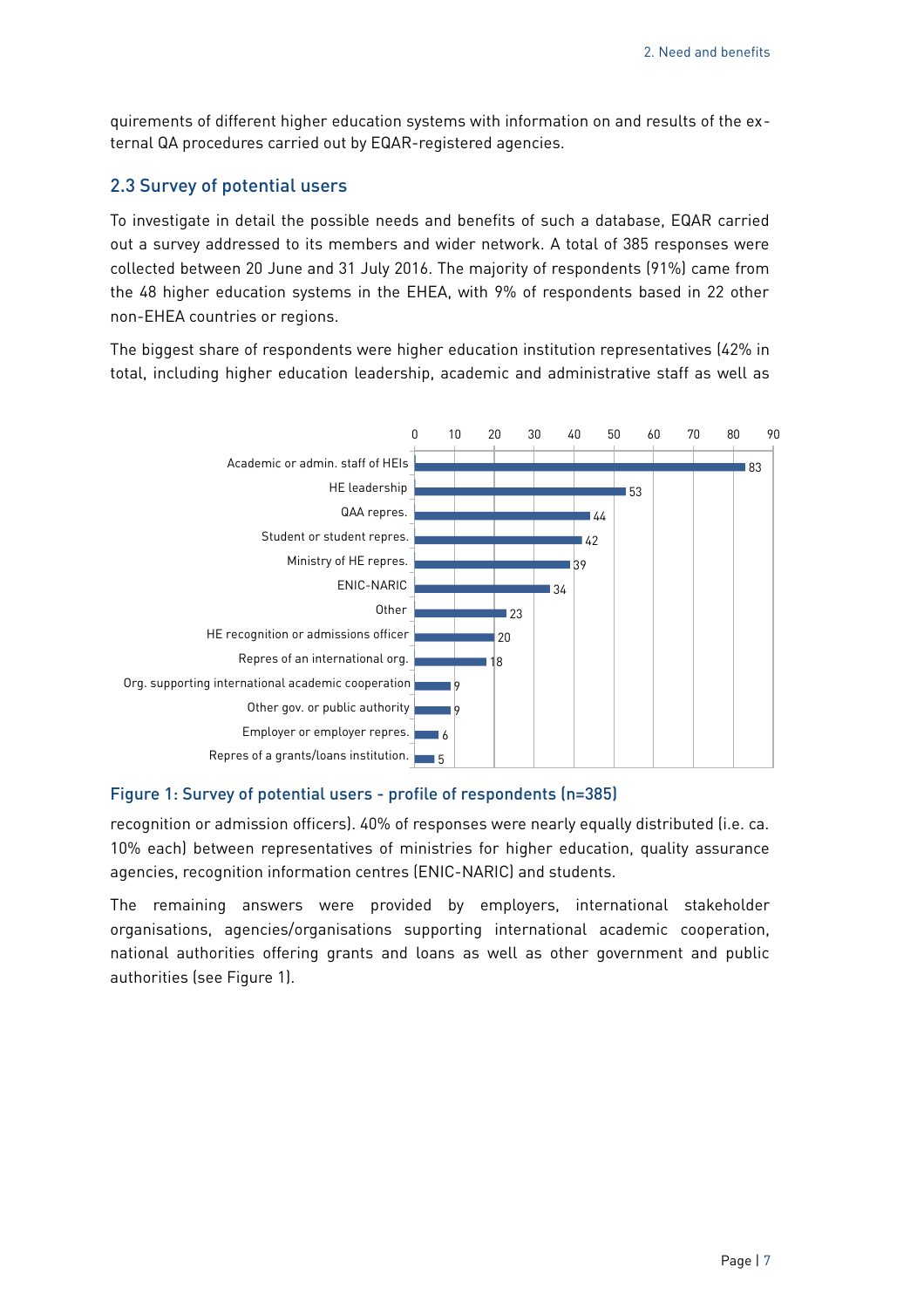quirements of different higher education systems with information on and results of the external QA procedures carried out by EQAR-registered agencies.

## 2.3 Survey of potential users

To investigate in detail the possible needs and benefits of such a database, EQAR carried out a survey addressed to its members and wider network. A total of 385 responses were collected between 20 June and 31 July 2016. The majority of respondents (91%) came from the 48 higher education systems in the EHEA, with 9% of respondents based in 22 other non-EHEA countries or regions.

The biggest share of respondents were higher education institution representatives (42% in total, including higher education leadership, academic and administrative staff as well as

| Respondent profile | Number |
| --- | --- |
| Academic or admin. staff of HEIs | 83 |
| HE leadership | 53 |
| QAA repres. | 44 |
| Student or student repres. | 42 |
| Ministry of HE repres. | 39 |
| ENIC-NARIC | 34 |
| Other | 23 |
| HE recognition or admissions officer | 20 |
| Repres of an international org. | 18 |
| Org. supporting international academic cooperation | 9 |
| Other gov. or public authority | 9 |
| Employer or employer repres. | 6 |
| Repres of a grants/loans institution. | 5 |

Figure 1: Survey of potential users - profile of respondents (n=385)

recognition or admission officers). 40% of responses were nearly equally distributed (i.e. ca. 10% each) between representatives of ministries for higher education, quality assurance agencies, recognition information centres (ENIC-NARIC) and students.

The remaining answers were provided by employers, international stakeholder organisations, agencies/organisations supporting international academic cooperation, national authorities offering grants and loans as well as other government and public authorities (see Figure 1).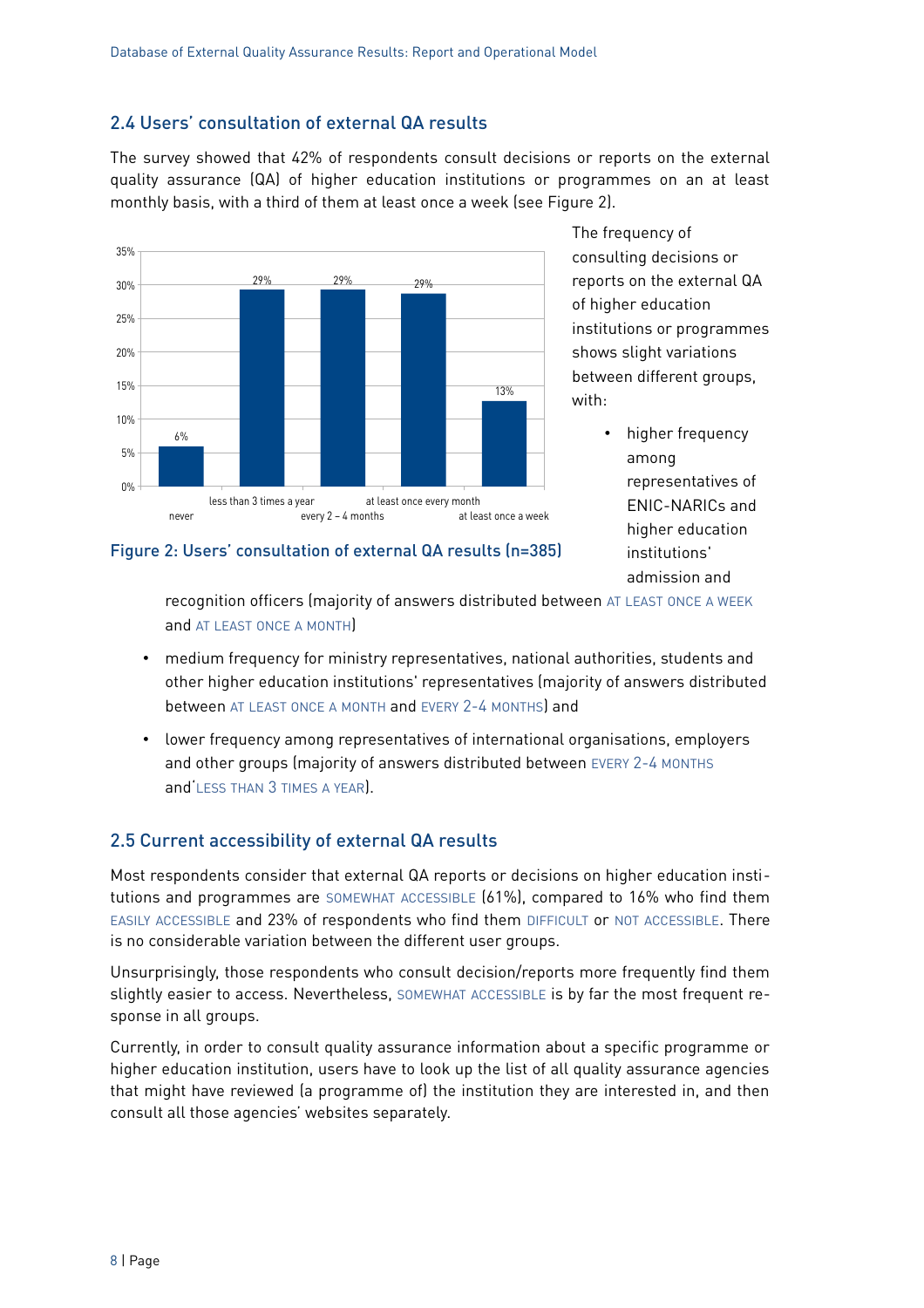## 2.4 Users' consultation of external QA results

The survey showed that 42% of respondents consult decisions or reports on the external quality assurance (QA) of higher education institutions or programmes on an at least monthly basis, with a third of them at least once a week (see Figure 2).

| | never | less than 3 times a year | every 2 – 4 months | at least once every month | at least once a week |
|---|---|---|---|---|---|
| % | 6% | 29% | 29% | 29% | 13% |

Figure 2: Users' consultation of external QA results (n=385)

The frequency of consulting decisions or reports on the external QA of higher education institutions or programmes shows slight variations between different groups, with:

- higher frequency among representatives of ENIC-NARICs and higher education institutions' admission and recognition officers (majority of answers distributed between AT LEAST ONCE A WEEK and AT LEAST ONCE A MONTH)
- medium frequency for ministry representatives, national authorities, students and other higher education institutions' representatives (majority of answers distributed between AT LEAST ONCE A MONTH and EVERY 2-4 MONTHS) and
- lower frequency among representatives of international organisations, employers and other groups (majority of answers distributed between EVERY 2-4 MONTHS and'LESS THAN 3 TIMES A YEAR).

## 2.5 Current accessibility of external QA results

Most respondents consider that external QA reports or decisions on higher education institutions and programmes are SOMEWHAT ACCESSIBLE (61%), compared to 16% who find them EASILY ACCESSIBLE and 23% of respondents who find them DIFFICULT or NOT ACCESSIBLE. There is no considerable variation between the different user groups.

Unsurprisingly, those respondents who consult decision/reports more frequently find them slightly easier to access. Nevertheless, SOMEWHAT ACCESSIBLE is by far the most frequent response in all groups.

Currently, in order to consult quality assurance information about a specific programme or higher education institution, users have to look up the list of all quality assurance agencies that might have reviewed (a programme of) the institution they are interested in, and then consult all those agencies' websites separately.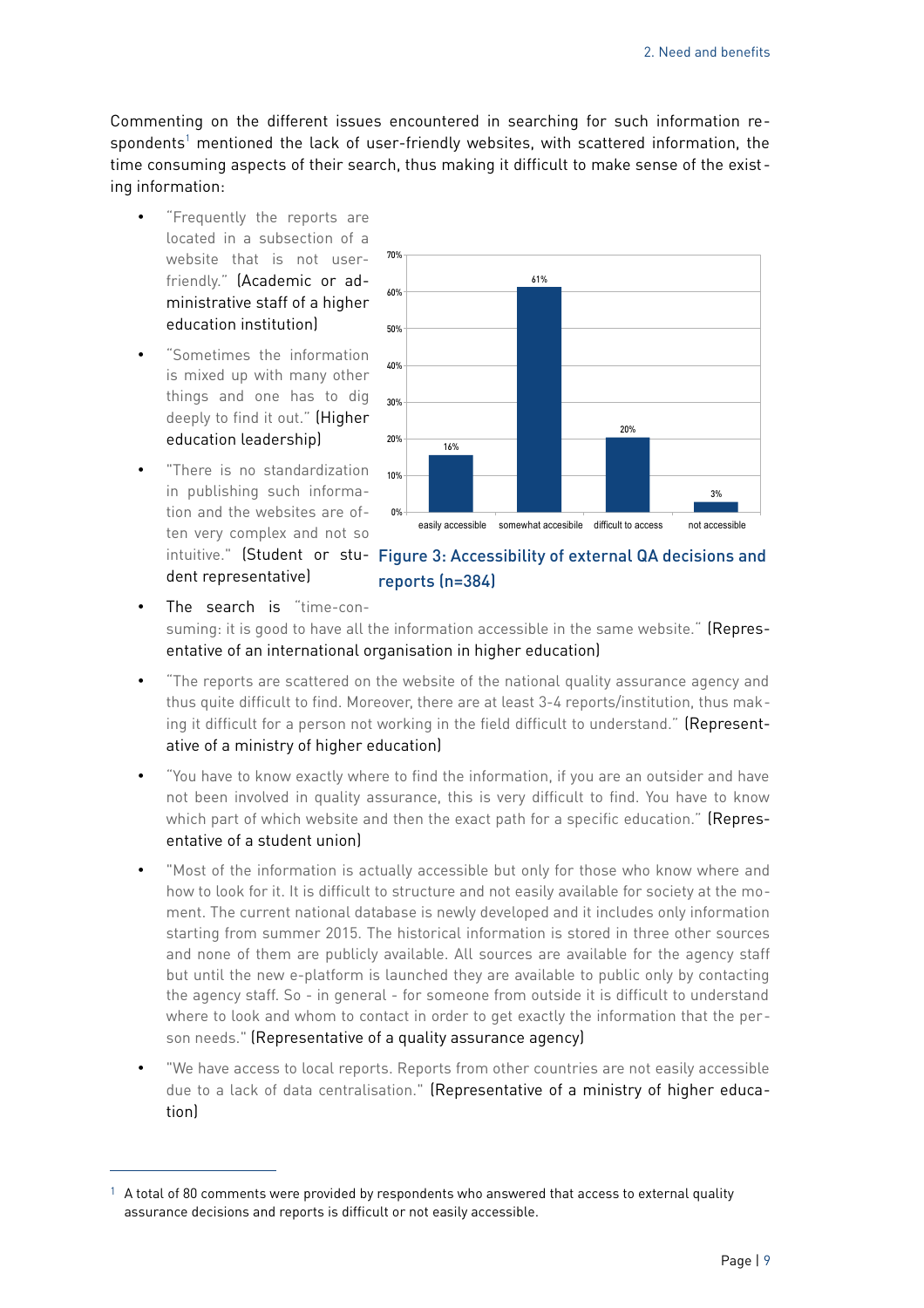Commenting on the different issues encountered in searching for such information respondents[1] mentioned the lack of user-friendly websites, with scattered information, the time consuming aspects of their search, thus making it difficult to make sense of the existing information:

- "Frequently the reports are located in a subsection of a website that is not user-friendly." (Academic or administrative staff of a higher education institution)
- "Sometimes the information is mixed up with many other things and one has to dig deeply to find it out." (Higher education leadership)
- "There is no standardization in publishing such information and the websites are often very complex and not so intuitive." (Student or student representative)
- The search is "time-consuming: it is good to have all the information accessible in the same website." (Representative of an international organisation in higher education)
- "The reports are scattered on the website of the national quality assurance agency and thus quite difficult to find. Moreover, there are at least 3-4 reports/institution, thus making it difficult for a person not working in the field difficult to understand." (Representative of a ministry of higher education)
- "You have to know exactly where to find the information, if you are an outsider and have not been involved in quality assurance, this is very difficult to find. You have to know which part of which website and then the exact path for a specific education." (Representative of a student union)
- "Most of the information is actually accessible but only for those who know where and how to look for it. It is difficult to structure and not easily available for society at the moment. The current national database is newly developed and it includes only information starting from summer 2015. The historical information is stored in three other sources and none of them are publicly available. All sources are available for the agency staff but until the new e-platform is launched they are available to public only by contacting the agency staff. So - in general - for someone from outside it is difficult to understand where to look and whom to contact in order to get exactly the information that the person needs." (Representative of a quality assurance agency)
- "We have access to local reports. Reports from other countries are not easily accessible due to a lack of data centralisation." (Representative of a ministry of higher education)

| Accessibility | Percentage |
|---|---|
| easily accessible | 16% |
| somewhat accesibile | 61% |
| difficult to access | 20% |
| not accessible | 3% |

Figure 3: Accessibility of external QA decisions and reports (n=384)

[1] A total of 80 comments were provided by respondents who answered that access to external quality assurance decisions and reports is difficult or not easily accessible.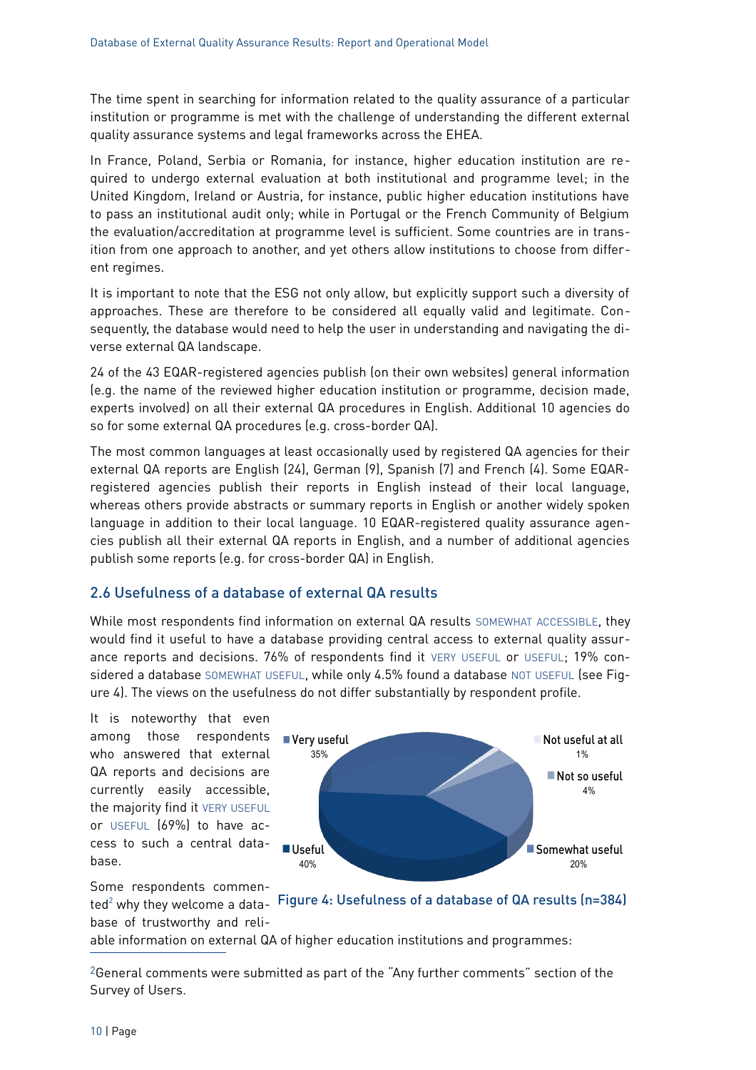The time spent in searching for information related to the quality assurance of a particular institution or programme is met with the challenge of understanding the different external quality assurance systems and legal frameworks across the EHEA.

In France, Poland, Serbia or Romania, for instance, higher education institution are required to undergo external evaluation at both institutional and programme level; in the United Kingdom, Ireland or Austria, for instance, public higher education institutions have to pass an institutional audit only; while in Portugal or the French Community of Belgium the evaluation/accreditation at programme level is sufficient. Some countries are in transition from one approach to another, and yet others allow institutions to choose from different regimes.

It is important to note that the ESG not only allow, but explicitly support such a diversity of approaches. These are therefore to be considered all equally valid and legitimate. Consequently, the database would need to help the user in understanding and navigating the diverse external QA landscape.

24 of the 43 EQAR-registered agencies publish (on their own websites) general information (e.g. the name of the reviewed higher education institution or programme, decision made, experts involved) on all their external QA procedures in English. Additional 10 agencies do so for some external QA procedures (e.g. cross-border QA).

The most common languages at least occasionally used by registered QA agencies for their external QA reports are English (24), German (9), Spanish (7) and French (4). Some EQAR-registered agencies publish their reports in English instead of their local language, whereas others provide abstracts or summary reports in English or another widely spoken language in addition to their local language. 10 EQAR-registered quality assurance agencies publish all their external QA reports in English, and a number of additional agencies publish some reports (e.g. for cross-border QA) in English.

## 2.6 Usefulness of a database of external QA results

While most respondents find information on external QA results SOMEWHAT ACCESSIBLE, they would find it useful to have a database providing central access to external quality assurance reports and decisions. 76% of respondents find it VERY USEFUL or USEFUL; 19% considered a database SOMEWHAT USEFUL, while only 4.5% found a database NOT USEFUL (see Figure 4). The views on the usefulness do not differ substantially by respondent profile.

It is noteworthy that even among those respondents who answered that external QA reports and decisions are currently easily accessible, the majority find it VERY USEFUL or USEFUL (69%) to have access to such a central database.

Very useful 35%; Useful 40%; Somewhat useful 20%; Not so useful 4%; Not useful at all 1%

Figure 4: Usefulness of a database of QA results (n=384)

Some respondents commented[2] why they welcome a database of trustworthy and reliable information on external QA of higher education institutions and programmes:

[2] General comments were submitted as part of the "Any further comments" section of the Survey of Users.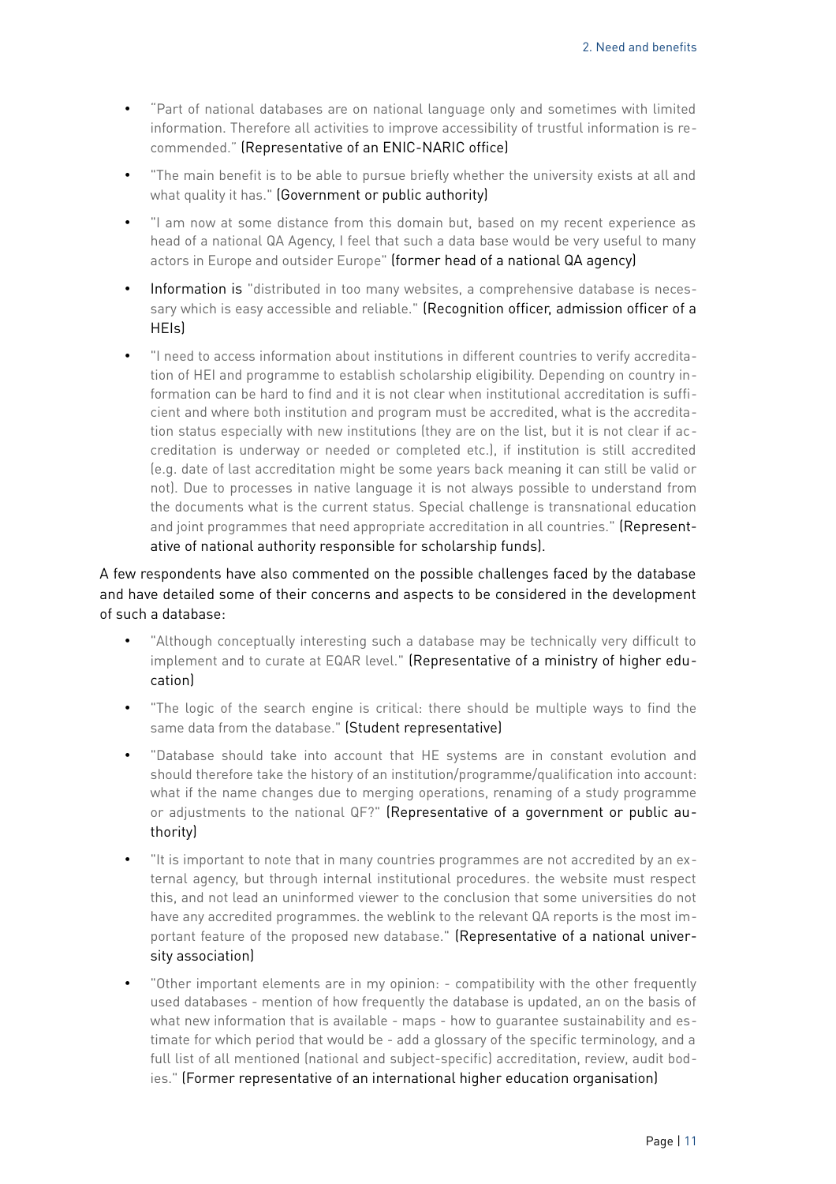- "Part of national databases are on national language only and sometimes with limited information. Therefore all activities to improve accessibility of trustful information is recommended." (Representative of an ENIC-NARIC office)
- "The main benefit is to be able to pursue briefly whether the university exists at all and what quality it has." (Government or public authority)
- "I am now at some distance from this domain but, based on my recent experience as head of a national QA Agency, I feel that such a data base would be very useful to many actors in Europe and outsider Europe" (former head of a national QA agency)
- Information is "distributed in too many websites, a comprehensive database is necessary which is easy accessible and reliable." (Recognition officer, admission officer of a HEIs)
- "I need to access information about institutions in different countries to verify accreditation of HEI and programme to establish scholarship eligibility. Depending on country information can be hard to find and it is not clear when institutional accreditation is sufficient and where both institution and program must be accredited, what is the accreditation status especially with new institutions (they are on the list, but it is not clear if accreditation is underway or needed or completed etc.), if institution is still accredited (e.g. date of last accreditation might be some years back meaning it can still be valid or not). Due to processes in native language it is not always possible to understand from the documents what is the current status. Special challenge is transnational education and joint programmes that need appropriate accreditation in all countries." (Representative of national authority responsible for scholarship funds).

A few respondents have also commented on the possible challenges faced by the database and have detailed some of their concerns and aspects to be considered in the development of such a database:

- "Although conceptually interesting such a database may be technically very difficult to implement and to curate at EQAR level." (Representative of a ministry of higher education)
- "The logic of the search engine is critical: there should be multiple ways to find the same data from the database." (Student representative)
- "Database should take into account that HE systems are in constant evolution and should therefore take the history of an institution/programme/qualification into account: what if the name changes due to merging operations, renaming of a study programme or adjustments to the national QF?" (Representative of a government or public authority)
- "It is important to note that in many countries programmes are not accredited by an external agency, but through internal institutional procedures. the website must respect this, and not lead an uninformed viewer to the conclusion that some universities do not have any accredited programmes. the weblink to the relevant QA reports is the most important feature of the proposed new database." (Representative of a national university association)
- "Other important elements are in my opinion: - compatibility with the other frequently used databases - mention of how frequently the database is updated, an on the basis of what new information that is available - maps - how to guarantee sustainability and estimate for which period that would be - add a glossary of the specific terminology, and a full list of all mentioned (national and subject-specific) accreditation, review, audit bodies." (Former representative of an international higher education organisation)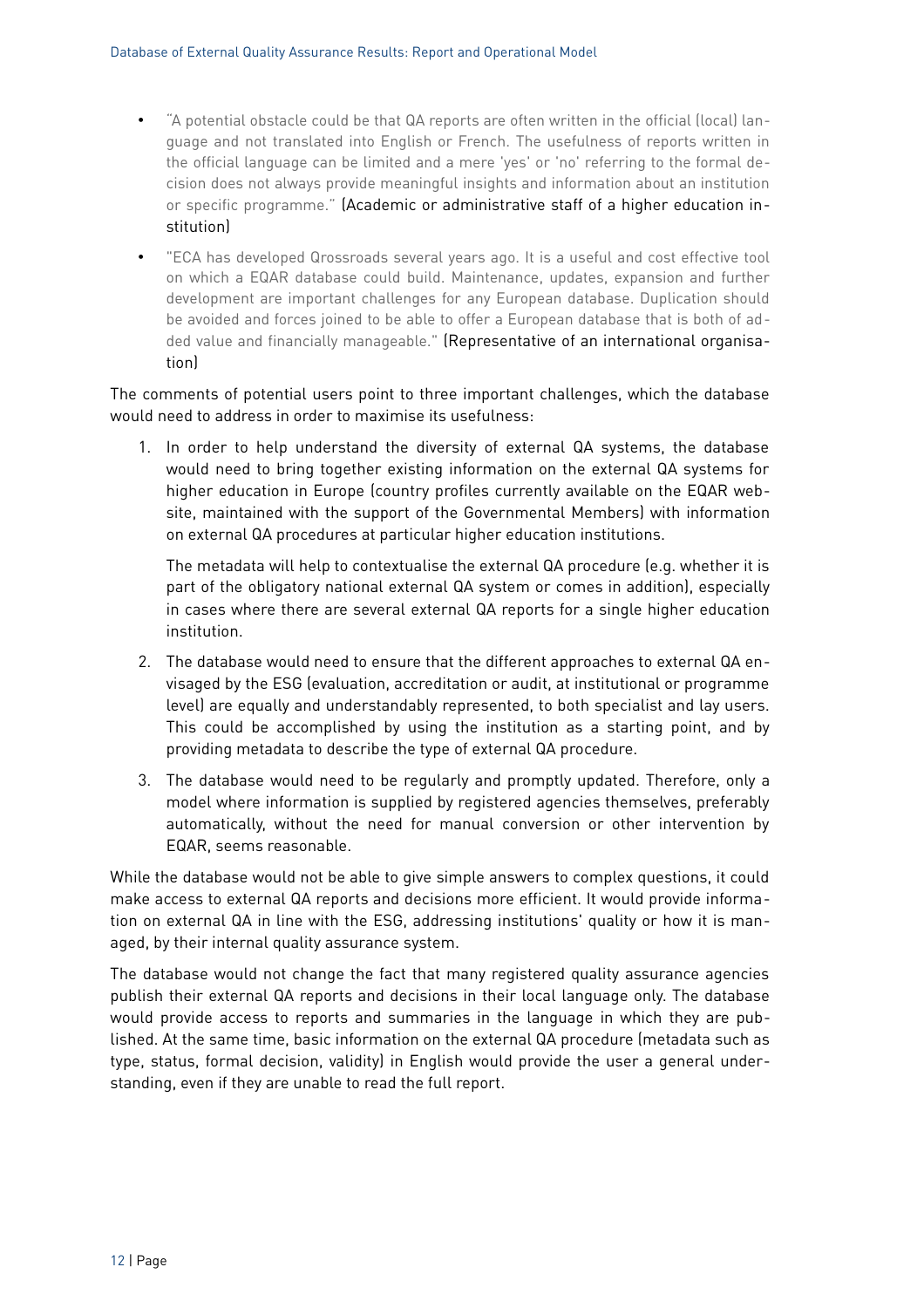- "A potential obstacle could be that QA reports are often written in the official (local) language and not translated into English or French. The usefulness of reports written in the official language can be limited and a mere 'yes' or 'no' referring to the formal decision does not always provide meaningful insights and information about an institution or specific programme." (Academic or administrative staff of a higher education institution)
- "ECA has developed Qrossroads several years ago. It is a useful and cost effective tool on which a EQAR database could build. Maintenance, updates, expansion and further development are important challenges for any European database. Duplication should be avoided and forces joined to be able to offer a European database that is both of added value and financially manageable." (Representative of an international organisation)

The comments of potential users point to three important challenges, which the database would need to address in order to maximise its usefulness:

1. In order to help understand the diversity of external QA systems, the database would need to bring together existing information on the external QA systems for higher education in Europe (country profiles currently available on the EQAR website, maintained with the support of the Governmental Members) with information on external QA procedures at particular higher education institutions.

   The metadata will help to contextualise the external QA procedure (e.g. whether it is part of the obligatory national external QA system or comes in addition), especially in cases where there are several external QA reports for a single higher education institution.

2. The database would need to ensure that the different approaches to external QA envisaged by the ESG (evaluation, accreditation or audit, at institutional or programme level) are equally and understandably represented, to both specialist and lay users. This could be accomplished by using the institution as a starting point, and by providing metadata to describe the type of external QA procedure.

3. The database would need to be regularly and promptly updated. Therefore, only a model where information is supplied by registered agencies themselves, preferably automatically, without the need for manual conversion or other intervention by EQAR, seems reasonable.

While the database would not be able to give simple answers to complex questions, it could make access to external QA reports and decisions more efficient. It would provide information on external QA in line with the ESG, addressing institutions' quality or how it is managed, by their internal quality assurance system.

The database would not change the fact that many registered quality assurance agencies publish their external QA reports and decisions in their local language only. The database would provide access to reports and summaries in the language in which they are published. At the same time, basic information on the external QA procedure (metadata such as type, status, formal decision, validity) in English would provide the user a general understanding, even if they are unable to read the full report.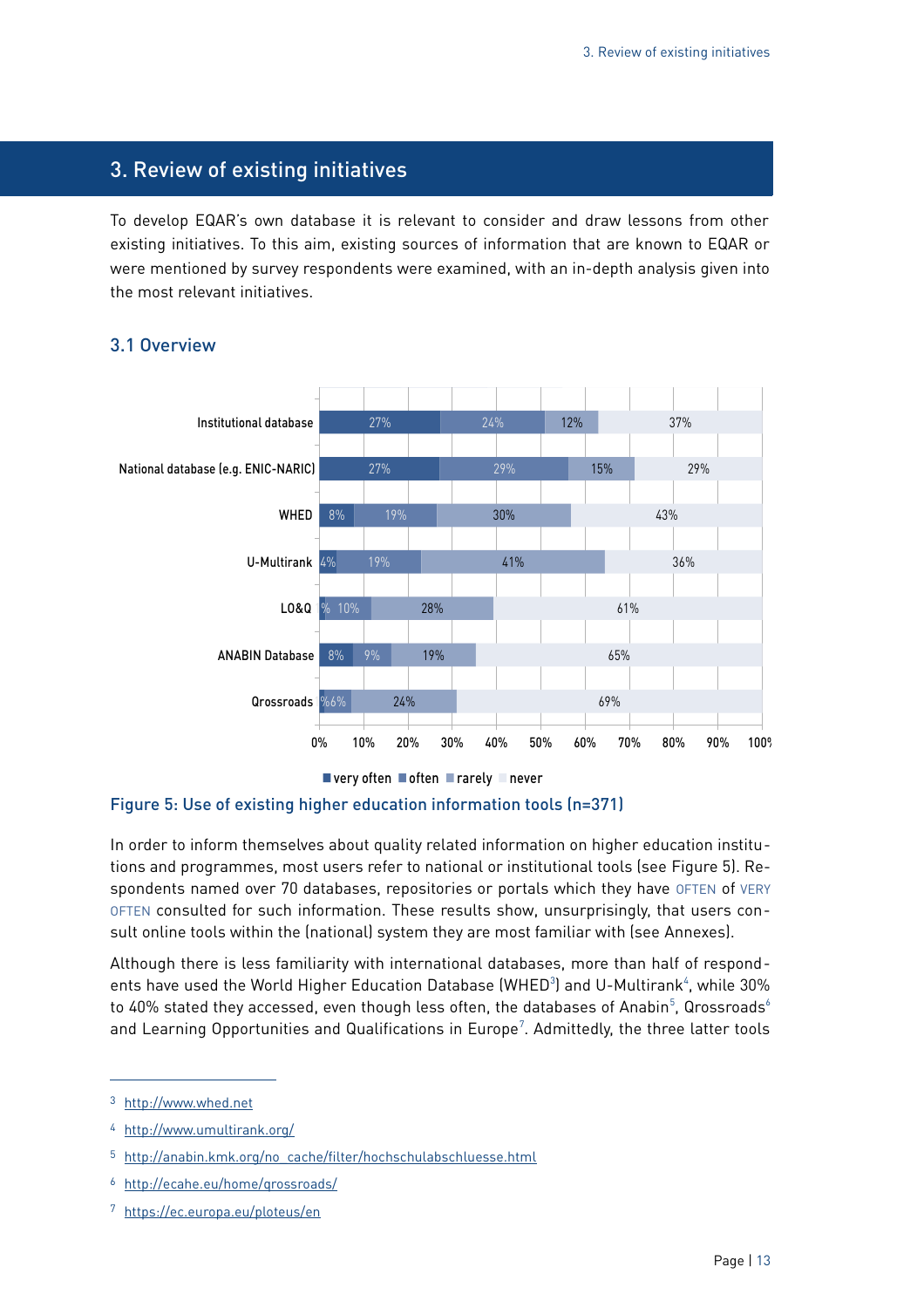## 3. Review of existing initiatives

To develop EQAR's own database it is relevant to consider and draw lessons from other existing initiatives. To this aim, existing sources of information that are known to EQAR or were mentioned by survey respondents were examined, with an in-depth analysis given into the most relevant initiatives.

### 3.1 Overview

| | very often | often | rarely | never |
|---|---|---|---|---|
| Institutional database | 27% | 24% | 12% | 37% |
| National database (e.g. ENIC-NARIC) | 27% | 29% | 15% | 29% |
| WHED | 8% | 19% | 30% | 43% |
| U-Multirank | 4% | 19% | 41% | 36% |
| LO&Q | % | 10% | 28% | 61% |
| ANABIN Database | 8% | 9% | 19% | 65% |
| Qrossroads | % | 6% | 24% | 69% |

Figure 5: Use of existing higher education information tools (n=371)

In order to inform themselves about quality related information on higher education institutions and programmes, most users refer to national or institutional tools (see Figure 5). Respondents named over 70 databases, repositories or portals which they have OFTEN of VERY OFTEN consulted for such information. These results show, unsurprisingly, that users consult online tools within the (national) system they are most familiar with (see Annexes).

Although there is less familiarity with international databases, more than half of respondents have used the World Higher Education Database (WHED[3]) and U-Multirank[4], while 30% to 40% stated they accessed, even though less often, the databases of Anabin[5], Qrossroads[6] and Learning Opportunities and Qualifications in Europe[7]. Admittedly, the three latter tools

---

[3] http://www.whed.net

[4] http://www.umultirank.org/

[5] http://anabin.kmk.org/no_cache/filter/hochschulabschluesse.html

[6] http://ecahe.eu/home/qrossroads/

[7] https://ec.europa.eu/ploteus/en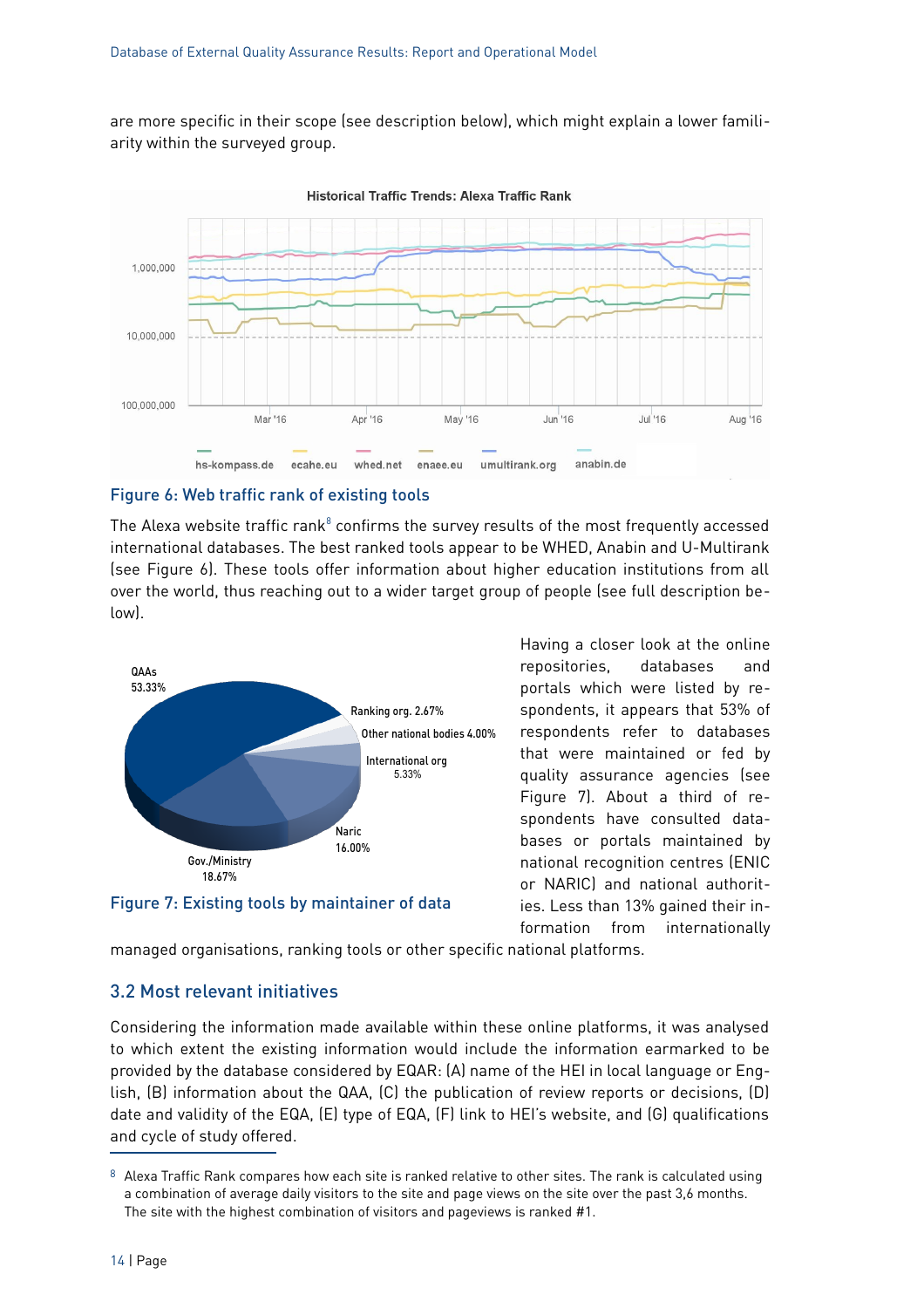are more specific in their scope (see description below), which might explain a lower familiarity within the surveyed group.

Figure 6: Web traffic rank of existing tools

The Alexa website traffic rank[8] confirms the survey results of the most frequently accessed international databases. The best ranked tools appear to be WHED, Anabin and U-Multirank (see Figure 6). These tools offer information about higher education institutions from all over the world, thus reaching out to a wider target group of people (see full description below).

Figure 7: Existing tools by maintainer of data

Having a closer look at the online repositories, databases and portals which were listed by respondents, it appears that 53% of respondents refer to databases that were maintained or fed by quality assurance agencies (see Figure 7). About a third of respondents have consulted databases or portals maintained by national recognition centres (ENIC or NARIC) and national authorities. Less than 13% gained their information from internationally managed organisations, ranking tools or other specific national platforms.

## 3.2 Most relevant initiatives

Considering the information made available within these online platforms, it was analysed to which extent the existing information would include the information earmarked to be provided by the database considered by EQAR: (A) name of the HEI in local language or English, (B) information about the QAA, (C) the publication of review reports or decisions, (D) date and validity of the EQA, (E) type of EQA, (F) link to HEI's website, and (G) qualifications and cycle of study offered.

[8] Alexa Traffic Rank compares how each site is ranked relative to other sites. The rank is calculated using a combination of average daily visitors to the site and page views on the site over the past 3,6 months. The site with the highest combination of visitors and pageviews is ranked #1.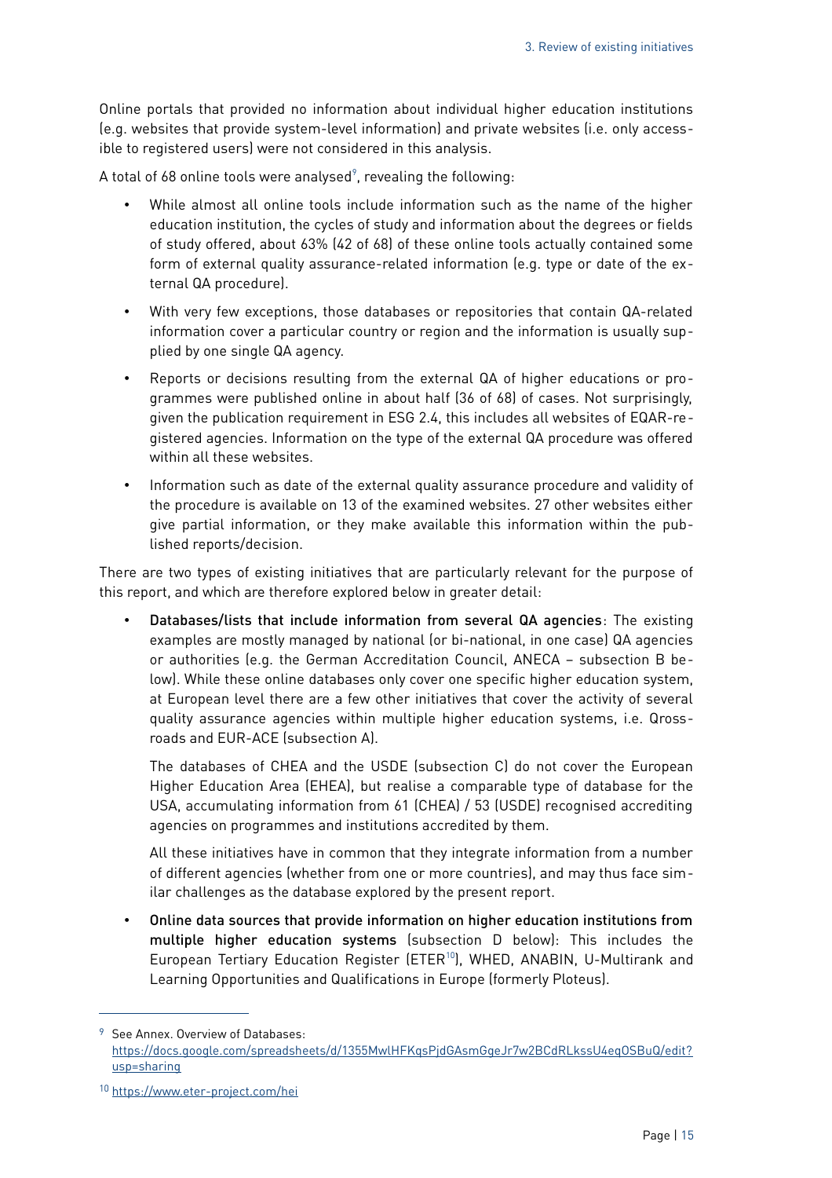Online portals that provided no information about individual higher education institutions (e.g. websites that provide system-level information) and private websites (i.e. only accessible to registered users) were not considered in this analysis.

A total of 68 online tools were analysed[9], revealing the following:

- While almost all online tools include information such as the name of the higher education institution, the cycles of study and information about the degrees or fields of study offered, about 63% (42 of 68) of these online tools actually contained some form of external quality assurance-related information (e.g. type or date of the external QA procedure).
- With very few exceptions, those databases or repositories that contain QA-related information cover a particular country or region and the information is usually supplied by one single QA agency.
- Reports or decisions resulting from the external QA of higher educations or programmes were published online in about half (36 of 68) of cases. Not surprisingly, given the publication requirement in ESG 2.4, this includes all websites of EQAR-registered agencies. Information on the type of the external QA procedure was offered within all these websites.
- Information such as date of the external quality assurance procedure and validity of the procedure is available on 13 of the examined websites. 27 other websites either give partial information, or they make available this information within the published reports/decision.

There are two types of existing initiatives that are particularly relevant for the purpose of this report, and which are therefore explored below in greater detail:

- Databases/lists that include information from several QA agencies: The existing examples are mostly managed by national (or bi-national, in one case) QA agencies or authorities (e.g. the German Accreditation Council, ANECA – subsection B below). While these online databases only cover one specific higher education system, at European level there are a few other initiatives that cover the activity of several quality assurance agencies within multiple higher education systems, i.e. Qrossroads and EUR-ACE (subsection A).

  The databases of CHEA and the USDE (subsection C) do not cover the European Higher Education Area (EHEA), but realise a comparable type of database for the USA, accumulating information from 61 (CHEA) / 53 (USDE) recognised accrediting agencies on programmes and institutions accredited by them.

  All these initiatives have in common that they integrate information from a number of different agencies (whether from one or more countries), and may thus face similar challenges as the database explored by the present report.

- Online data sources that provide information on higher education institutions from multiple higher education systems (subsection D below): This includes the European Tertiary Education Register (ETER[10]), WHED, ANABIN, U-Multirank and Learning Opportunities and Qualifications in Europe (formerly Ploteus).

---

[9] See Annex. Overview of Databases: https://docs.google.com/spreadsheets/d/1355MwlHFKqsPjdGAsmGgeJr7w2BCdRLkssU4eqOSBuQ/edit?usp=sharing

[10] https://www.eter-project.com/hei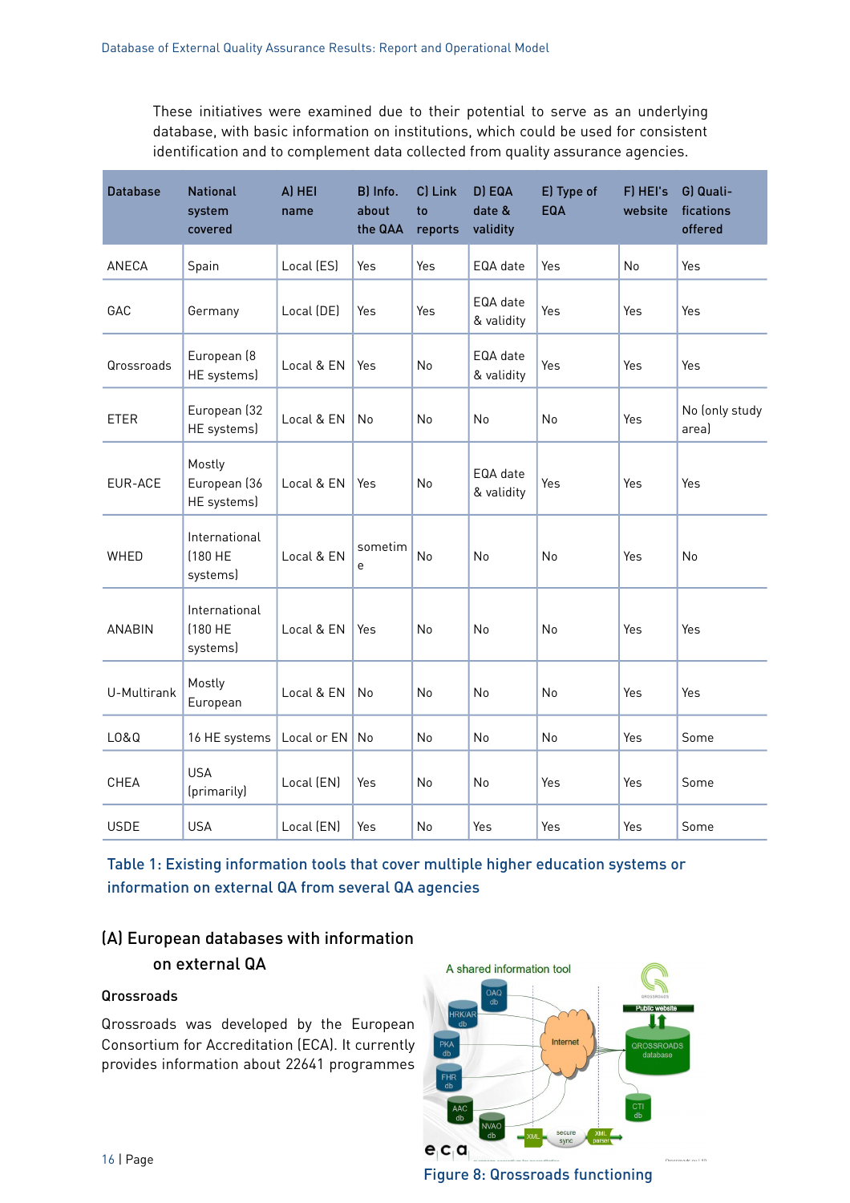These initiatives were examined due to their potential to serve as an underlying database, with basic information on institutions, which could be used for consistent identification and to complement data collected from quality assurance agencies.

| Database | National system covered | A) HEI name | B) Info. about the QAA | C) Link to reports | D) EQA date & validity | E) Type of EQA | F) HEI's website | G) Qualifications offered |
|---|---|---|---|---|---|---|---|---|
| ANECA | Spain | Local (ES) | Yes | Yes | EQA date | Yes | No | Yes |
| GAC | Germany | Local (DE) | Yes | Yes | EQA date & validity | Yes | Yes | Yes |
| Qrossroads | European (8 HE systems) | Local & EN | Yes | No | EQA date & validity | Yes | Yes | Yes |
| ETER | European (32 HE systems) | Local & EN | No | No | No | No | Yes | No (only study area) |
| EUR-ACE | Mostly European (36 HE systems) | Local & EN | Yes | No | EQA date & validity | Yes | Yes | Yes |
| WHED | International (180 HE systems) | Local & EN | sometime | No | No | No | Yes | No |
| ANABIN | International (180 HE systems) | Local & EN | Yes | No | No | No | Yes | Yes |
| U-Multirank | Mostly European | Local & EN | No | No | No | No | Yes | Yes |
| LO&Q | 16 HE systems | Local or EN | No | No | No | No | Yes | Some |
| CHEA | USA (primarily) | Local (EN) | Yes | No | No | Yes | Yes | Some |
| USDE | USA | Local (EN) | Yes | No | Yes | Yes | Yes | Some |

Table 1: Existing information tools that cover multiple higher education systems or information on external QA from several QA agencies

## (A) European databases with information on external QA

### Qrossroads

Qrossroads was developed by the European Consortium for Accreditation (ECA). It currently provides information about 22641 programmes

Figure 8: Qrossroads functioning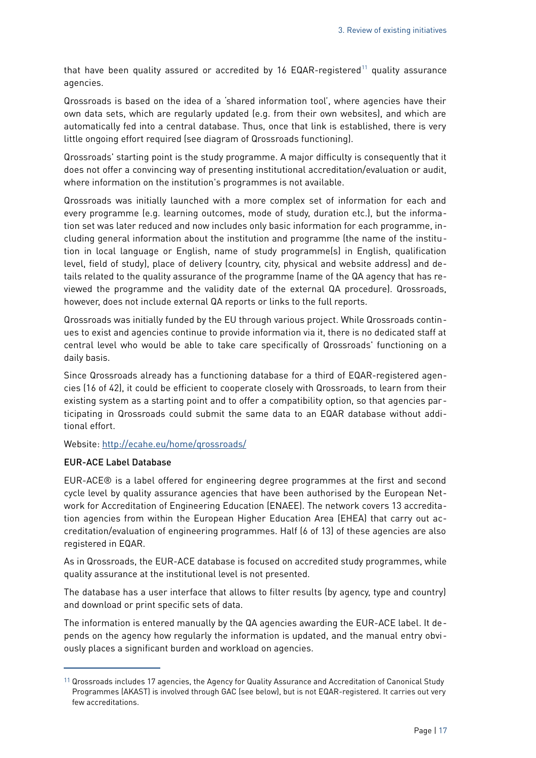that have been quality assured or accredited by 16 EQAR-registered[11] quality assurance agencies.

Qrossroads is based on the idea of a 'shared information tool', where agencies have their own data sets, which are regularly updated (e.g. from their own websites), and which are automatically fed into a central database. Thus, once that link is established, there is very little ongoing effort required (see diagram of Qrossroads functioning).

Qrossroads' starting point is the study programme. A major difficulty is consequently that it does not offer a convincing way of presenting institutional accreditation/evaluation or audit, where information on the institution's programmes is not available.

Qrossroads was initially launched with a more complex set of information for each and every programme (e.g. learning outcomes, mode of study, duration etc.), but the information set was later reduced and now includes only basic information for each programme, including general information about the institution and programme (the name of the institution in local language or English, name of study programme(s) in English, qualification level, field of study), place of delivery (country, city, physical and website address) and details related to the quality assurance of the programme (name of the QA agency that has reviewed the programme and the validity date of the external QA procedure). Qrossroads, however, does not include external QA reports or links to the full reports.

Qrossroads was initially funded by the EU through various project. While Qrossroads continues to exist and agencies continue to provide information via it, there is no dedicated staff at central level who would be able to take care specifically of Qrossroads' functioning on a daily basis.

Since Qrossroads already has a functioning database for a third of EQAR-registered agencies (16 of 42), it could be efficient to cooperate closely with Qrossroads, to learn from their existing system as a starting point and to offer a compatibility option, so that agencies participating in Qrossroads could submit the same data to an EQAR database without additional effort.

Website: [http://ecahe.eu/home/qrossroads/](http://ecahe.eu/home/qrossroads/)

### EUR-ACE Label Database

EUR-ACE® is a label offered for engineering degree programmes at the first and second cycle level by quality assurance agencies that have been authorised by the European Network for Accreditation of Engineering Education (ENAEE). The network covers 13 accreditation agencies from within the European Higher Education Area (EHEA) that carry out accreditation/evaluation of engineering programmes. Half (6 of 13) of these agencies are also registered in EQAR.

As in Qrossroads, the EUR-ACE database is focused on accredited study programmes, while quality assurance at the institutional level is not presented.

The database has a user interface that allows to filter results (by agency, type and country) and download or print specific sets of data.

The information is entered manually by the QA agencies awarding the EUR-ACE label. It depends on the agency how regularly the information is updated, and the manual entry obviously places a significant burden and workload on agencies.

---

[11] Qrossroads includes 17 agencies, the Agency for Quality Assurance and Accreditation of Canonical Study Programmes (AKAST) is involved through GAC (see below), but is not EQAR-registered. It carries out very few accreditations.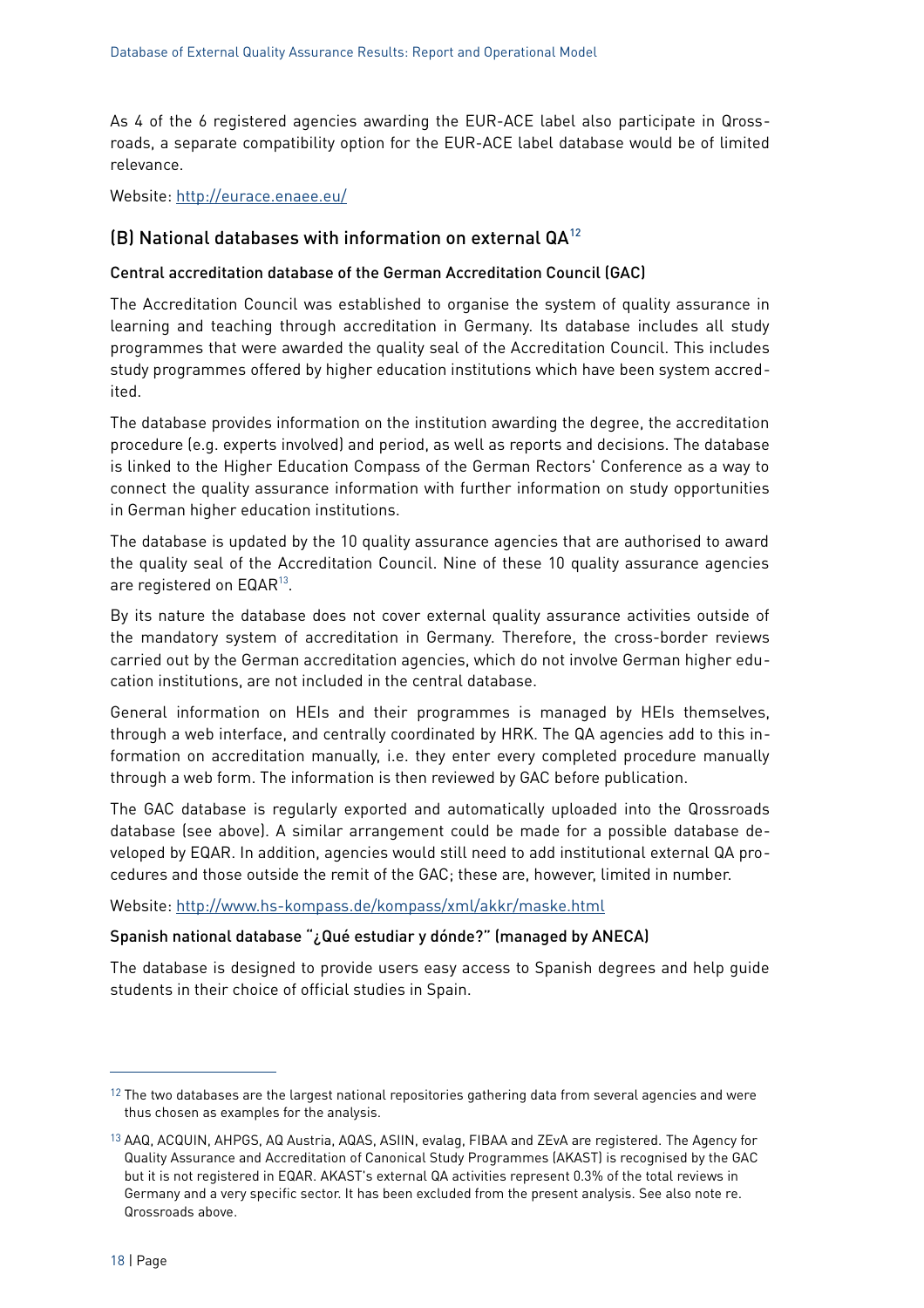As 4 of the 6 registered agencies awarding the EUR-ACE label also participate in Qrossroads, a separate compatibility option for the EUR-ACE label database would be of limited relevance.

Website: http://eurace.enaee.eu/

## (B) National databases with information on external QA[12]

### Central accreditation database of the German Accreditation Council (GAC)

The Accreditation Council was established to organise the system of quality assurance in learning and teaching through accreditation in Germany. Its database includes all study programmes that were awarded the quality seal of the Accreditation Council. This includes study programmes offered by higher education institutions which have been system accredited.

The database provides information on the institution awarding the degree, the accreditation procedure (e.g. experts involved) and period, as well as reports and decisions. The database is linked to the Higher Education Compass of the German Rectors' Conference as a way to connect the quality assurance information with further information on study opportunities in German higher education institutions.

The database is updated by the 10 quality assurance agencies that are authorised to award the quality seal of the Accreditation Council. Nine of these 10 quality assurance agencies are registered on EQAR[13].

By its nature the database does not cover external quality assurance activities outside of the mandatory system of accreditation in Germany. Therefore, the cross-border reviews carried out by the German accreditation agencies, which do not involve German higher education institutions, are not included in the central database.

General information on HEIs and their programmes is managed by HEIs themselves, through a web interface, and centrally coordinated by HRK. The QA agencies add to this information on accreditation manually, i.e. they enter every completed procedure manually through a web form. The information is then reviewed by GAC before publication.

The GAC database is regularly exported and automatically uploaded into the Qrossroads database (see above). A similar arrangement could be made for a possible database developed by EQAR. In addition, agencies would still need to add institutional external QA procedures and those outside the remit of the GAC; these are, however, limited in number.

Website: http://www.hs-kompass.de/kompass/xml/akkr/maske.html

### Spanish national database "¿Qué estudiar y dónde?" (managed by ANECA)

The database is designed to provide users easy access to Spanish degrees and help guide students in their choice of official studies in Spain.

---

[12] The two databases are the largest national repositories gathering data from several agencies and were thus chosen as examples for the analysis.

[13] AAQ, ACQUIN, AHPGS, AQ Austria, AQAS, ASIIN, evalag, FIBAA and ZEvA are registered. The Agency for Quality Assurance and Accreditation of Canonical Study Programmes (AKAST) is recognised by the GAC but it is not registered in EQAR. AKAST's external QA activities represent 0.3% of the total reviews in Germany and a very specific sector. It has been excluded from the present analysis. See also note re. Qrossroads above.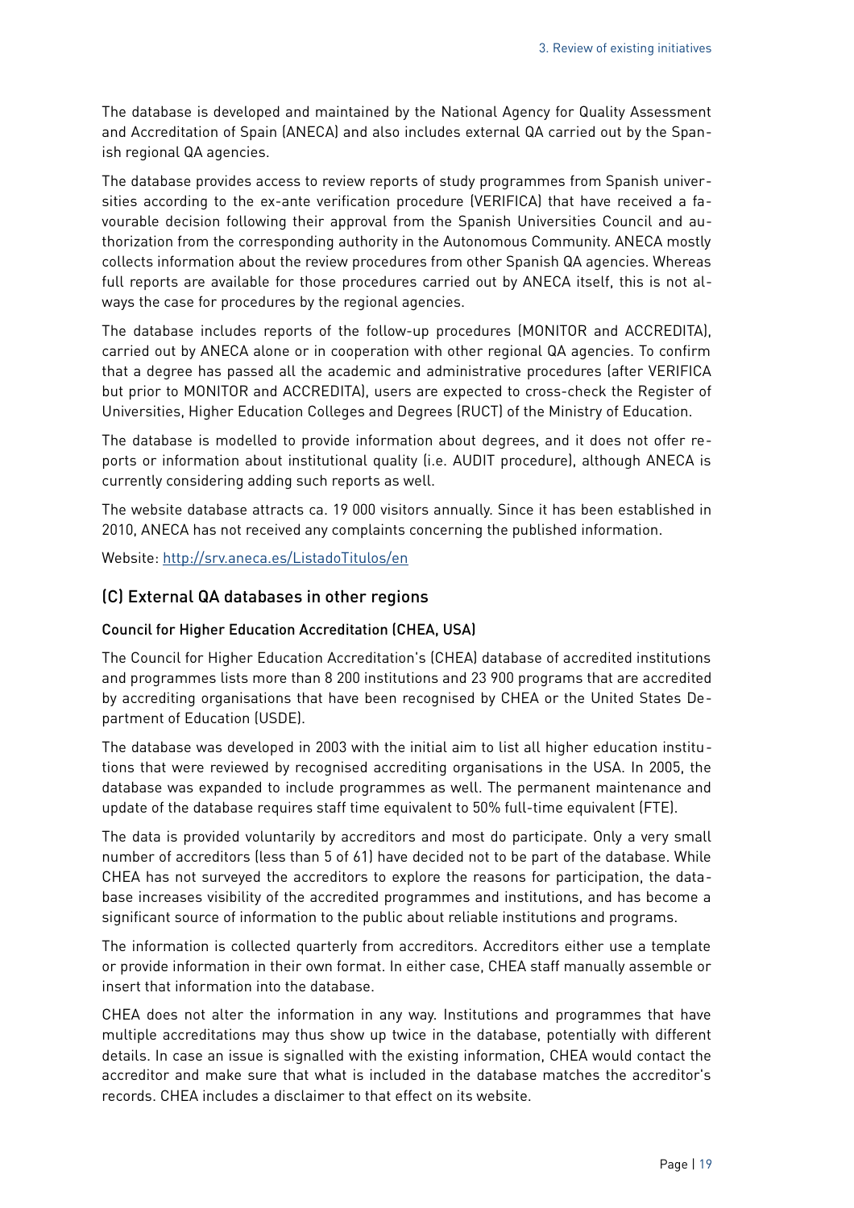The database is developed and maintained by the National Agency for Quality Assessment and Accreditation of Spain (ANECA) and also includes external QA carried out by the Spanish regional QA agencies.

The database provides access to review reports of study programmes from Spanish universities according to the ex-ante verification procedure (VERIFICA) that have received a favourable decision following their approval from the Spanish Universities Council and authorization from the corresponding authority in the Autonomous Community. ANECA mostly collects information about the review procedures from other Spanish QA agencies. Whereas full reports are available for those procedures carried out by ANECA itself, this is not always the case for procedures by the regional agencies.

The database includes reports of the follow-up procedures (MONITOR and ACCREDITA), carried out by ANECA alone or in cooperation with other regional QA agencies. To confirm that a degree has passed all the academic and administrative procedures (after VERIFICA but prior to MONITOR and ACCREDITA), users are expected to cross-check the Register of Universities, Higher Education Colleges and Degrees (RUCT) of the Ministry of Education.

The database is modelled to provide information about degrees, and it does not offer reports or information about institutional quality (i.e. AUDIT procedure), although ANECA is currently considering adding such reports as well.

The website database attracts ca. 19 000 visitors annually. Since it has been established in 2010, ANECA has not received any complaints concerning the published information.

Website: http://srv.aneca.es/ListadoTitulos/en

## (C) External QA databases in other regions

### Council for Higher Education Accreditation (CHEA, USA)

The Council for Higher Education Accreditation's (CHEA) database of accredited institutions and programmes lists more than 8 200 institutions and 23 900 programs that are accredited by accrediting organisations that have been recognised by CHEA or the United States Department of Education (USDE).

The database was developed in 2003 with the initial aim to list all higher education institutions that were reviewed by recognised accrediting organisations in the USA. In 2005, the database was expanded to include programmes as well. The permanent maintenance and update of the database requires staff time equivalent to 50% full-time equivalent (FTE).

The data is provided voluntarily by accreditors and most do participate. Only a very small number of accreditors (less than 5 of 61) have decided not to be part of the database. While CHEA has not surveyed the accreditors to explore the reasons for participation, the database increases visibility of the accredited programmes and institutions, and has become a significant source of information to the public about reliable institutions and programs.

The information is collected quarterly from accreditors. Accreditors either use a template or provide information in their own format. In either case, CHEA staff manually assemble or insert that information into the database.

CHEA does not alter the information in any way. Institutions and programmes that have multiple accreditations may thus show up twice in the database, potentially with different details. In case an issue is signalled with the existing information, CHEA would contact the accreditor and make sure that what is included in the database matches the accreditor's records. CHEA includes a disclaimer to that effect on its website.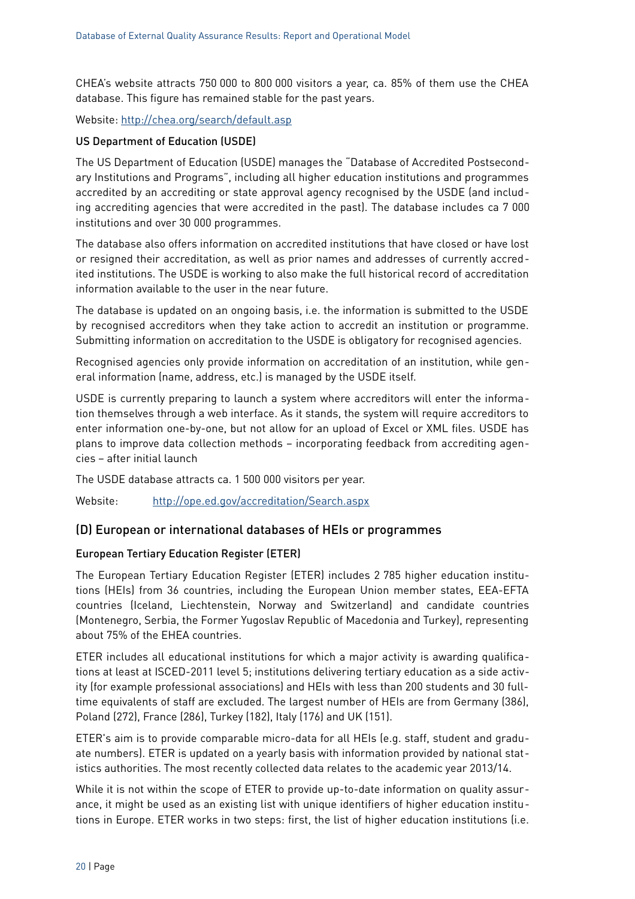CHEA's website attracts 750 000 to 800 000 visitors a year, ca. 85% of them use the CHEA database. This figure has remained stable for the past years.

Website: http://chea.org/search/default.asp

#### US Department of Education (USDE)

The US Department of Education (USDE) manages the "Database of Accredited Postsecondary Institutions and Programs", including all higher education institutions and programmes accredited by an accrediting or state approval agency recognised by the USDE (and including accrediting agencies that were accredited in the past). The database includes ca 7 000 institutions and over 30 000 programmes.

The database also offers information on accredited institutions that have closed or have lost or resigned their accreditation, as well as prior names and addresses of currently accredited institutions. The USDE is working to also make the full historical record of accreditation information available to the user in the near future.

The database is updated on an ongoing basis, i.e. the information is submitted to the USDE by recognised accreditors when they take action to accredit an institution or programme. Submitting information on accreditation to the USDE is obligatory for recognised agencies.

Recognised agencies only provide information on accreditation of an institution, while general information (name, address, etc.) is managed by the USDE itself.

USDE is currently preparing to launch a system where accreditors will enter the information themselves through a web interface. As it stands, the system will require accreditors to enter information one-by-one, but not allow for an upload of Excel or XML files. USDE has plans to improve data collection methods – incorporating feedback from accrediting agencies – after initial launch

The USDE database attracts ca. 1 500 000 visitors per year.

Website: http://ope.ed.gov/accreditation/Search.aspx

### (D) European or international databases of HEIs or programmes

#### European Tertiary Education Register (ETER)

The European Tertiary Education Register (ETER) includes 2 785 higher education institutions (HEIs) from 36 countries, including the European Union member states, EEA-EFTA countries (Iceland, Liechtenstein, Norway and Switzerland) and candidate countries (Montenegro, Serbia, the Former Yugoslav Republic of Macedonia and Turkey), representing about 75% of the EHEA countries.

ETER includes all educational institutions for which a major activity is awarding qualifications at least at ISCED-2011 level 5; institutions delivering tertiary education as a side activity (for example professional associations) and HEIs with less than 200 students and 30 full-time equivalents of staff are excluded. The largest number of HEIs are from Germany (386), Poland (272), France (286), Turkey (182), Italy (176) and UK (151).

ETER's aim is to provide comparable micro-data for all HEIs (e.g. staff, student and graduate numbers). ETER is updated on a yearly basis with information provided by national statistics authorities. The most recently collected data relates to the academic year 2013/14.

While it is not within the scope of ETER to provide up-to-date information on quality assurance, it might be used as an existing list with unique identifiers of higher education institutions in Europe. ETER works in two steps: first, the list of higher education institutions (i.e.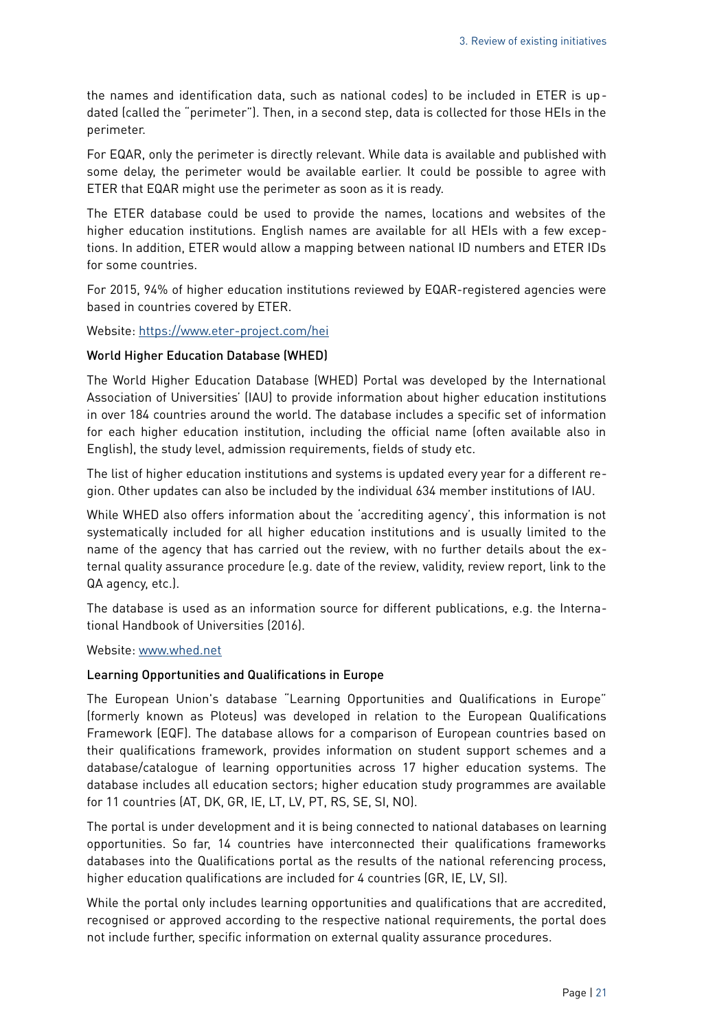the names and identification data, such as national codes) to be included in ETER is updated (called the "perimeter"). Then, in a second step, data is collected for those HEIs in the perimeter.

For EQAR, only the perimeter is directly relevant. While data is available and published with some delay, the perimeter would be available earlier. It could be possible to agree with ETER that EQAR might use the perimeter as soon as it is ready.

The ETER database could be used to provide the names, locations and websites of the higher education institutions. English names are available for all HEIs with a few exceptions. In addition, ETER would allow a mapping between national ID numbers and ETER IDs for some countries.

For 2015, 94% of higher education institutions reviewed by EQAR-registered agencies were based in countries covered by ETER.

Website: https://www.eter-project.com/hei

#### World Higher Education Database (WHED)

The World Higher Education Database (WHED) Portal was developed by the International Association of Universities' (IAU) to provide information about higher education institutions in over 184 countries around the world. The database includes a specific set of information for each higher education institution, including the official name (often available also in English), the study level, admission requirements, fields of study etc.

The list of higher education institutions and systems is updated every year for a different region. Other updates can also be included by the individual 634 member institutions of IAU.

While WHED also offers information about the 'accrediting agency', this information is not systematically included for all higher education institutions and is usually limited to the name of the agency that has carried out the review, with no further details about the external quality assurance procedure (e.g. date of the review, validity, review report, link to the QA agency, etc.).

The database is used as an information source for different publications, e.g. the International Handbook of Universities (2016).

Website: www.whed.net

#### Learning Opportunities and Qualifications in Europe

The European Union's database "Learning Opportunities and Qualifications in Europe" (formerly known as Ploteus) was developed in relation to the European Qualifications Framework (EQF). The database allows for a comparison of European countries based on their qualifications framework, provides information on student support schemes and a database/catalogue of learning opportunities across 17 higher education systems. The database includes all education sectors; higher education study programmes are available for 11 countries (AT, DK, GR, IE, LT, LV, PT, RS, SE, SI, NO).

The portal is under development and it is being connected to national databases on learning opportunities. So far, 14 countries have interconnected their qualifications frameworks databases into the Qualifications portal as the results of the national referencing process, higher education qualifications are included for 4 countries (GR, IE, LV, SI).

While the portal only includes learning opportunities and qualifications that are accredited, recognised or approved according to the respective national requirements, the portal does not include further, specific information on external quality assurance procedures.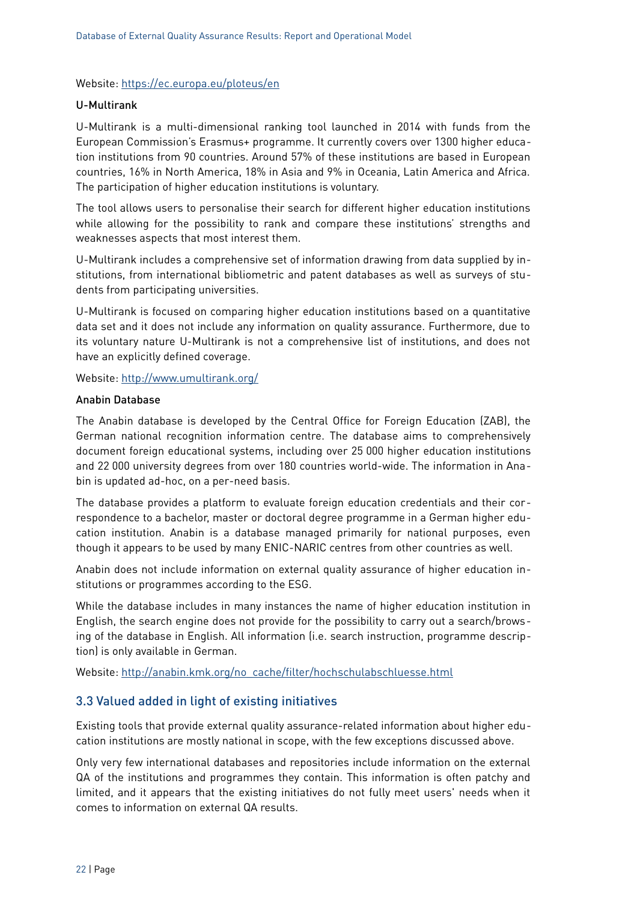Website: https://ec.europa.eu/ploteus/en

#### U-Multirank

U-Multirank is a multi-dimensional ranking tool launched in 2014 with funds from the European Commission's Erasmus+ programme. It currently covers over 1300 higher education institutions from 90 countries. Around 57% of these institutions are based in European countries, 16% in North America, 18% in Asia and 9% in Oceania, Latin America and Africa. The participation of higher education institutions is voluntary.

The tool allows users to personalise their search for different higher education institutions while allowing for the possibility to rank and compare these institutions' strengths and weaknesses aspects that most interest them.

U-Multirank includes a comprehensive set of information drawing from data supplied by institutions, from international bibliometric and patent databases as well as surveys of students from participating universities.

U-Multirank is focused on comparing higher education institutions based on a quantitative data set and it does not include any information on quality assurance. Furthermore, due to its voluntary nature U-Multirank is not a comprehensive list of institutions, and does not have an explicitly defined coverage.

Website: http://www.umultirank.org/

#### Anabin Database

The Anabin database is developed by the Central Office for Foreign Education (ZAB), the German national recognition information centre. The database aims to comprehensively document foreign educational systems, including over 25 000 higher education institutions and 22 000 university degrees from over 180 countries world-wide. The information in Anabin is updated ad-hoc, on a per-need basis.

The database provides a platform to evaluate foreign education credentials and their correspondence to a bachelor, master or doctoral degree programme in a German higher education institution. Anabin is a database managed primarily for national purposes, even though it appears to be used by many ENIC-NARIC centres from other countries as well.

Anabin does not include information on external quality assurance of higher education institutions or programmes according to the ESG.

While the database includes in many instances the name of higher education institution in English, the search engine does not provide for the possibility to carry out a search/browsing of the database in English. All information (i.e. search instruction, programme description) is only available in German.

Website: http://anabin.kmk.org/no_cache/filter/hochschulabschluesse.html

## 3.3 Valued added in light of existing initiatives

Existing tools that provide external quality assurance-related information about higher education institutions are mostly national in scope, with the few exceptions discussed above.

Only very few international databases and repositories include information on the external QA of the institutions and programmes they contain. This information is often patchy and limited, and it appears that the existing initiatives do not fully meet users' needs when it comes to information on external QA results.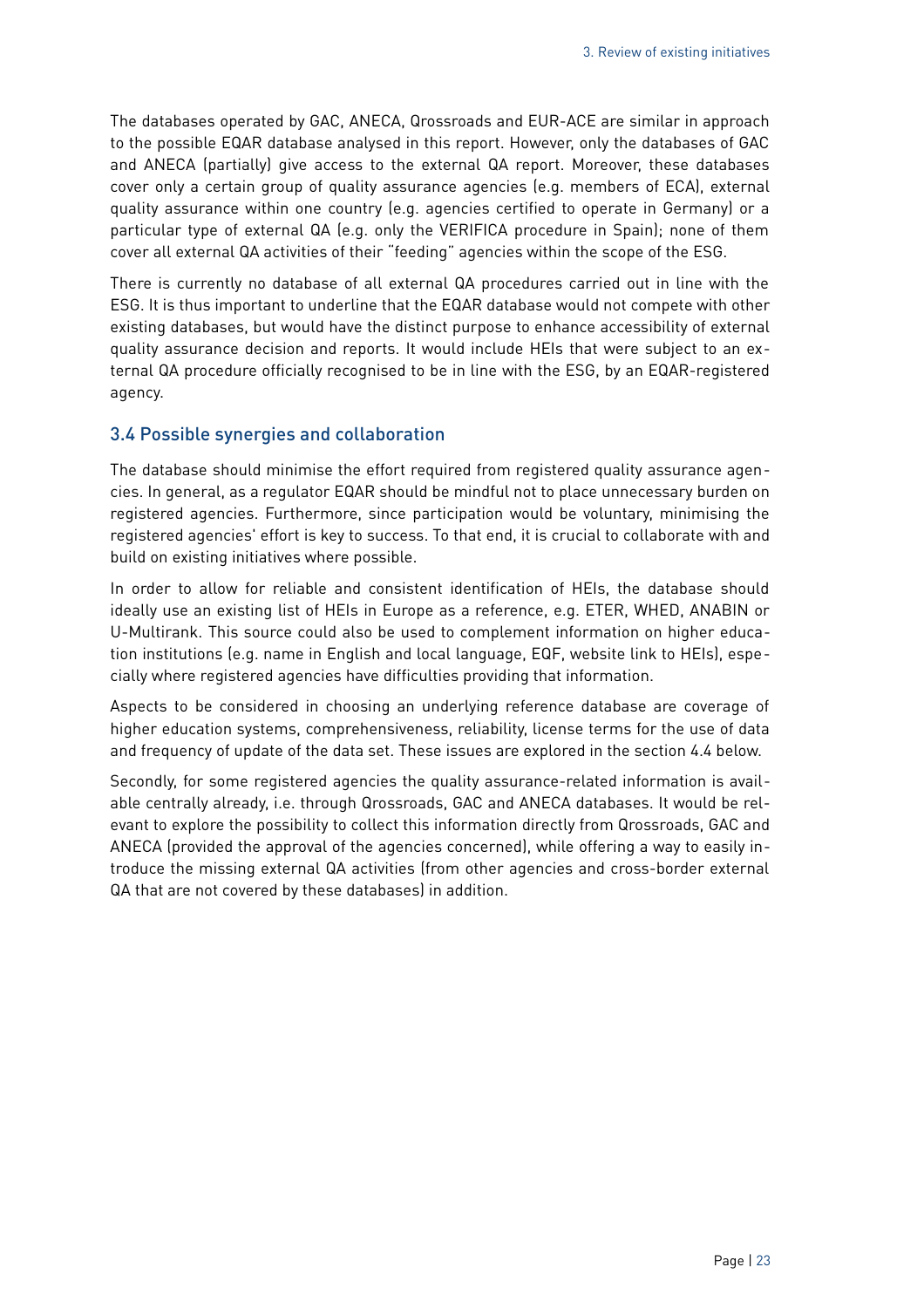The databases operated by GAC, ANECA, Qrossroads and EUR-ACE are similar in approach to the possible EQAR database analysed in this report. However, only the databases of GAC and ANECA (partially) give access to the external QA report. Moreover, these databases cover only a certain group of quality assurance agencies (e.g. members of ECA), external quality assurance within one country (e.g. agencies certified to operate in Germany) or a particular type of external QA (e.g. only the VERIFICA procedure in Spain); none of them cover all external QA activities of their "feeding" agencies within the scope of the ESG.

There is currently no database of all external QA procedures carried out in line with the ESG. It is thus important to underline that the EQAR database would not compete with other existing databases, but would have the distinct purpose to enhance accessibility of external quality assurance decision and reports. It would include HEIs that were subject to an external QA procedure officially recognised to be in line with the ESG, by an EQAR-registered agency.

## 3.4 Possible synergies and collaboration

The database should minimise the effort required from registered quality assurance agencies. In general, as a regulator EQAR should be mindful not to place unnecessary burden on registered agencies. Furthermore, since participation would be voluntary, minimising the registered agencies' effort is key to success. To that end, it is crucial to collaborate with and build on existing initiatives where possible.

In order to allow for reliable and consistent identification of HEIs, the database should ideally use an existing list of HEIs in Europe as a reference, e.g. ETER, WHED, ANABIN or U-Multirank. This source could also be used to complement information on higher education institutions (e.g. name in English and local language, EQF, website link to HEIs), especially where registered agencies have difficulties providing that information.

Aspects to be considered in choosing an underlying reference database are coverage of higher education systems, comprehensiveness, reliability, license terms for the use of data and frequency of update of the data set. These issues are explored in the section 4.4 below.

Secondly, for some registered agencies the quality assurance-related information is available centrally already, i.e. through Qrossroads, GAC and ANECA databases. It would be relevant to explore the possibility to collect this information directly from Qrossroads, GAC and ANECA (provided the approval of the agencies concerned), while offering a way to easily introduce the missing external QA activities (from other agencies and cross-border external QA that are not covered by these databases) in addition.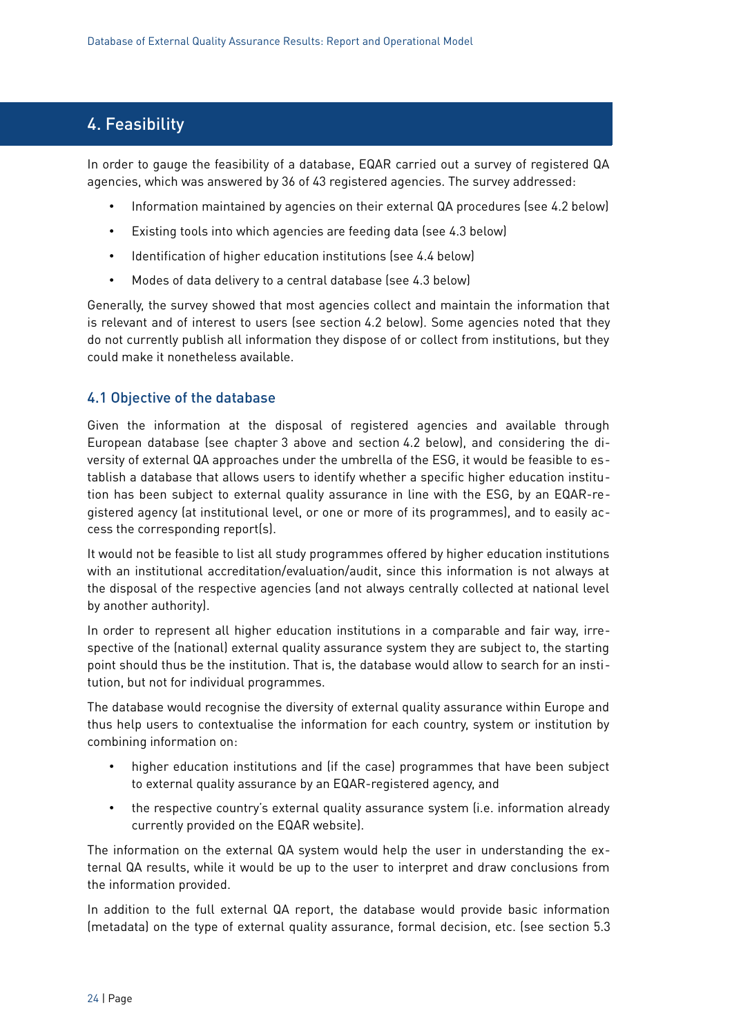# 4. Feasibility

In order to gauge the feasibility of a database, EQAR carried out a survey of registered QA agencies, which was answered by 36 of 43 registered agencies. The survey addressed:

- Information maintained by agencies on their external QA procedures (see 4.2 below)
- Existing tools into which agencies are feeding data (see 4.3 below)
- Identification of higher education institutions (see 4.4 below)
- Modes of data delivery to a central database (see 4.3 below)

Generally, the survey showed that most agencies collect and maintain the information that is relevant and of interest to users (see section 4.2 below). Some agencies noted that they do not currently publish all information they dispose of or collect from institutions, but they could make it nonetheless available.

## 4.1 Objective of the database

Given the information at the disposal of registered agencies and available through European database (see chapter 3 above and section 4.2 below), and considering the diversity of external QA approaches under the umbrella of the ESG, it would be feasible to establish a database that allows users to identify whether a specific higher education institution has been subject to external quality assurance in line with the ESG, by an EQAR-registered agency (at institutional level, or one or more of its programmes), and to easily access the corresponding report(s).

It would not be feasible to list all study programmes offered by higher education institutions with an institutional accreditation/evaluation/audit, since this information is not always at the disposal of the respective agencies (and not always centrally collected at national level by another authority).

In order to represent all higher education institutions in a comparable and fair way, irrespective of the (national) external quality assurance system they are subject to, the starting point should thus be the institution. That is, the database would allow to search for an institution, but not for individual programmes.

The database would recognise the diversity of external quality assurance within Europe and thus help users to contextualise the information for each country, system or institution by combining information on:

- higher education institutions and (if the case) programmes that have been subject to external quality assurance by an EQAR-registered agency, and
- the respective country's external quality assurance system (i.e. information already currently provided on the EQAR website).

The information on the external QA system would help the user in understanding the external QA results, while it would be up to the user to interpret and draw conclusions from the information provided.

In addition to the full external QA report, the database would provide basic information (metadata) on the type of external quality assurance, formal decision, etc. (see section 5.3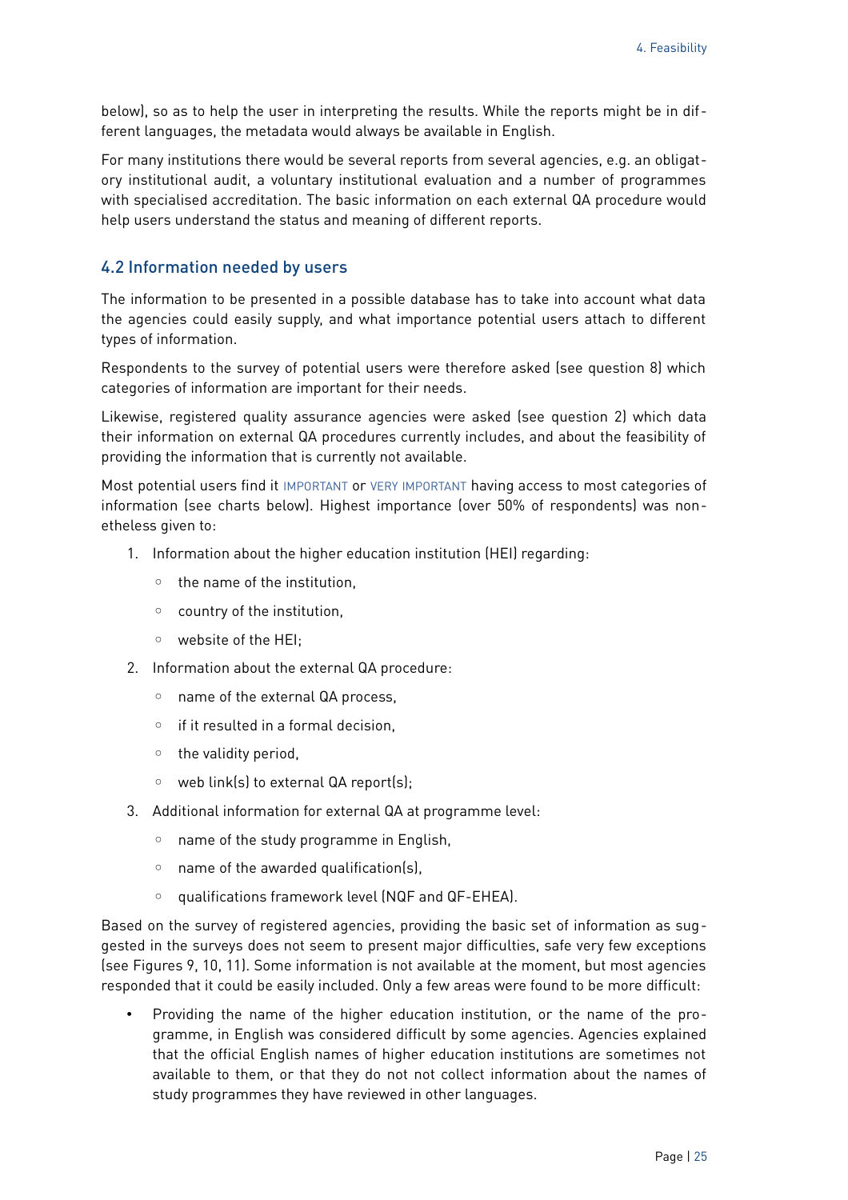below), so as to help the user in interpreting the results. While the reports might be in different languages, the metadata would always be available in English.

For many institutions there would be several reports from several agencies, e.g. an obligatory institutional audit, a voluntary institutional evaluation and a number of programmes with specialised accreditation. The basic information on each external QA procedure would help users understand the status and meaning of different reports.

## 4.2 Information needed by users

The information to be presented in a possible database has to take into account what data the agencies could easily supply, and what importance potential users attach to different types of information.

Respondents to the survey of potential users were therefore asked (see question 8) which categories of information are important for their needs.

Likewise, registered quality assurance agencies were asked (see question 2) which data their information on external QA procedures currently includes, and about the feasibility of providing the information that is currently not available.

Most potential users find it IMPORTANT or VERY IMPORTANT having access to most categories of information (see charts below). Highest importance (over 50% of respondents) was nonetheless given to:

1. Information about the higher education institution (HEI) regarding:
   - the name of the institution,
   - country of the institution,
   - website of the HEI;
2. Information about the external QA procedure:
   - name of the external QA process,
   - if it resulted in a formal decision,
   - the validity period,
   - web link(s) to external QA report(s);
3. Additional information for external QA at programme level:
   - name of the study programme in English,
   - name of the awarded qualification(s),
   - qualifications framework level (NQF and QF-EHEA).

Based on the survey of registered agencies, providing the basic set of information as suggested in the surveys does not seem to present major difficulties, safe very few exceptions (see Figures 9, 10, 11). Some information is not available at the moment, but most agencies responded that it could be easily included. Only a few areas were found to be more difficult:

- Providing the name of the higher education institution, or the name of the programme, in English was considered difficult by some agencies. Agencies explained that the official English names of higher education institutions are sometimes not available to them, or that they do not not collect information about the names of study programmes they have reviewed in other languages.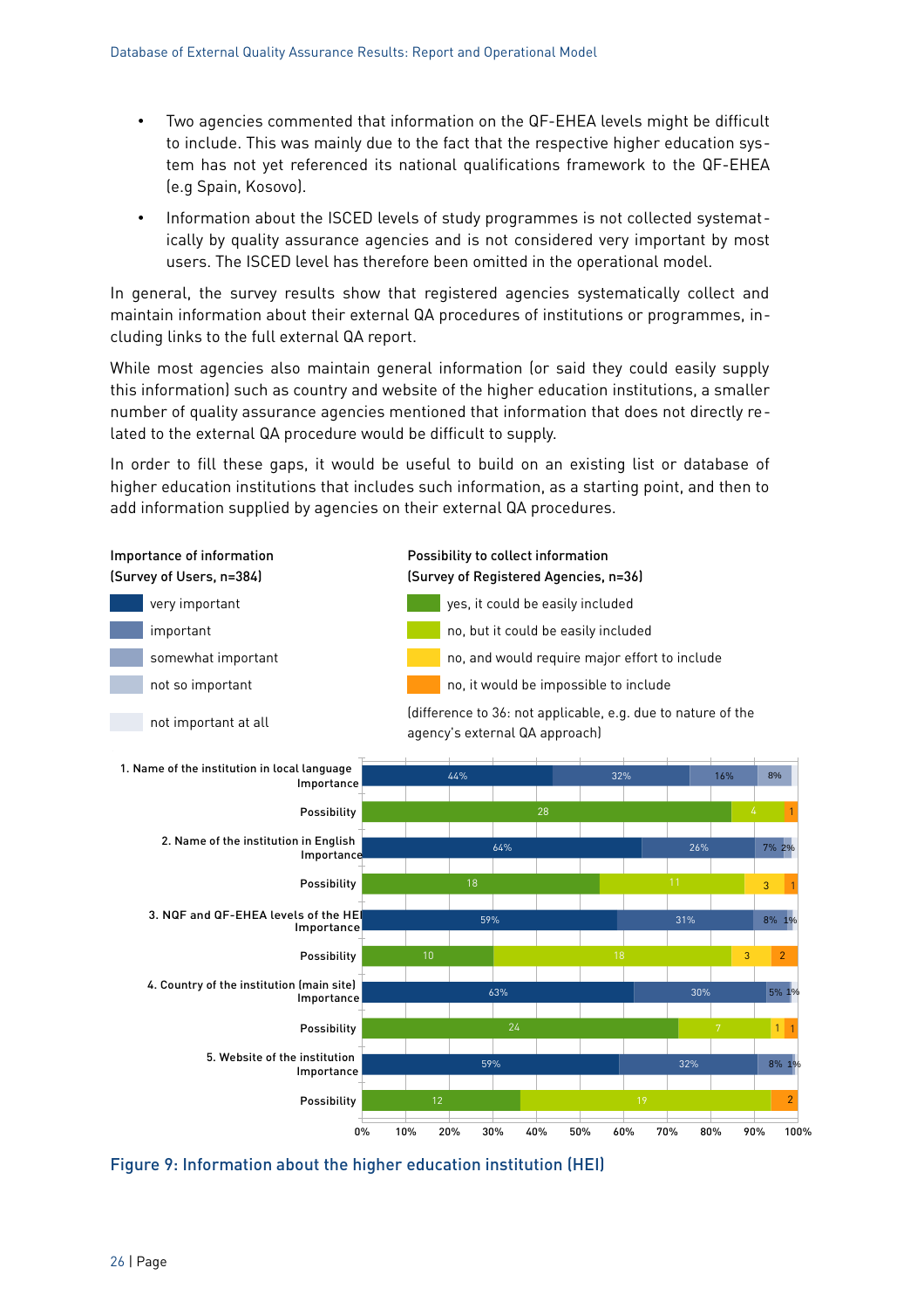- Two agencies commented that information on the QF-EHEA levels might be difficult to include. This was mainly due to the fact that the respective higher education system has not yet referenced its national qualifications framework to the QF-EHEA (e.g Spain, Kosovo).
- Information about the ISCED levels of study programmes is not collected systematically by quality assurance agencies and is not considered very important by most users. The ISCED level has therefore been omitted in the operational model.

In general, the survey results show that registered agencies systematically collect and maintain information about their external QA procedures of institutions or programmes, including links to the full external QA report.

While most agencies also maintain general information (or said they could easily supply this information) such as country and website of the higher education institutions, a smaller number of quality assurance agencies mentioned that information that does not directly related to the external QA procedure would be difficult to supply.

In order to fill these gaps, it would be useful to build on an existing list or database of higher education institutions that includes such information, as a starting point, and then to add information supplied by agencies on their external QA procedures.

Importance of information (Survey of Users, n=384): very important; important; somewhat important; not so important; not important at all

Possibility to collect information (Survey of Registered Agencies, n=36): yes, it could be easily included; no, but it could be easily included; no, and would require major effort to include; no, it would be impossible to include (difference to 36: not applicable, e.g. due to nature of the agency's external QA approach)

| Item | | very important / yes, easily included | important / no, but easily included | somewhat important / major effort | not so important / impossible |
|---|---|---|---|---|---|
| 1. Name of the institution in local language | Importance | 44% | 32% | 16% | 8% |
| | Possibility | 28 | 4 | | 1 |
| 2. Name of the institution in English | Importance | 64% | 26% | 7% | 2% |
| | Possibility | 18 | 11 | 3 | 1 |
| 3. NQF and QF-EHEA levels of the HEI | Importance | 59% | 31% | 8% | 1% |
| | Possibility | 10 | 18 | 3 | 2 |
| 4. Country of the institution (main site) | Importance | 63% | 30% | 5% | 1% |
| | Possibility | 24 | 7 | 1 | 1 |
| 5. Website of the institution | Importance | 59% | 32% | 8% | 1% |
| | Possibility | 12 | 19 | | 2 |

Figure 9: Information about the higher education institution (HEI)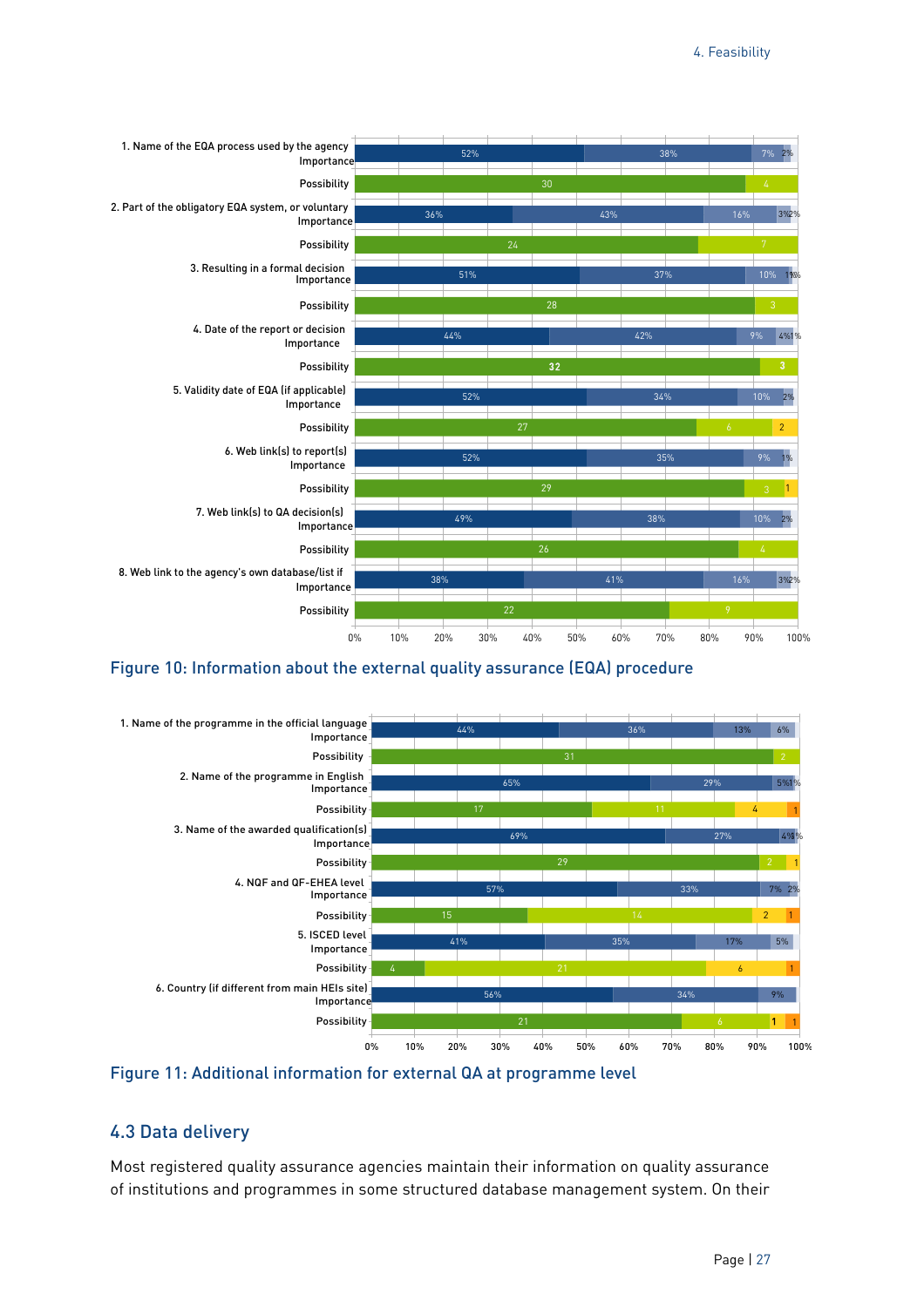| | Importance | | | | Possibility | | | |
|---|---|---|---|---|---|---|---|---|
| 1. Name of the EQA process used by the agency | 52% | 38% | 7% | 2% | 30 | 4 | | |
| 2. Part of the obligatory EQA system, or voluntary | 36% | 43% | 16% | 3% 2% | 24 | 7 | | |
| 3. Resulting in a formal decision | 51% | 37% | 10% | 1% 1% | 28 | 3 | | |
| 4. Date of the report or decision | 44% | 42% | 9% | 4% 1% | 32 | 3 | | |
| 5. Validity date of EQA (if applicable) | 52% | 34% | 10% | 2% | 27 | 6 | 2 | |
| 6. Web link(s) to report(s) | 52% | 35% | 9% | 1% | 29 | 3 | 1 | |
| 7. Web link(s) to QA decision(s) | 49% | 38% | 10% | 2% | 26 | 4 | | |
| 8. Web link to the agency's own database/list if | 38% | 41% | 16% | 3% 2% | 22 | 9 | | |

Figure 10: Information about the external quality assurance (EQA) procedure

| | Importance | | | | Possibility | | | |
|---|---|---|---|---|---|---|---|---|
| 1. Name of the programme in the official language | 44% | 36% | 13% | 6% | 31 | 2 | | |
| 2. Name of the programme in English | 65% | 29% | 5% | 1% | 17 | 11 | 4 | 1 |
| 3. Name of the awarded qualification(s) | 69% | 27% | 4% | 1% | 29 | 2 | 1 | |
| 4. NQF and QF-EHEA level | 57% | 33% | 7% | 2% | 15 | 14 | 2 | 1 |
| 5. ISCED level | 41% | 35% | 17% | 5% | 4 | 21 | 6 | 1 |
| 6. Country (if different from main HEIs site) | 56% | 34% | 9% | | 21 | 6 | 1 | 1 |

Figure 11: Additional information for external QA at programme level

## 4.3 Data delivery

Most registered quality assurance agencies maintain their information on quality assurance of institutions and programmes in some structured database management system. On their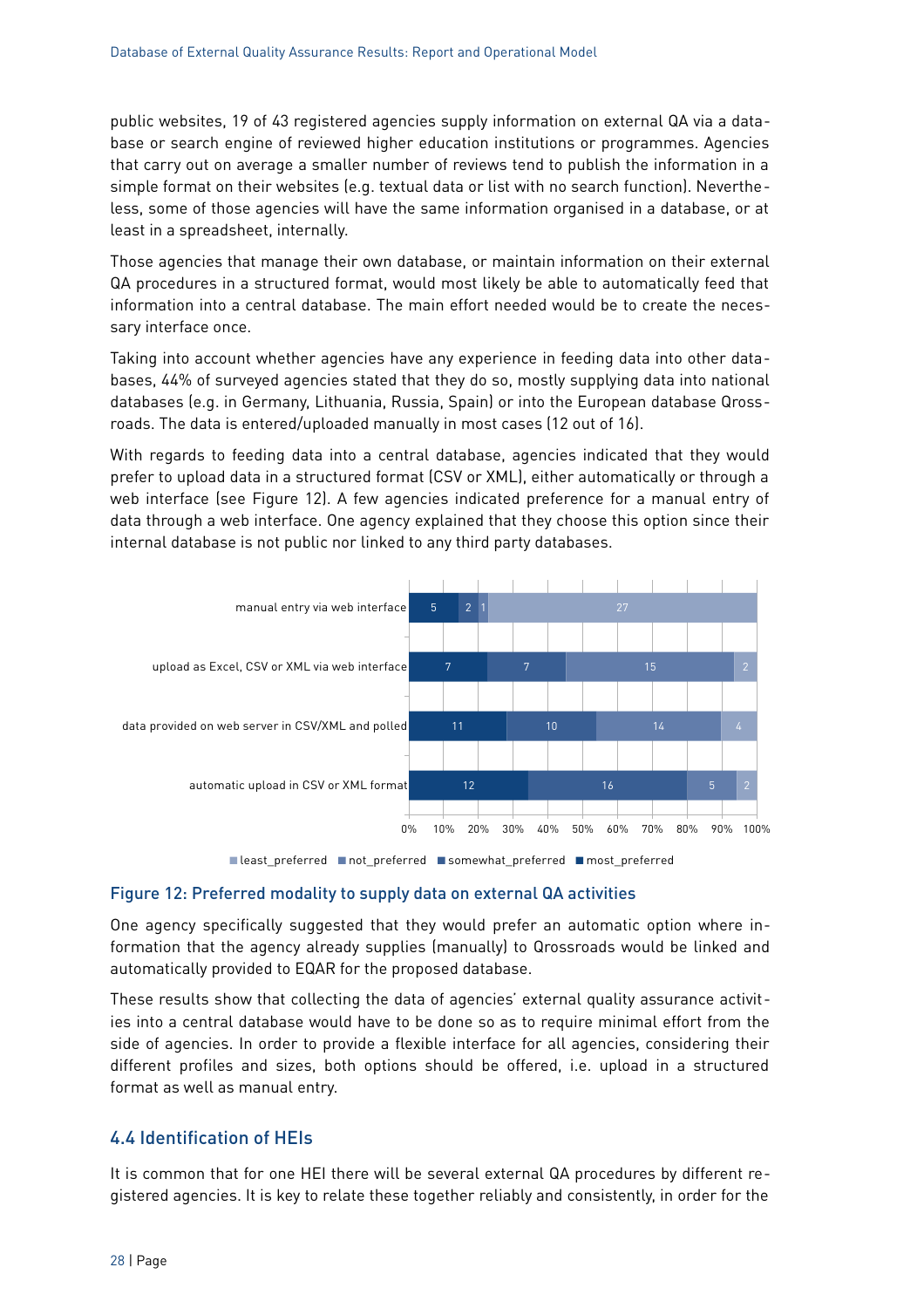public websites, 19 of 43 registered agencies supply information on external QA via a database or search engine of reviewed higher education institutions or programmes. Agencies that carry out on average a smaller number of reviews tend to publish the information in a simple format on their websites (e.g. textual data or list with no search function). Nevertheless, some of those agencies will have the same information organised in a database, or at least in a spreadsheet, internally.

Those agencies that manage their own database, or maintain information on their external QA procedures in a structured format, would most likely be able to automatically feed that information into a central database. The main effort needed would be to create the necessary interface once.

Taking into account whether agencies have any experience in feeding data into other databases, 44% of surveyed agencies stated that they do so, mostly supplying data into national databases (e.g. in Germany, Lithuania, Russia, Spain) or into the European database Qrossroads. The data is entered/uploaded manually in most cases (12 out of 16).

With regards to feeding data into a central database, agencies indicated that they would prefer to upload data in a structured format (CSV or XML), either automatically or through a web interface (see Figure 12). A few agencies indicated preference for a manual entry of data through a web interface. One agency explained that they choose this option since their internal database is not public nor linked to any third party databases.

| | most_preferred | somewhat_preferred | not_preferred | least_preferred |
|---|---|---|---|---|
| manual entry via web interface | 5 | 2 | 1 | 27 |
| upload as Excel, CSV or XML via web interface | 7 | 7 | 15 | 2 |
| data provided on web server in CSV/XML and polled | 11 | 10 | 14 | 4 |
| automatic upload in CSV or XML format | 12 | 16 | 5 | 2 |

Figure 12: Preferred modality to supply data on external QA activities

One agency specifically suggested that they would prefer an automatic option where information that the agency already supplies (manually) to Qrossroads would be linked and automatically provided to EQAR for the proposed database.

These results show that collecting the data of agencies' external quality assurance activities into a central database would have to be done so as to require minimal effort from the side of agencies. In order to provide a flexible interface for all agencies, considering their different profiles and sizes, both options should be offered, i.e. upload in a structured format as well as manual entry.

## 4.4 Identification of HEIs

It is common that for one HEI there will be several external QA procedures by different registered agencies. It is key to relate these together reliably and consistently, in order for the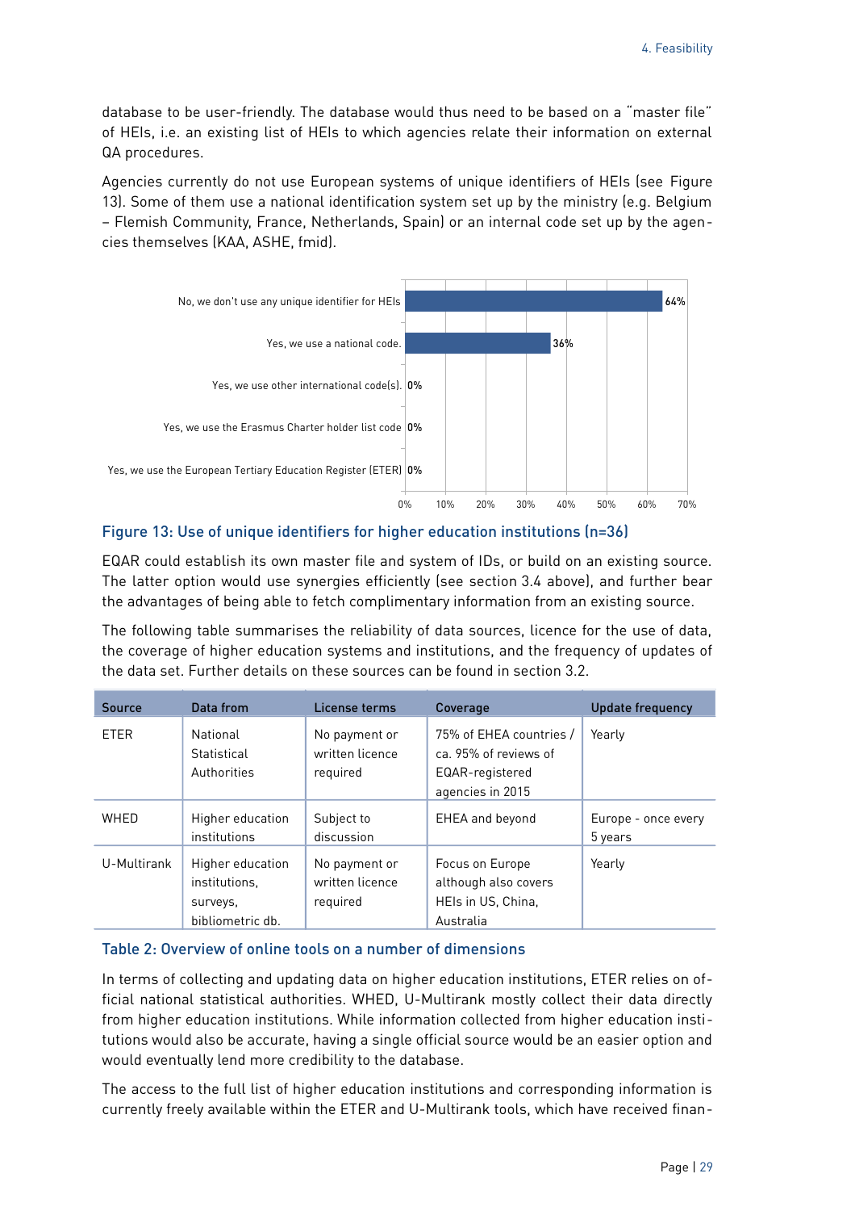database to be user-friendly. The database would thus need to be based on a "master file" of HEIs, i.e. an existing list of HEIs to which agencies relate their information on external QA procedures.

Agencies currently do not use European systems of unique identifiers of HEIs (see Figure 13). Some of them use a national identification system set up by the ministry (e.g. Belgium – Flemish Community, France, Netherlands, Spain) or an internal code set up by the agencies themselves (KAA, ASHE, fmid).

| Response | Share |
|---|---|
| No, we don't use any unique identifier for HEIs | 64% |
| Yes, we use a national code. | 36% |
| Yes, we use other international code(s). | 0% |
| Yes, we use the Erasmus Charter holder list code | 0% |
| Yes, we use the European Tertiary Education Register (ETER) | 0% |

Figure 13: Use of unique identifiers for higher education institutions (n=36)

EQAR could establish its own master file and system of IDs, or build on an existing source. The latter option would use synergies efficiently (see section 3.4 above), and further bear the advantages of being able to fetch complimentary information from an existing source.

The following table summarises the reliability of data sources, licence for the use of data, the coverage of higher education systems and institutions, and the frequency of updates of the data set. Further details on these sources can be found in section 3.2.

| Source | Data from | License terms | Coverage | Update frequency |
|---|---|---|---|---|
| ETER | National Statistical Authorities | No payment or written licence required | 75% of EHEA countries / ca. 95% of reviews of EQAR-registered agencies in 2015 | Yearly |
| WHED | Higher education institutions | Subject to discussion | EHEA and beyond | Europe - once every 5 years |
| U-Multirank | Higher education institutions, surveys, bibliometric db. | No payment or written licence required | Focus on Europe although also covers HEIs in US, China, Australia | Yearly |

Table 2: Overview of online tools on a number of dimensions

In terms of collecting and updating data on higher education institutions, ETER relies on official national statistical authorities. WHED, U-Multirank mostly collect their data directly from higher education institutions. While information collected from higher education institutions would also be accurate, having a single official source would be an easier option and would eventually lend more credibility to the database.

The access to the full list of higher education institutions and corresponding information is currently freely available within the ETER and U-Multirank tools, which have received finan-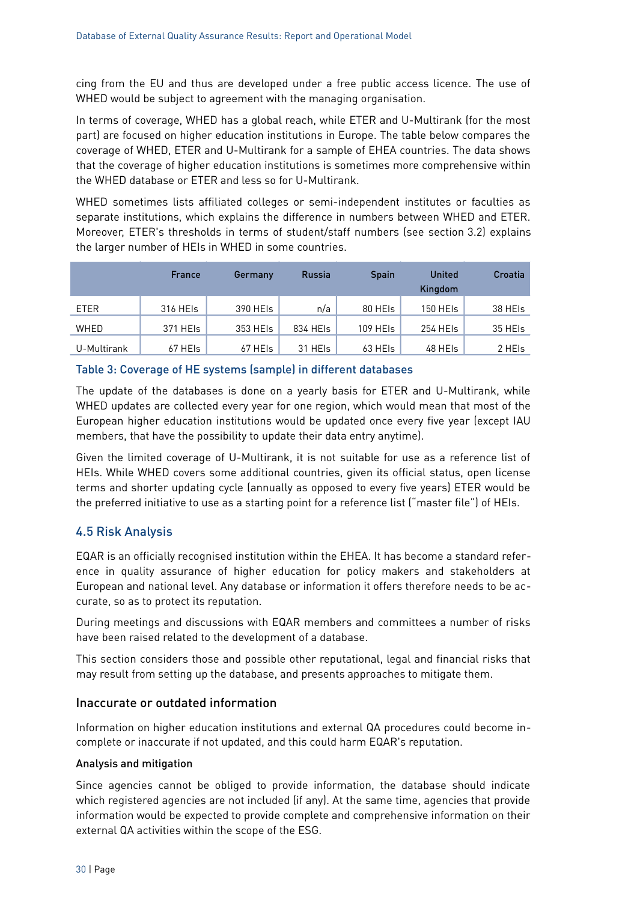cing from the EU and thus are developed under a free public access licence. The use of WHED would be subject to agreement with the managing organisation.

In terms of coverage, WHED has a global reach, while ETER and U-Multirank (for the most part) are focused on higher education institutions in Europe. The table below compares the coverage of WHED, ETER and U-Multirank for a sample of EHEA countries. The data shows that the coverage of higher education institutions is sometimes more comprehensive within the WHED database or ETER and less so for U-Multirank.

WHED sometimes lists affiliated colleges or semi-independent institutes or faculties as separate institutions, which explains the difference in numbers between WHED and ETER. Moreover, ETER's thresholds in terms of student/staff numbers (see section 3.2) explains the larger number of HEIs in WHED in some countries.

| | France | Germany | Russia | Spain | United Kingdom | Croatia |
|---|---|---|---|---|---|---|
| ETER | 316 HEIs | 390 HEIs | n/a | 80 HEIs | 150 HEIs | 38 HEIs |
| WHED | 371 HEIs | 353 HEIs | 834 HEIs | 109 HEIs | 254 HEIs | 35 HEIs |
| U-Multirank | 67 HEIs | 67 HEIs | 31 HEIs | 63 HEIs | 48 HEIs | 2 HEIs |

Table 3: Coverage of HE systems (sample) in different databases

The update of the databases is done on a yearly basis for ETER and U-Multirank, while WHED updates are collected every year for one region, which would mean that most of the European higher education institutions would be updated once every five year (except IAU members, that have the possibility to update their data entry anytime).

Given the limited coverage of U-Multirank, it is not suitable for use as a reference list of HEIs. While WHED covers some additional countries, given its official status, open license terms and shorter updating cycle (annually as opposed to every five years) ETER would be the preferred initiative to use as a starting point for a reference list ("master file") of HEIs.

## 4.5 Risk Analysis

EQAR is an officially recognised institution within the EHEA. It has become a standard reference in quality assurance of higher education for policy makers and stakeholders at European and national level. Any database or information it offers therefore needs to be accurate, so as to protect its reputation.

During meetings and discussions with EQAR members and committees a number of risks have been raised related to the development of a database.

This section considers those and possible other reputational, legal and financial risks that may result from setting up the database, and presents approaches to mitigate them.

### Inaccurate or outdated information

Information on higher education institutions and external QA procedures could become incomplete or inaccurate if not updated, and this could harm EQAR's reputation.

#### Analysis and mitigation

Since agencies cannot be obliged to provide information, the database should indicate which registered agencies are not included (if any). At the same time, agencies that provide information would be expected to provide complete and comprehensive information on their external QA activities within the scope of the ESG.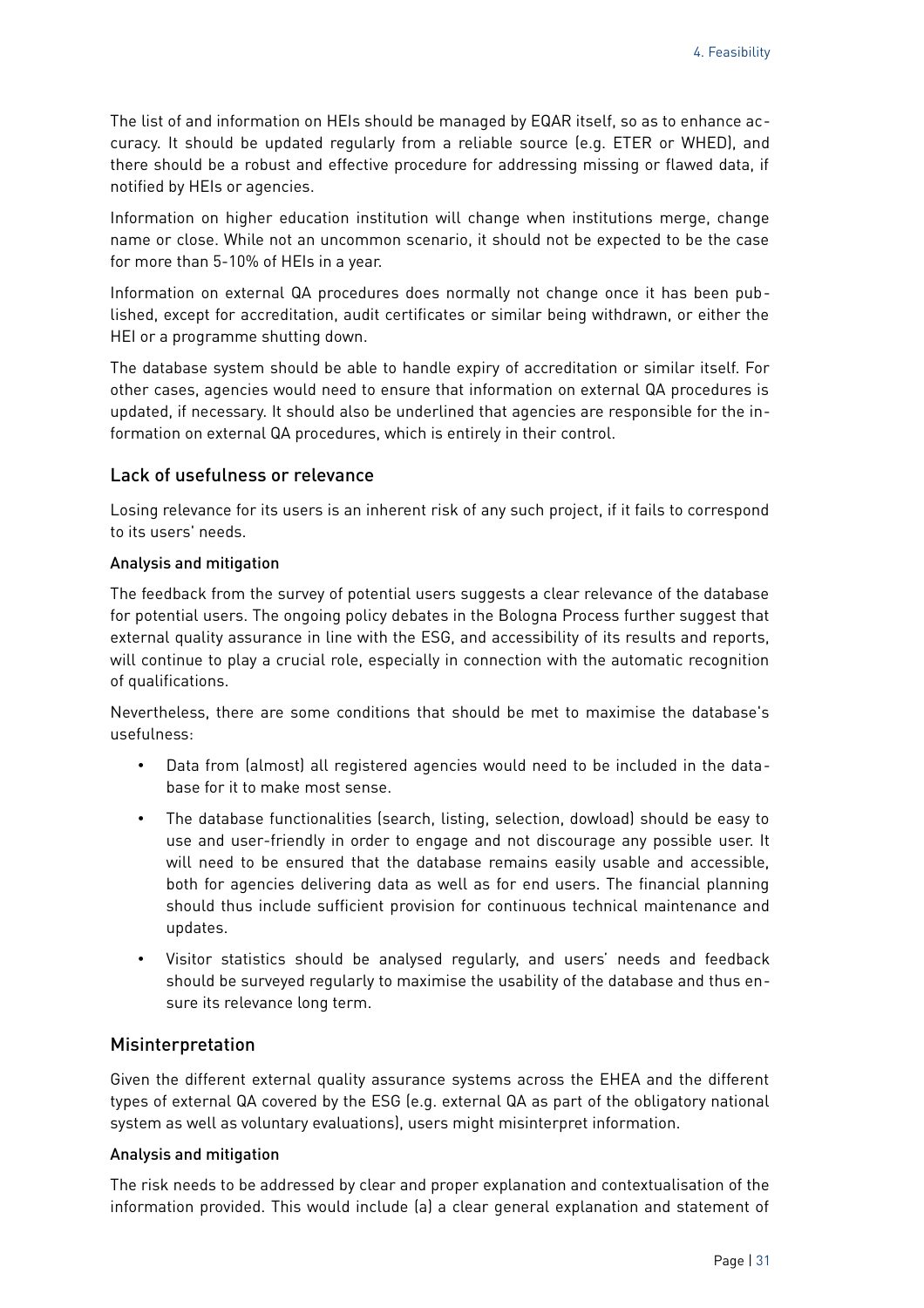The list of and information on HEIs should be managed by EQAR itself, so as to enhance accuracy. It should be updated regularly from a reliable source (e.g. ETER or WHED), and there should be a robust and effective procedure for addressing missing or flawed data, if notified by HEIs or agencies.

Information on higher education institution will change when institutions merge, change name or close. While not an uncommon scenario, it should not be expected to be the case for more than 5-10% of HEIs in a year.

Information on external QA procedures does normally not change once it has been published, except for accreditation, audit certificates or similar being withdrawn, or either the HEI or a programme shutting down.

The database system should be able to handle expiry of accreditation or similar itself. For other cases, agencies would need to ensure that information on external QA procedures is updated, if necessary. It should also be underlined that agencies are responsible for the information on external QA procedures, which is entirely in their control.

## Lack of usefulness or relevance

Losing relevance for its users is an inherent risk of any such project, if it fails to correspond to its users' needs.

### Analysis and mitigation

The feedback from the survey of potential users suggests a clear relevance of the database for potential users. The ongoing policy debates in the Bologna Process further suggest that external quality assurance in line with the ESG, and accessibility of its results and reports, will continue to play a crucial role, especially in connection with the automatic recognition of qualifications.

Nevertheless, there are some conditions that should be met to maximise the database's usefulness:

- Data from (almost) all registered agencies would need to be included in the database for it to make most sense.
- The database functionalities (search, listing, selection, dowload) should be easy to use and user-friendly in order to engage and not discourage any possible user. It will need to be ensured that the database remains easily usable and accessible, both for agencies delivering data as well as for end users. The financial planning should thus include sufficient provision for continuous technical maintenance and updates.
- Visitor statistics should be analysed regularly, and users' needs and feedback should be surveyed regularly to maximise the usability of the database and thus ensure its relevance long term.

## Misinterpretation

Given the different external quality assurance systems across the EHEA and the different types of external QA covered by the ESG (e.g. external QA as part of the obligatory national system as well as voluntary evaluations), users might misinterpret information.

### Analysis and mitigation

The risk needs to be addressed by clear and proper explanation and contextualisation of the information provided. This would include (a) a clear general explanation and statement of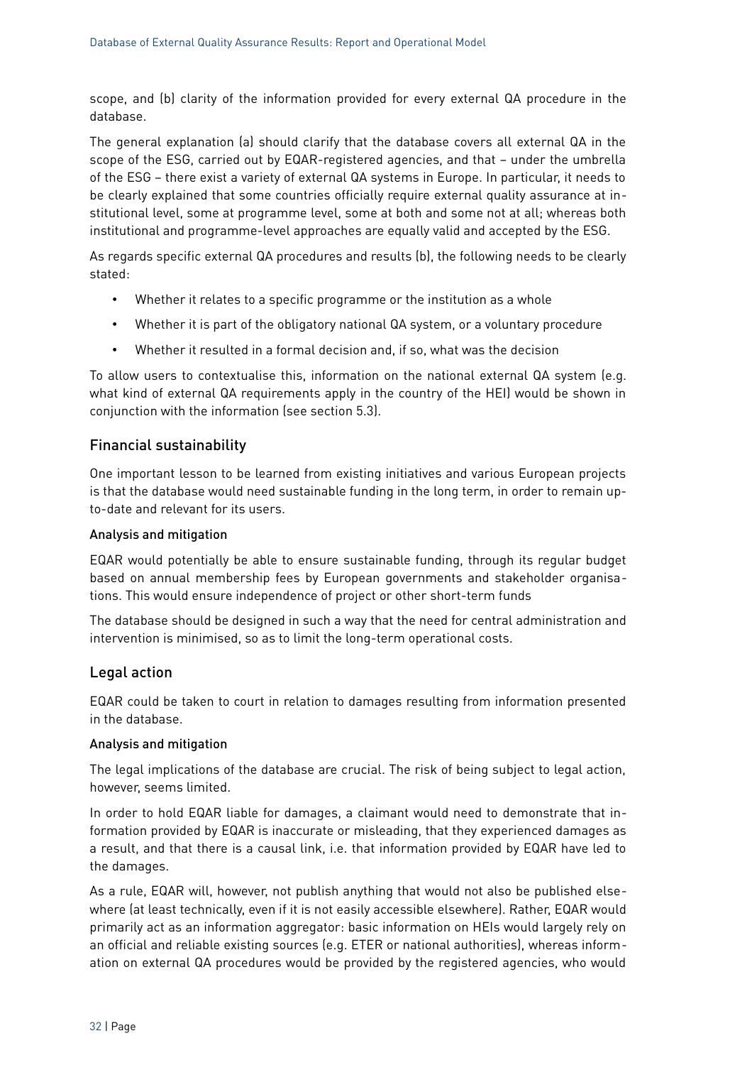scope, and (b) clarity of the information provided for every external QA procedure in the database.

The general explanation (a) should clarify that the database covers all external QA in the scope of the ESG, carried out by EQAR-registered agencies, and that – under the umbrella of the ESG – there exist a variety of external QA systems in Europe. In particular, it needs to be clearly explained that some countries officially require external quality assurance at institutional level, some at programme level, some at both and some not at all; whereas both institutional and programme-level approaches are equally valid and accepted by the ESG.

As regards specific external QA procedures and results (b), the following needs to be clearly stated:

- Whether it relates to a specific programme or the institution as a whole
- Whether it is part of the obligatory national QA system, or a voluntary procedure
- Whether it resulted in a formal decision and, if so, what was the decision

To allow users to contextualise this, information on the national external QA system (e.g. what kind of external QA requirements apply in the country of the HEI) would be shown in conjunction with the information (see section 5.3).

## Financial sustainability

One important lesson to be learned from existing initiatives and various European projects is that the database would need sustainable funding in the long term, in order to remain up-to-date and relevant for its users.

### Analysis and mitigation

EQAR would potentially be able to ensure sustainable funding, through its regular budget based on annual membership fees by European governments and stakeholder organisations. This would ensure independence of project or other short-term funds

The database should be designed in such a way that the need for central administration and intervention is minimised, so as to limit the long-term operational costs.

## Legal action

EQAR could be taken to court in relation to damages resulting from information presented in the database.

### Analysis and mitigation

The legal implications of the database are crucial. The risk of being subject to legal action, however, seems limited.

In order to hold EQAR liable for damages, a claimant would need to demonstrate that information provided by EQAR is inaccurate or misleading, that they experienced damages as a result, and that there is a causal link, i.e. that information provided by EQAR have led to the damages.

As a rule, EQAR will, however, not publish anything that would not also be published elsewhere (at least technically, even if it is not easily accessible elsewhere). Rather, EQAR would primarily act as an information aggregator: basic information on HEIs would largely rely on an official and reliable existing sources (e.g. ETER or national authorities), whereas information on external QA procedures would be provided by the registered agencies, who would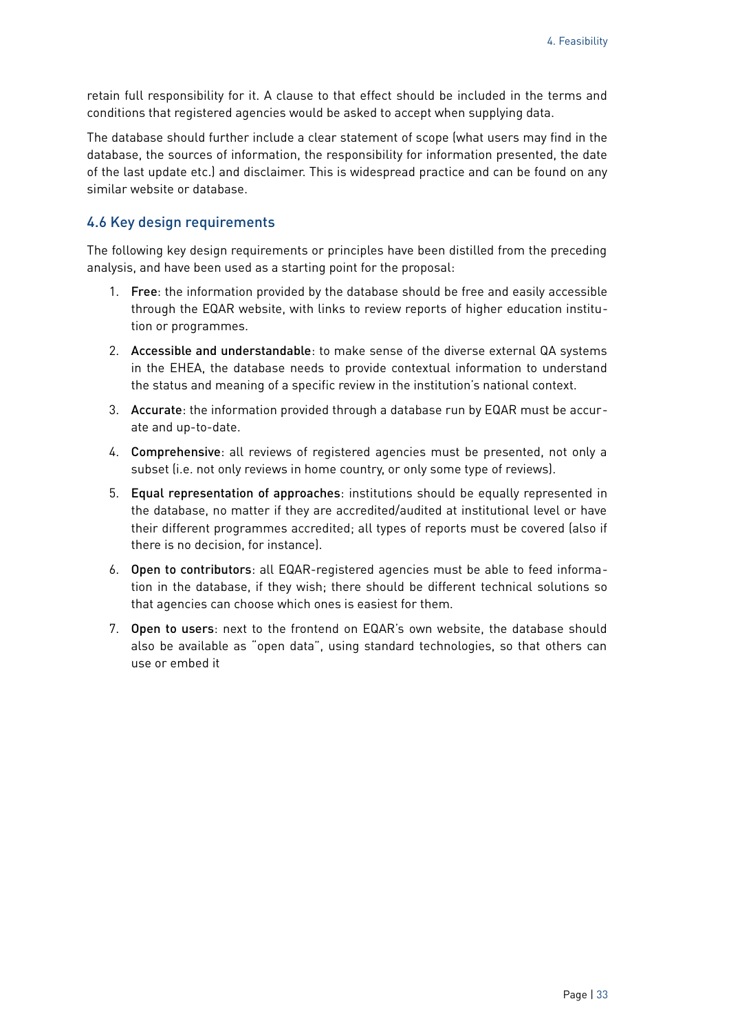retain full responsibility for it. A clause to that effect should be included in the terms and conditions that registered agencies would be asked to accept when supplying data.

The database should further include a clear statement of scope (what users may find in the database, the sources of information, the responsibility for information presented, the date of the last update etc.) and disclaimer. This is widespread practice and can be found on any similar website or database.

## 4.6 Key design requirements

The following key design requirements or principles have been distilled from the preceding analysis, and have been used as a starting point for the proposal:

1. Free: the information provided by the database should be free and easily accessible through the EQAR website, with links to review reports of higher education institution or programmes.
2. Accessible and understandable: to make sense of the diverse external QA systems in the EHEA, the database needs to provide contextual information to understand the status and meaning of a specific review in the institution's national context.
3. Accurate: the information provided through a database run by EQAR must be accurate and up-to-date.
4. Comprehensive: all reviews of registered agencies must be presented, not only a subset (i.e. not only reviews in home country, or only some type of reviews).
5. Equal representation of approaches: institutions should be equally represented in the database, no matter if they are accredited/audited at institutional level or have their different programmes accredited; all types of reports must be covered (also if there is no decision, for instance).
6. Open to contributors: all EQAR-registered agencies must be able to feed information in the database, if they wish; there should be different technical solutions so that agencies can choose which ones is easiest for them.
7. Open to users: next to the frontend on EQAR's own website, the database should also be available as "open data", using standard technologies, so that others can use or embed it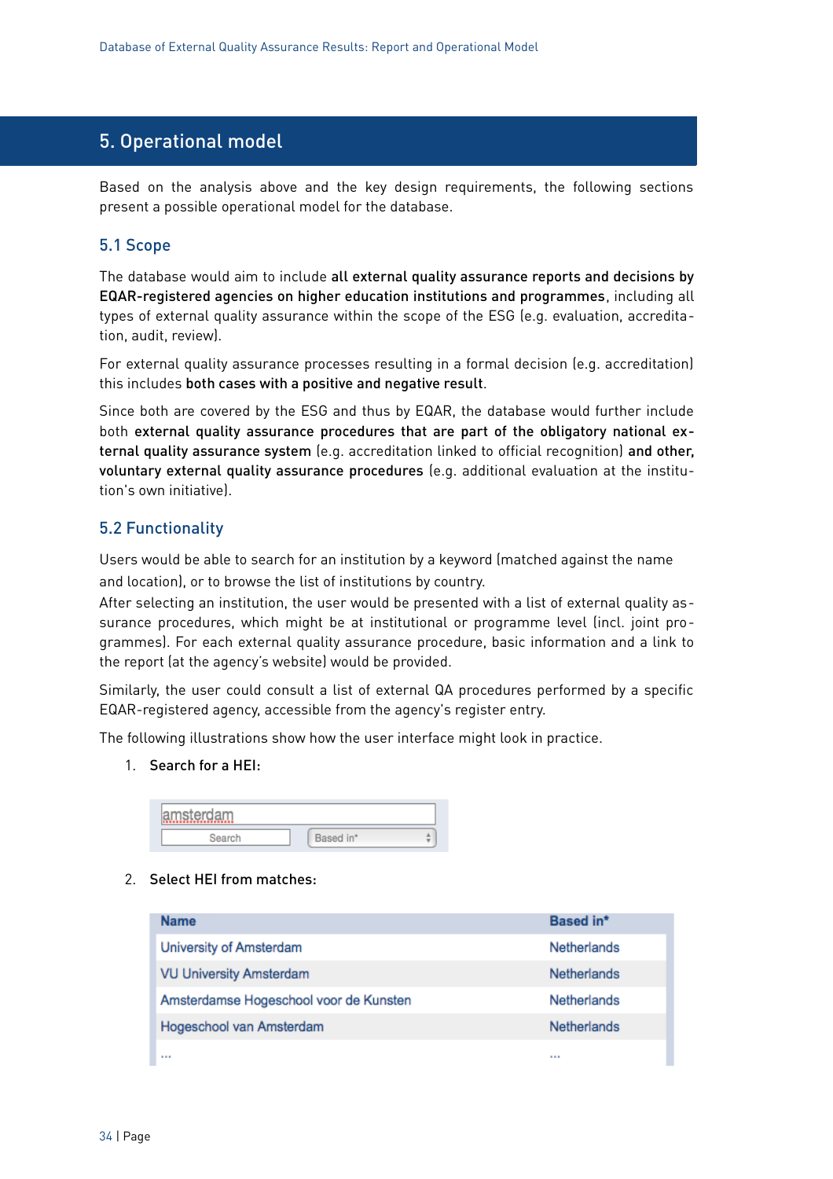# 5. Operational model

Based on the analysis above and the key design requirements, the following sections present a possible operational model for the database.

## 5.1 Scope

The database would aim to include **all external quality assurance reports and decisions by EQAR-registered agencies on higher education institutions and programmes**, including all types of external quality assurance within the scope of the ESG (e.g. evaluation, accreditation, audit, review).

For external quality assurance processes resulting in a formal decision (e.g. accreditation) this includes **both cases with a positive and negative result**.

Since both are covered by the ESG and thus by EQAR, the database would further include both **external quality assurance procedures that are part of the obligatory national external quality assurance system** (e.g. accreditation linked to official recognition) **and other, voluntary external quality assurance procedures** (e.g. additional evaluation at the institution's own initiative).

## 5.2 Functionality

Users would be able to search for an institution by a keyword (matched against the name and location), or to browse the list of institutions by country.

After selecting an institution, the user would be presented with a list of external quality assurance procedures, which might be at institutional or programme level (incl. joint programmes). For each external quality assurance procedure, basic information and a link to the report (at the agency's website) would be provided.

Similarly, the user could consult a list of external QA procedures performed by a specific EQAR-registered agency, accessible from the agency's register entry.

The following illustrations show how the user interface might look in practice.

1. Search for a HEI:

| amsterdam | |
|---|---|
| Search | Based in* |

2. Select HEI from matches:

| Name | Based in* |
|---|---|
| University of Amsterdam | Netherlands |
| VU University Amsterdam | Netherlands |
| Amsterdamse Hogeschool voor de Kunsten | Netherlands |
| Hogeschool van Amsterdam | Netherlands |
| ... | ... |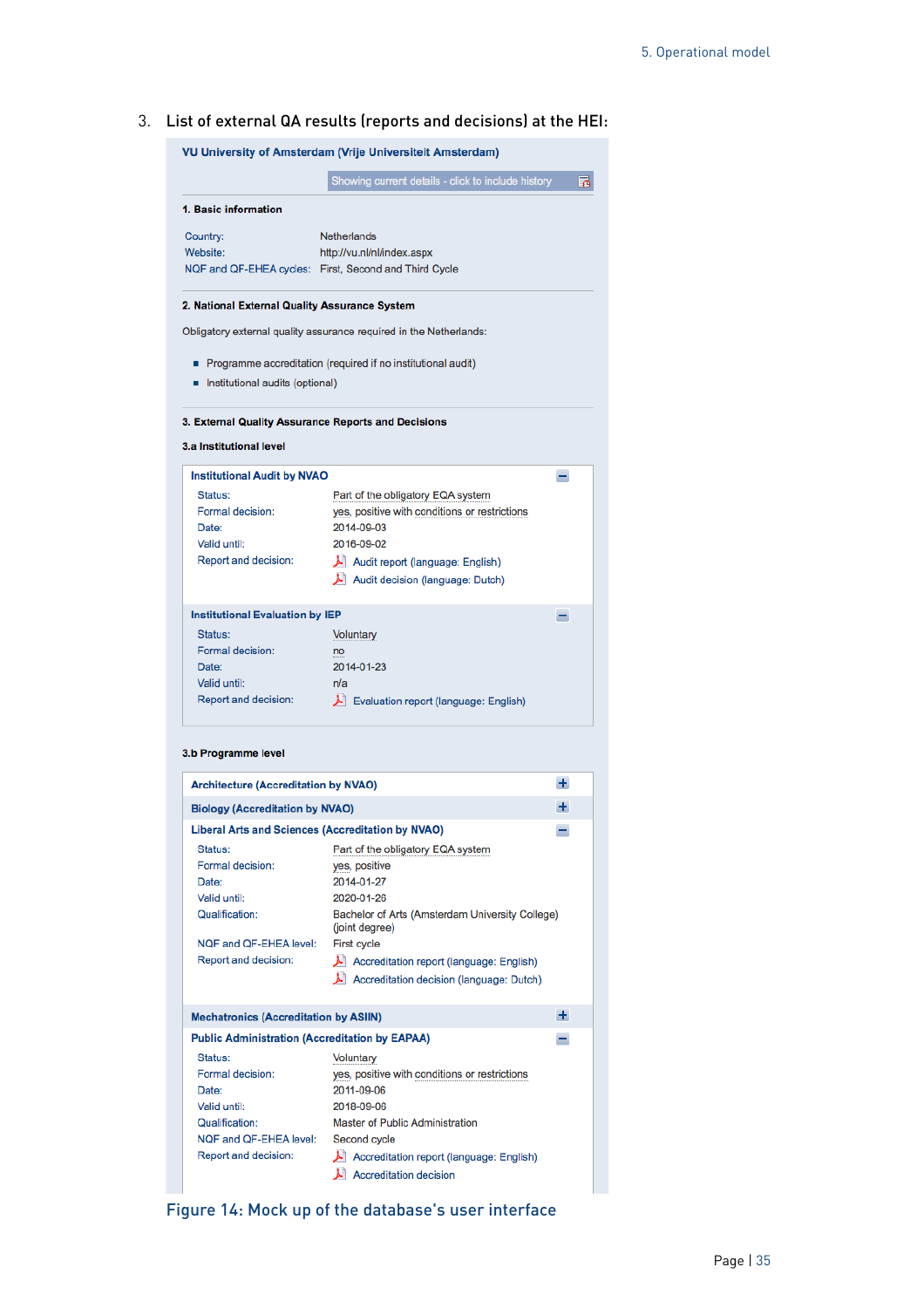3. List of external QA results (reports and decisions) at the HEI:

**VU University of Amsterdam (Vrije Universiteit Amsterdam)**

Showing current details - click to include history

**1. Basic information**

| | |
|---|---|
| Country: | Netherlands |
| Website: | http://vu.nl/nl/index.aspx |
| NQF and QF-EHEA cycles: | First, Second and Third Cycle |

**2. National External Quality Assurance System**

Obligatory external quality assurance required in the Netherlands:

- Programme accreditation (required if no institutional audit)
- Institutional audits (optional)

**3. External Quality Assurance Reports and Decisions**

**3.a Institutional level**

**Institutional Audit by NVAO**

| | |
|---|---|
| Status: | Part of the obligatory EQA system |
| Formal decision: | yes, positive with conditions or restrictions |
| Date: | 2014-09-03 |
| Valid until: | 2016-09-02 |
| Report and decision: | Audit report (language: English)<br>Audit decision (language: Dutch) |

**Institutional Evaluation by IEP**

| | |
|---|---|
| Status: | Voluntary |
| Formal decision: | no |
| Date: | 2014-01-23 |
| Valid until: | n/a |
| Report and decision: | Evaluation report (language: English) |

**3.b Programme level**

**Architecture (Accreditation by NVAO)** +

**Biology (Accreditation by NVAO)** +

**Liberal Arts and Sciences (Accreditation by NVAO)**

| | |
|---|---|
| Status: | Part of the obligatory EQA system |
| Formal decision: | yes, positive |
| Date: | 2014-01-27 |
| Valid until: | 2020-01-26 |
| Qualification: | Bachelor of Arts (Amsterdam University College) (joint degree) |
| NQF and QF-EHEA level: | First cycle |
| Report and decision: | Accreditation report (language: English)<br>Accreditation decision (language: Dutch) |

**Mechatronics (Accreditation by ASIIN)** +

**Public Administration (Accreditation by EAPAA)**

| | |
|---|---|
| Status: | Voluntary |
| Formal decision: | yes, positive with conditions or restrictions |
| Date: | 2011-09-06 |
| Valid until: | 2018-09-06 |
| Qualification: | Master of Public Administration |
| NQF and QF-EHEA level: | Second cycle |
| Report and decision: | Accreditation report (language: English)<br>Accreditation decision |

Figure 14: Mock up of the database's user interface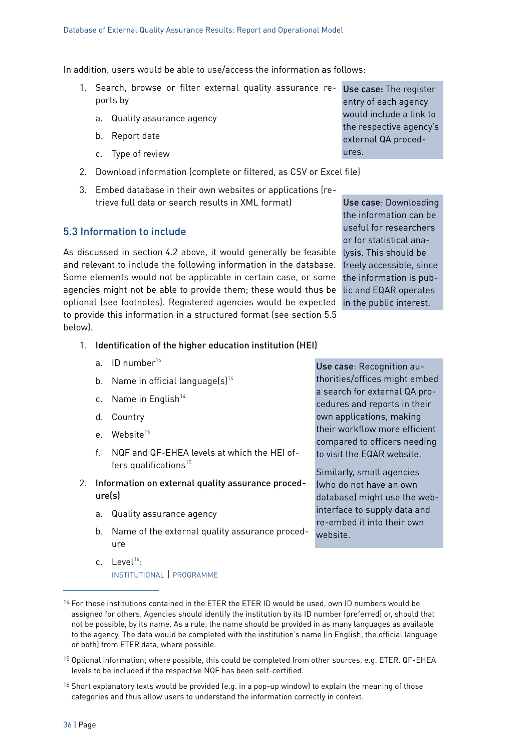In addition, users would be able to use/access the information as follows:

1. Search, browse or filter external quality assurance reports by
   a. Quality assurance agency
   b. Report date
   c. Type of review
2. Download information (complete or filtered, as CSV or Excel file)
3. Embed database in their own websites or applications (retrieve full data or search results in XML format)

**Use case:** The register entry of each agency would include a link to the respective agency's external QA procedures.

**Use case**: Downloading the information can be useful for researchers or for statistical analysis. This should be freely accessible, since the information is public and EQAR operates in the public interest.

## 5.3 Information to include

As discussed in section 4.2 above, it would generally be feasible and relevant to include the following information in the database. Some elements would not be applicable in certain case, or some agencies might not be able to provide them; these would thus be optional (see footnotes). Registered agencies would be expected to provide this information in a structured format (see section 5.5 below).

1. Identification of the higher education institution (HEI)
   a. ID number[14]
   b. Name in official language(s)[14]
   c. Name in English[14]
   d. Country
   e. Website[15]
   f. NQF and QF-EHEA levels at which the HEI offers qualifications[15]
2. Information on external quality assurance procedure(s)
   a. Quality assurance agency
   b. Name of the external quality assurance procedure
   c. Level[16]:
      INSTITUTIONAL | PROGRAMME

**Use case**: Recognition authorities/offices might embed a search for external QA procedures and reports in their own applications, making their workflow more efficient compared to officers needing to visit the EQAR website.

Similarly, small agencies (who do not have an own database) might use the web-interface to supply data and re-embed it into their own website.

[14] For those institutions contained in the ETER the ETER ID would be used, own ID numbers would be assigned for others. Agencies should identify the institution by its ID number (preferred) or, should that not be possible, by its name. As a rule, the name should be provided in as many languages as available to the agency. The data would be completed with the institution's name (in English, the official language or both) from ETER data, where possible.

[15] Optional information; where possible, this could be completed from other sources, e.g. ETER. QF-EHEA levels to be included if the respective NQF has been self-certified.

[16] Short explanatory texts would be provided (e.g. in a pop-up window) to explain the meaning of those categories and thus allow users to understand the information correctly in context.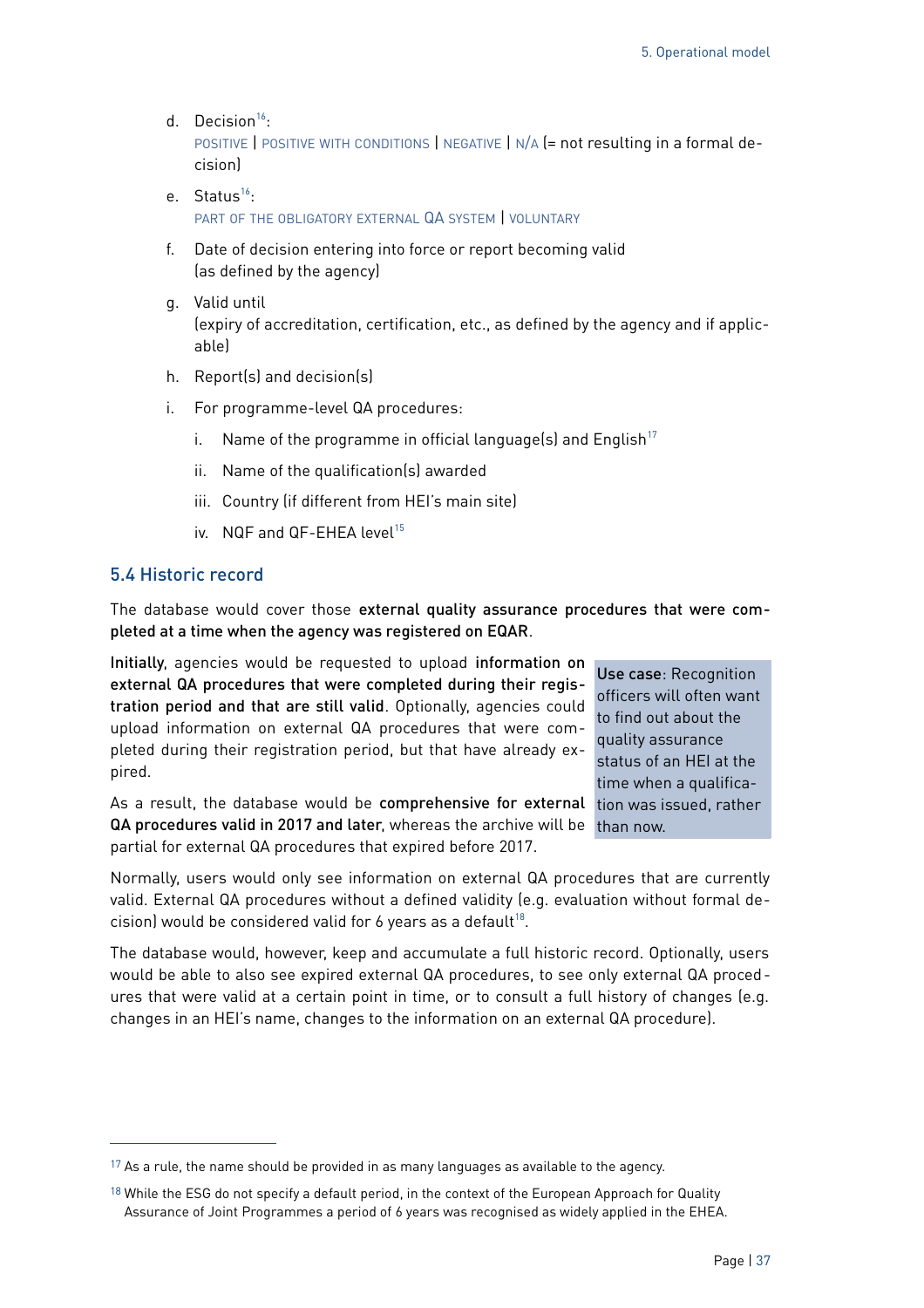d. Decision[16]:
   POSITIVE | POSITIVE WITH CONDITIONS | NEGATIVE | N/A (= not resulting in a formal decision)

e. Status[16]:
   PART OF THE OBLIGATORY EXTERNAL QA SYSTEM | VOLUNTARY

f. Date of decision entering into force or report becoming valid (as defined by the agency)

g. Valid until
   (expiry of accreditation, certification, etc., as defined by the agency and if applicable)

h. Report(s) and decision(s)

i. For programme-level QA procedures:

   i. Name of the programme in official language(s) and English[17]

   ii. Name of the qualification(s) awarded

   iii. Country (if different from HEI's main site)

   iv. NQF and QF-EHEA level[15]

## 5.4 Historic record

The database would cover those **external quality assurance procedures that were completed at a time when the agency was registered on EQAR**.

**Initially**, agencies would be requested to upload **information on external QA procedures that were completed during their registration period and that are still valid**. Optionally, agencies could upload information on external QA procedures that were completed during their registration period, but that have already expired.

As a result, the database would be **comprehensive for external QA procedures valid in 2017 and later**, whereas the archive will be partial for external QA procedures that expired before 2017.

> **Use case**: Recognition officers will often want to find out about the quality assurance status of an HEI at the time when a qualification was issued, rather than now.

Normally, users would only see information on external QA procedures that are currently valid. External QA procedures without a defined validity (e.g. evaluation without formal decision) would be considered valid for 6 years as a default[18].

The database would, however, keep and accumulate a full historic record. Optionally, users would be able to also see expired external QA procedures, to see only external QA procedures that were valid at a certain point in time, or to consult a full history of changes (e.g. changes in an HEI's name, changes to the information on an external QA procedure).

---

[17] As a rule, the name should be provided in as many languages as available to the agency.

[18] While the ESG do not specify a default period, in the context of the European Approach for Quality Assurance of Joint Programmes a period of 6 years was recognised as widely applied in the EHEA.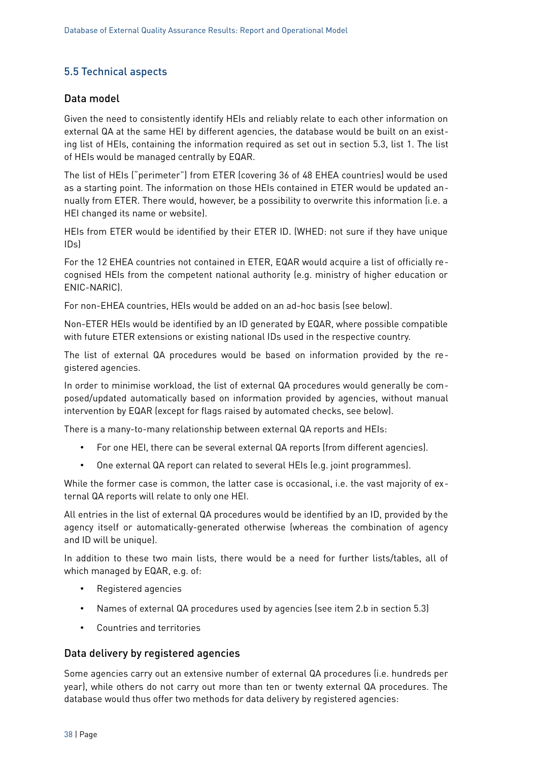## 5.5 Technical aspects

### Data model

Given the need to consistently identify HEIs and reliably relate to each other information on external QA at the same HEI by different agencies, the database would be built on an existing list of HEIs, containing the information required as set out in section 5.3, list 1. The list of HEIs would be managed centrally by EQAR.

The list of HEIs ("perimeter") from ETER (covering 36 of 48 EHEA countries) would be used as a starting point. The information on those HEIs contained in ETER would be updated annually from ETER. There would, however, be a possibility to overwrite this information (i.e. a HEI changed its name or website).

HEIs from ETER would be identified by their ETER ID. (WHED: not sure if they have unique IDs)

For the 12 EHEA countries not contained in ETER, EQAR would acquire a list of officially recognised HEIs from the competent national authority (e.g. ministry of higher education or ENIC-NARIC).

For non-EHEA countries, HEIs would be added on an ad-hoc basis (see below).

Non-ETER HEIs would be identified by an ID generated by EQAR, where possible compatible with future ETER extensions or existing national IDs used in the respective country.

The list of external QA procedures would be based on information provided by the registered agencies.

In order to minimise workload, the list of external QA procedures would generally be composed/updated automatically based on information provided by agencies, without manual intervention by EQAR (except for flags raised by automated checks, see below).

There is a many-to-many relationship between external QA reports and HEIs:

- For one HEI, there can be several external QA reports (from different agencies).
- One external QA report can related to several HEIs (e.g. joint programmes).

While the former case is common, the latter case is occasional, i.e. the vast majority of external QA reports will relate to only one HEI.

All entries in the list of external QA procedures would be identified by an ID, provided by the agency itself or automatically-generated otherwise (whereas the combination of agency and ID will be unique).

In addition to these two main lists, there would be a need for further lists/tables, all of which managed by EQAR, e.g. of:

- Registered agencies
- Names of external QA procedures used by agencies (see item 2.b in section 5.3)
- Countries and territories

### Data delivery by registered agencies

Some agencies carry out an extensive number of external QA procedures (i.e. hundreds per year), while others do not carry out more than ten or twenty external QA procedures. The database would thus offer two methods for data delivery by registered agencies: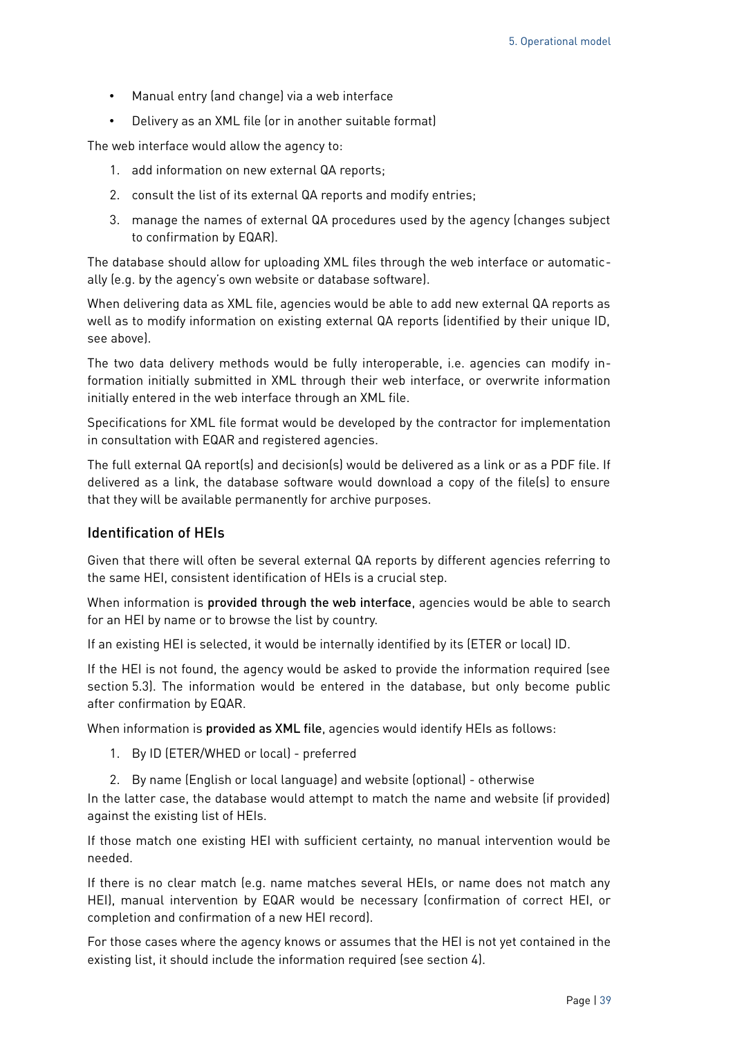- Manual entry (and change) via a web interface
- Delivery as an XML file (or in another suitable format)

The web interface would allow the agency to:

1. add information on new external QA reports;
2. consult the list of its external QA reports and modify entries;
3. manage the names of external QA procedures used by the agency (changes subject to confirmation by EQAR).

The database should allow for uploading XML files through the web interface or automatically (e.g. by the agency's own website or database software).

When delivering data as XML file, agencies would be able to add new external QA reports as well as to modify information on existing external QA reports (identified by their unique ID, see above).

The two data delivery methods would be fully interoperable, i.e. agencies can modify information initially submitted in XML through their web interface, or overwrite information initially entered in the web interface through an XML file.

Specifications for XML file format would be developed by the contractor for implementation in consultation with EQAR and registered agencies.

The full external QA report(s) and decision(s) would be delivered as a link or as a PDF file. If delivered as a link, the database software would download a copy of the file(s) to ensure that they will be available permanently for archive purposes.

### Identification of HEIs

Given that there will often be several external QA reports by different agencies referring to the same HEI, consistent identification of HEIs is a crucial step.

When information is **provided through the web interface**, agencies would be able to search for an HEI by name or to browse the list by country.

If an existing HEI is selected, it would be internally identified by its (ETER or local) ID.

If the HEI is not found, the agency would be asked to provide the information required (see section 5.3). The information would be entered in the database, but only become public after confirmation by EQAR.

When information is **provided as XML file**, agencies would identify HEIs as follows:

1. By ID (ETER/WHED or local) - preferred
2. By name (English or local language) and website (optional) - otherwise

In the latter case, the database would attempt to match the name and website (if provided) against the existing list of HEIs.

If those match one existing HEI with sufficient certainty, no manual intervention would be needed.

If there is no clear match (e.g. name matches several HEIs, or name does not match any HEI), manual intervention by EQAR would be necessary (confirmation of correct HEI, or completion and confirmation of a new HEI record).

For those cases where the agency knows or assumes that the HEI is not yet contained in the existing list, it should include the information required (see section 4).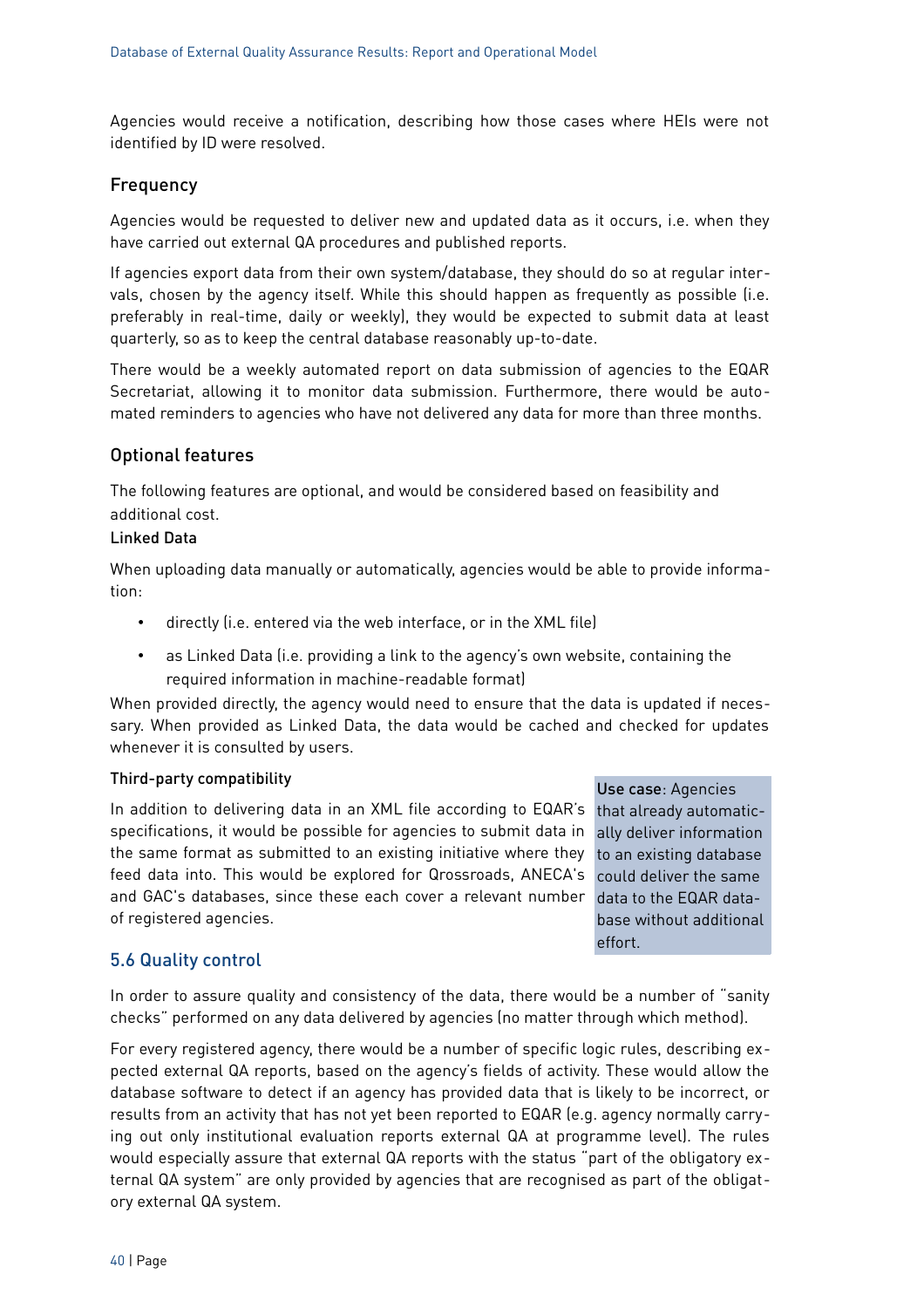Agencies would receive a notification, describing how those cases where HEIs were not identified by ID were resolved.

### Frequency

Agencies would be requested to deliver new and updated data as it occurs, i.e. when they have carried out external QA procedures and published reports.

If agencies export data from their own system/database, they should do so at regular intervals, chosen by the agency itself. While this should happen as frequently as possible (i.e. preferably in real-time, daily or weekly), they would be expected to submit data at least quarterly, so as to keep the central database reasonably up-to-date.

There would be a weekly automated report on data submission of agencies to the EQAR Secretariat, allowing it to monitor data submission. Furthermore, there would be automated reminders to agencies who have not delivered any data for more than three months.

### Optional features

The following features are optional, and would be considered based on feasibility and additional cost.

#### Linked Data

When uploading data manually or automatically, agencies would be able to provide information:

- directly (i.e. entered via the web interface, or in the XML file)
- as Linked Data (i.e. providing a link to the agency's own website, containing the required information in machine-readable format)

When provided directly, the agency would need to ensure that the data is updated if necessary. When provided as Linked Data, the data would be cached and checked for updates whenever it is consulted by users.

#### Third-party compatibility

In addition to delivering data in an XML file according to EQAR's specifications, it would be possible for agencies to submit data in the same format as submitted to an existing initiative where they feed data into. This would be explored for Qrossroads, ANECA's and GAC's databases, since these each cover a relevant number of registered agencies.

**Use case**: Agencies that already automatically deliver information to an existing database could deliver the same data to the EQAR database without additional effort.

## 5.6 Quality control

In order to assure quality and consistency of the data, there would be a number of "sanity checks" performed on any data delivered by agencies (no matter through which method).

For every registered agency, there would be a number of specific logic rules, describing expected external QA reports, based on the agency's fields of activity. These would allow the database software to detect if an agency has provided data that is likely to be incorrect, or results from an activity that has not yet been reported to EQAR (e.g. agency normally carrying out only institutional evaluation reports external QA at programme level). The rules would especially assure that external QA reports with the status "part of the obligatory external QA system" are only provided by agencies that are recognised as part of the obligatory external QA system.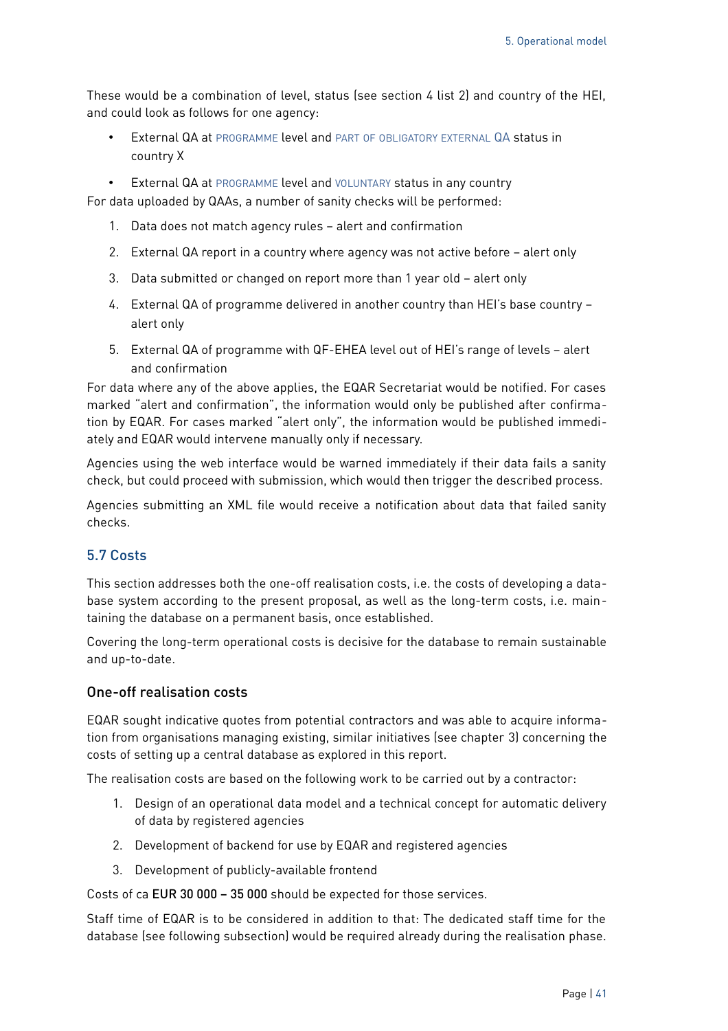These would be a combination of level, status (see section 4 list 2) and country of the HEI, and could look as follows for one agency:

- External QA at PROGRAMME level and PART OF OBLIGATORY EXTERNAL QA status in country X
- External QA at PROGRAMME level and VOLUNTARY status in any country

For data uploaded by QAAs, a number of sanity checks will be performed:

1. Data does not match agency rules – alert and confirmation
2. External QA report in a country where agency was not active before – alert only
3. Data submitted or changed on report more than 1 year old – alert only
4. External QA of programme delivered in another country than HEI's base country – alert only
5. External QA of programme with QF-EHEA level out of HEI's range of levels – alert and confirmation

For data where any of the above applies, the EQAR Secretariat would be notified. For cases marked "alert and confirmation", the information would only be published after confirmation by EQAR. For cases marked "alert only", the information would be published immediately and EQAR would intervene manually only if necessary.

Agencies using the web interface would be warned immediately if their data fails a sanity check, but could proceed with submission, which would then trigger the described process.

Agencies submitting an XML file would receive a notification about data that failed sanity checks.

## 5.7 Costs

This section addresses both the one-off realisation costs, i.e. the costs of developing a database system according to the present proposal, as well as the long-term costs, i.e. maintaining the database on a permanent basis, once established.

Covering the long-term operational costs is decisive for the database to remain sustainable and up-to-date.

### One-off realisation costs

EQAR sought indicative quotes from potential contractors and was able to acquire information from organisations managing existing, similar initiatives (see chapter 3) concerning the costs of setting up a central database as explored in this report.

The realisation costs are based on the following work to be carried out by a contractor:

1. Design of an operational data model and a technical concept for automatic delivery of data by registered agencies
2. Development of backend for use by EQAR and registered agencies
3. Development of publicly-available frontend

Costs of ca **EUR 30 000 – 35 000** should be expected for those services.

Staff time of EQAR is to be considered in addition to that: The dedicated staff time for the database (see following subsection) would be required already during the realisation phase.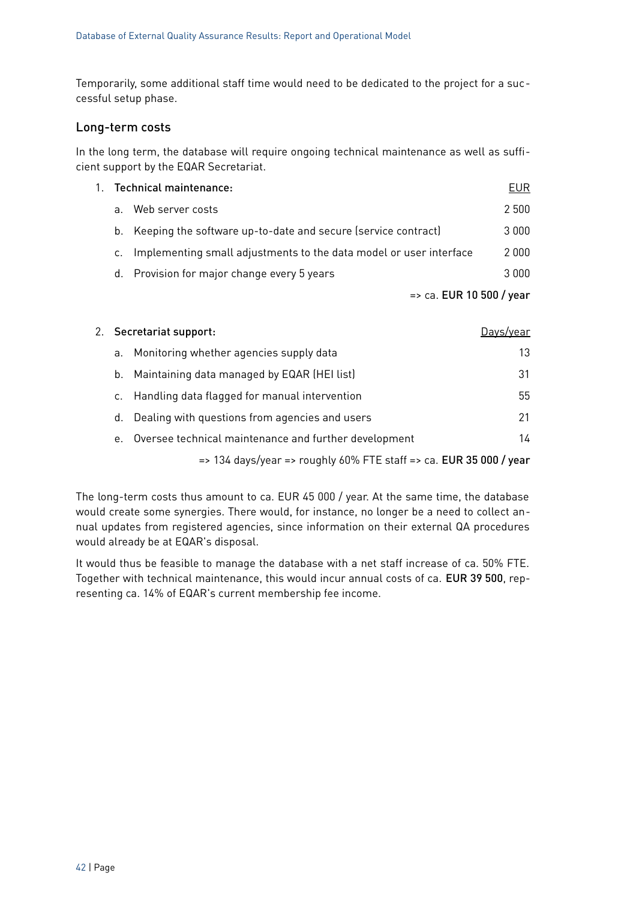Temporarily, some additional staff time would need to be dedicated to the project for a successful setup phase.

## Long-term costs

In the long term, the database will require ongoing technical maintenance as well as sufficient support by the EQAR Secretariat.

1. **Technical maintenance:**

| | | EUR |
|---|---|---|
| a. | Web server costs | 2 500 |
| b. | Keeping the software up-to-date and secure (service contract) | 3 000 |
| c. | Implementing small adjustments to the data model or user interface | 2 000 |
| d. | Provision for major change every 5 years | 3 000 |

=> ca. **EUR 10 500 / year**

2. **Secretariat support:**

| | | Days/year |
|---|---|---|
| a. | Monitoring whether agencies supply data | 13 |
| b. | Maintaining data managed by EQAR (HEI list) | 31 |
| c. | Handling data flagged for manual intervention | 55 |
| d. | Dealing with questions from agencies and users | 21 |
| e. | Oversee technical maintenance and further development | 14 |

=> 134 days/year => roughly 60% FTE staff => ca. **EUR 35 000 / year**

The long-term costs thus amount to ca. EUR 45 000 / year. At the same time, the database would create some synergies. There would, for instance, no longer be a need to collect annual updates from registered agencies, since information on their external QA procedures would already be at EQAR's disposal.

It would thus be feasible to manage the database with a net staff increase of ca. 50% FTE. Together with technical maintenance, this would incur annual costs of ca. **EUR 39 500**, representing ca. 14% of EQAR's current membership fee income.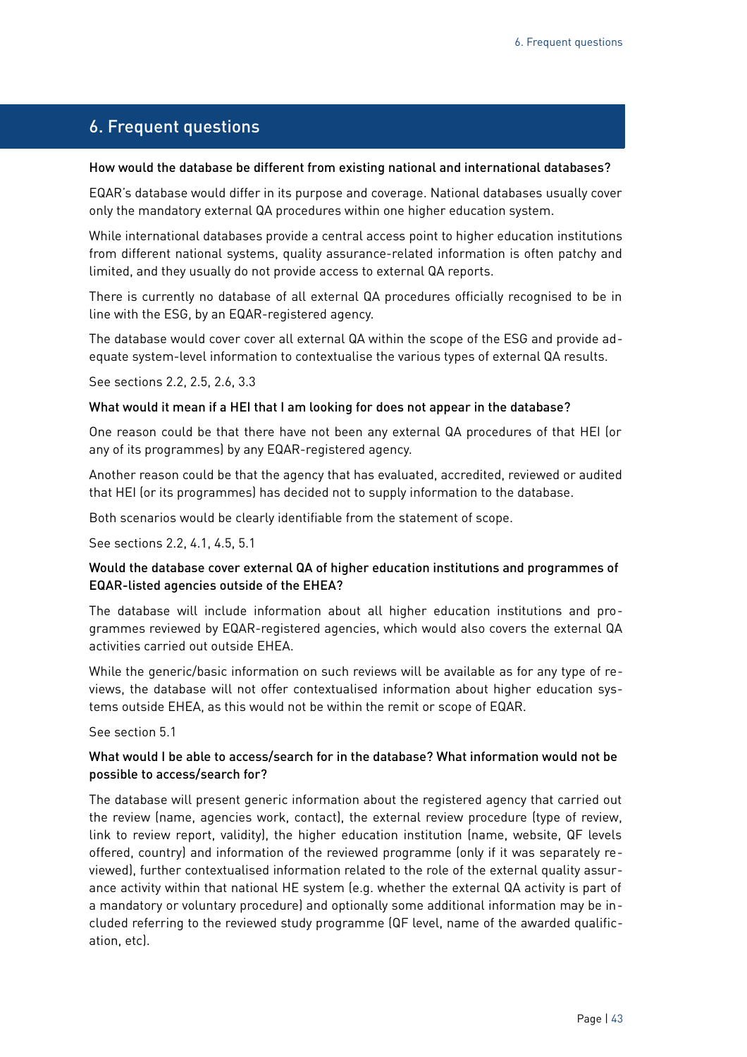## 6. Frequent questions

**How would the database be different from existing national and international databases?**

EQAR's database would differ in its purpose and coverage. National databases usually cover only the mandatory external QA procedures within one higher education system.

While international databases provide a central access point to higher education institutions from different national systems, quality assurance-related information is often patchy and limited, and they usually do not provide access to external QA reports.

There is currently no database of all external QA procedures officially recognised to be in line with the ESG, by an EQAR-registered agency.

The database would cover cover all external QA within the scope of the ESG and provide adequate system-level information to contextualise the various types of external QA results.

See sections 2.2, 2.5, 2.6, 3.3

**What would it mean if a HEI that I am looking for does not appear in the database?**

One reason could be that there have not been any external QA procedures of that HEI (or any of its programmes) by any EQAR-registered agency.

Another reason could be that the agency that has evaluated, accredited, reviewed or audited that HEI (or its programmes) has decided not to supply information to the database.

Both scenarios would be clearly identifiable from the statement of scope.

See sections 2.2, 4.1, 4.5, 5.1

**Would the database cover external QA of higher education institutions and programmes of EQAR-listed agencies outside of the EHEA?**

The database will include information about all higher education institutions and programmes reviewed by EQAR-registered agencies, which would also covers the external QA activities carried out outside EHEA.

While the generic/basic information on such reviews will be available as for any type of reviews, the database will not offer contextualised information about higher education systems outside EHEA, as this would not be within the remit or scope of EQAR.

See section 5.1

**What would I be able to access/search for in the database? What information would not be possible to access/search for?**

The database will present generic information about the registered agency that carried out the review (name, agencies work, contact), the external review procedure (type of review, link to review report, validity), the higher education institution (name, website, QF levels offered, country) and information of the reviewed programme (only if it was separately reviewed), further contextualised information related to the role of the external quality assurance activity within that national HE system (e.g. whether the external QA activity is part of a mandatory or voluntary procedure) and optionally some additional information may be included referring to the reviewed study programme (QF level, name of the awarded qualification, etc).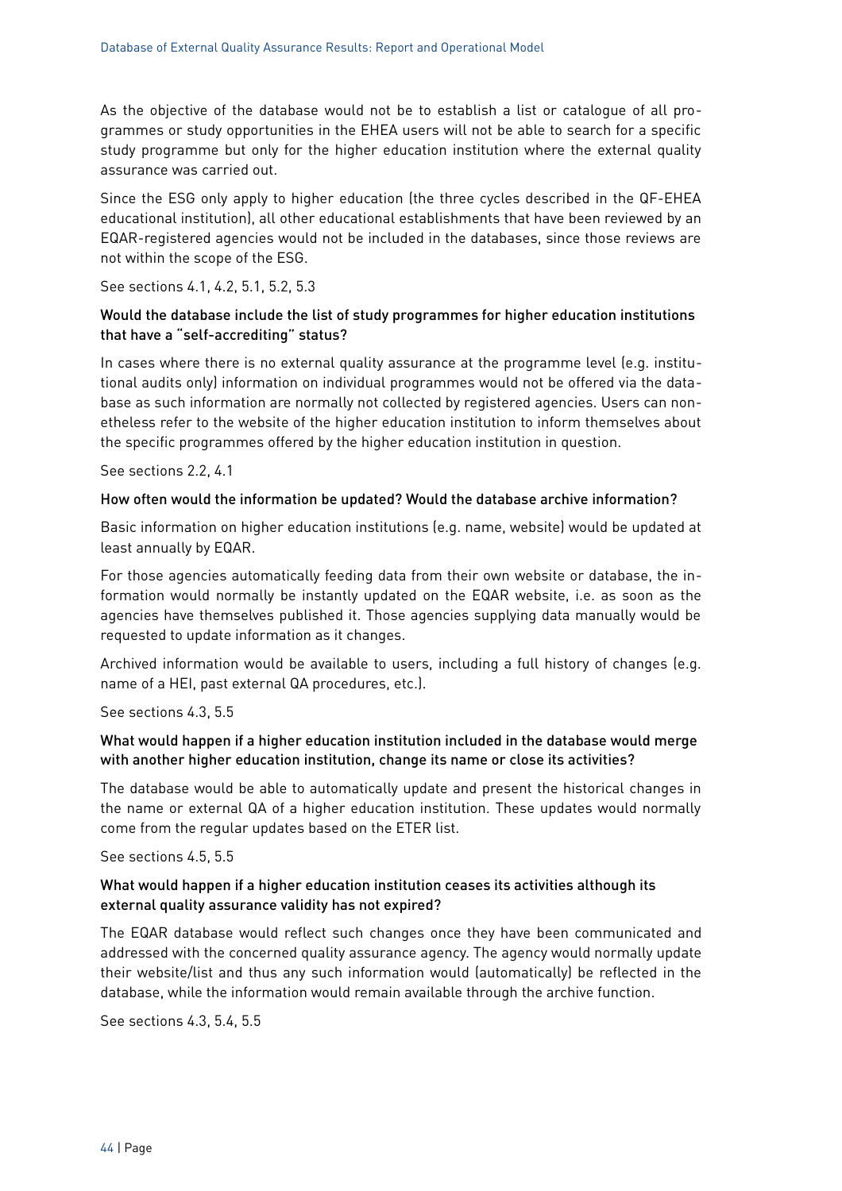As the objective of the database would not be to establish a list or catalogue of all programmes or study opportunities in the EHEA users will not be able to search for a specific study programme but only for the higher education institution where the external quality assurance was carried out.

Since the ESG only apply to higher education (the three cycles described in the QF-EHEA educational institution), all other educational establishments that have been reviewed by an EQAR-registered agencies would not be included in the databases, since those reviews are not within the scope of the ESG.

See sections 4.1, 4.2, 5.1, 5.2, 5.3

### Would the database include the list of study programmes for higher education institutions that have a "self-accrediting" status?

In cases where there is no external quality assurance at the programme level (e.g. institutional audits only) information on individual programmes would not be offered via the database as such information are normally not collected by registered agencies. Users can nonetheless refer to the website of the higher education institution to inform themselves about the specific programmes offered by the higher education institution in question.

See sections 2.2, 4.1

### How often would the information be updated? Would the database archive information?

Basic information on higher education institutions (e.g. name, website) would be updated at least annually by EQAR.

For those agencies automatically feeding data from their own website or database, the information would normally be instantly updated on the EQAR website, i.e. as soon as the agencies have themselves published it. Those agencies supplying data manually would be requested to update information as it changes.

Archived information would be available to users, including a full history of changes (e.g. name of a HEI, past external QA procedures, etc.).

See sections 4.3, 5.5

### What would happen if a higher education institution included in the database would merge with another higher education institution, change its name or close its activities?

The database would be able to automatically update and present the historical changes in the name or external QA of a higher education institution. These updates would normally come from the regular updates based on the ETER list.

See sections 4.5, 5.5

### What would happen if a higher education institution ceases its activities although its external quality assurance validity has not expired?

The EQAR database would reflect such changes once they have been communicated and addressed with the concerned quality assurance agency. The agency would normally update their website/list and thus any such information would (automatically) be reflected in the database, while the information would remain available through the archive function.

See sections 4.3, 5.4, 5.5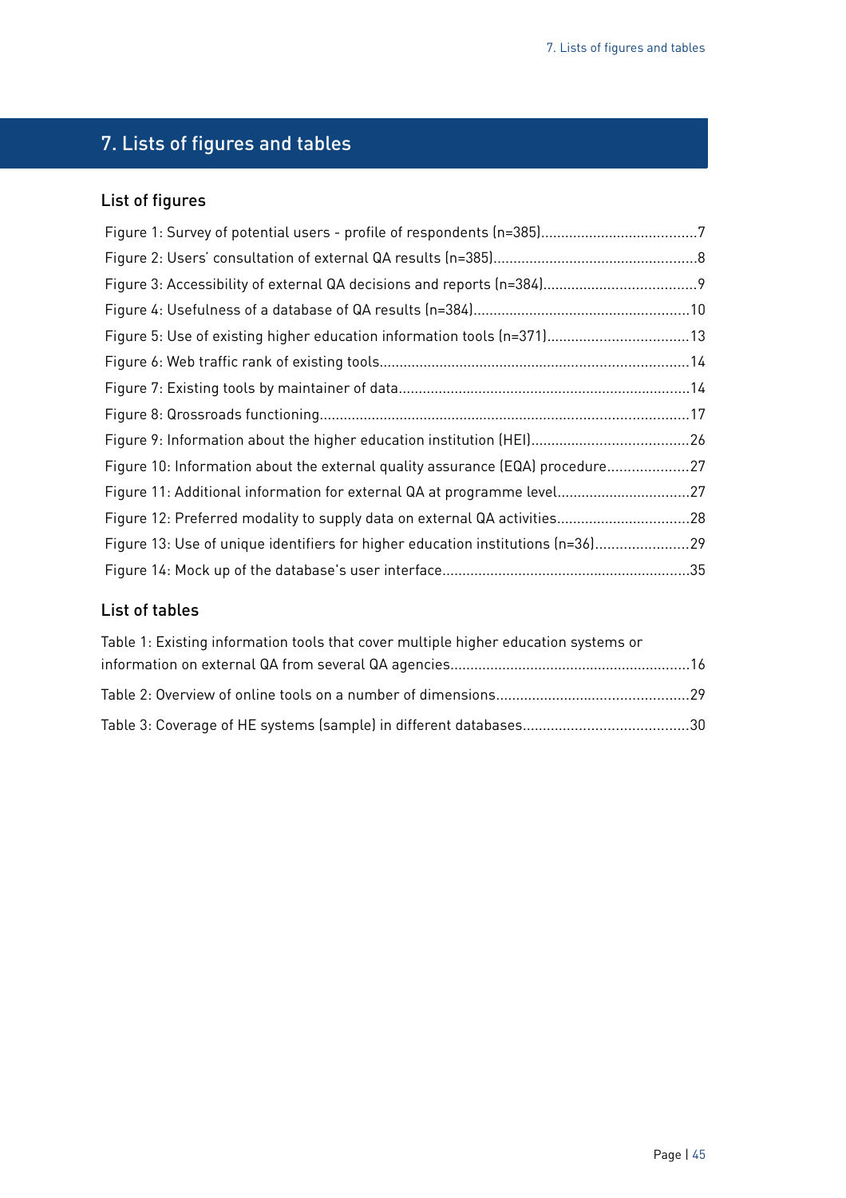# 7. Lists of figures and tables

## List of figures

Figure 1: Survey of potential users - profile of respondents (n=385).......................................7

Figure 2: Users' consultation of external QA results (n=385)..................................................8

Figure 3: Accessibility of external QA decisions and reports (n=384)......................................9

Figure 4: Usefulness of a database of QA results (n=384)......................................................10

Figure 5: Use of existing higher education information tools (n=371)...................................13

Figure 6: Web traffic rank of existing tools.............................................................................14

Figure 7: Existing tools by maintainer of data........................................................................14

Figure 8: Qrossroads functioning...........................................................................................17

Figure 9: Information about the higher education institution (HEI).......................................26

Figure 10: Information about the external quality assurance (EQA) procedure....................27

Figure 11: Additional information for external QA at programme level.................................27

Figure 12: Preferred modality to supply data on external QA activities.................................28

Figure 13: Use of unique identifiers for higher education institutions (n=36).......................29

Figure 14: Mock up of the database's user interface.............................................................35

## List of tables

Table 1: Existing information tools that cover multiple higher education systems or information on external QA from several QA agencies...........................................................16

Table 2: Overview of online tools on a number of dimensions................................................29

Table 3: Coverage of HE systems (sample) in different databases.........................................30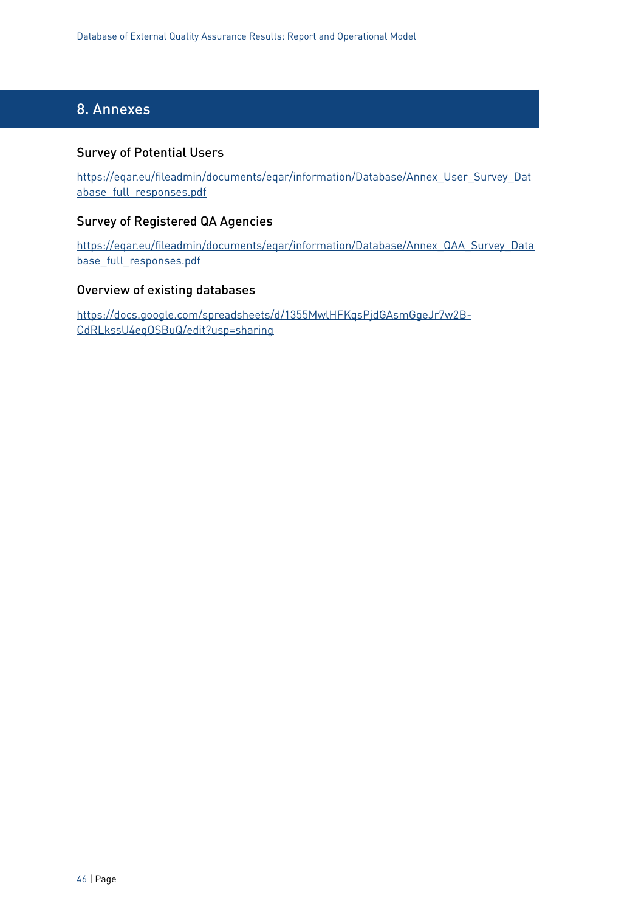# 8. Annexes

## Survey of Potential Users

https://eqar.eu/fileadmin/documents/eqar/information/Database/Annex_User_Survey_Database_full_responses.pdf

## Survey of Registered QA Agencies

https://eqar.eu/fileadmin/documents/eqar/information/Database/Annex_QAA_Survey_Database_full_responses.pdf

## Overview of existing databases

https://docs.google.com/spreadsheets/d/1355MwlHFKqsPjdGAsmGgeJr7w2B-CdRLkssU4eqOSBuQ/edit?usp=sharing